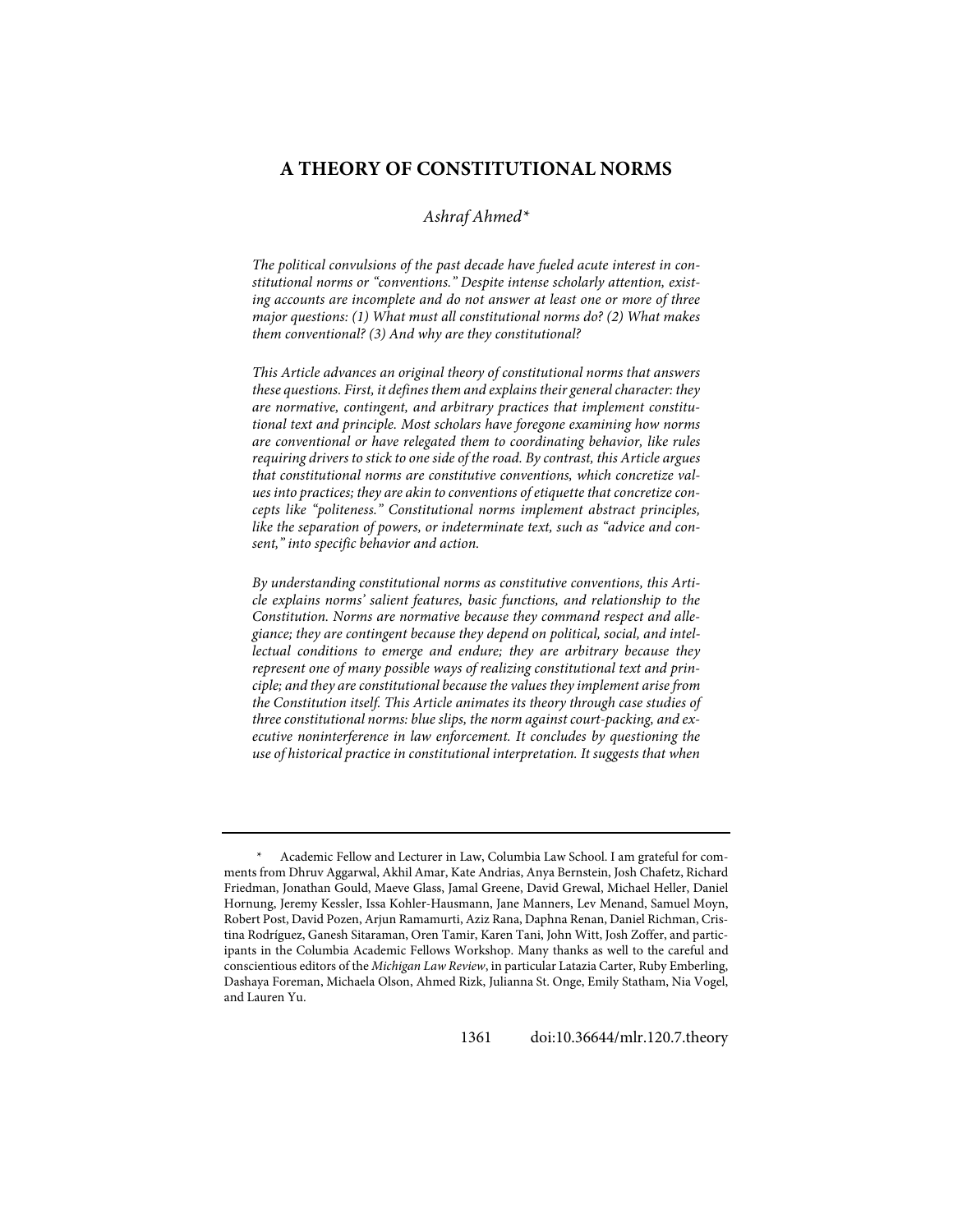# A THEORY OF CONSTITUTIONAL NORMS

*Ashraf Ahmed**

*The political convulsions of the past decade have fueled acute interest in constitutional norms or "conventions." Despite intense scholarly attention, existing accounts are incomplete and do not answer at least one or more of three major questions: (1) What must all constitutional norms do? (2) What makes them conventional? (3) And why are they constitutional?*

*This Article advances an original theory of constitutional norms that answers these questions. First, it defines them and explains their general character: they are normative, contingent, and arbitrary practices that implement constitutional text and principle. Most scholars have foregone examining how norms are conventional or have relegated them to coordinating behavior, like rules requiring drivers to stick to one side of the road. By contrast, this Article argues that constitutional norms are constitutive conventions, which concretize values into practices; they are akin to conventions of etiquette that concretize concepts like "politeness." Constitutional norms implement abstract principles, like the separation of powers, or indeterminate text, such as "advice and consent," into specific behavior and action.*

*By understanding constitutional norms as constitutive conventions, this Article explains norms' salient features, basic functions, and relationship to the Constitution. Norms are normative because they command respect and allegiance; they are contingent because they depend on political, social, and intellectual conditions to emerge and endure; they are arbitrary because they represent one of many possible ways of realizing constitutional text and principle; and they are constitutional because the values they implement arise from the Constitution itself. This Article animates its theory through case studies of three constitutional norms: blue slips, the norm against court-packing, and executive noninterference in law enforcement. It concludes by questioning the use of historical practice in constitutional interpretation. It suggests that when*

\* Academic Fellow and Lecturer in Law, Columbia Law School. I am grateful for comments from Dhruv Aggarwal, Akhil Amar, Kate Andrias, Anya Bernstein, Josh Chafetz, Richard Friedman, Jonathan Gould, Maeve Glass, Jamal Greene, David Grewal, Michael Heller, Daniel Hornung, Jeremy Kessler, Issa Kohler-Hausmann, Jane Manners, Lev Menand, Samuel Moyn, Robert Post, David Pozen, Arjun Ramamurti, Aziz Rana, Daphna Renan, Daniel Richman, Cristina Rodríguez, Ganesh Sitaraman, Oren Tamir, Karen Tani, John Witt, Josh Zoffer, and participants in the Columbia Academic Fellows Workshop. Many thanks as well to the careful and conscientious editors of the *Michigan Law Review*, in particular Latazia Carter, Ruby Emberling, Dashaya Foreman, Michaela Olson, Ahmed Rizk, Julianna St. Onge, Emily Statham, Nia Vogel, and Lauren Yu.

doi:10.36644/mlr.120.7.theory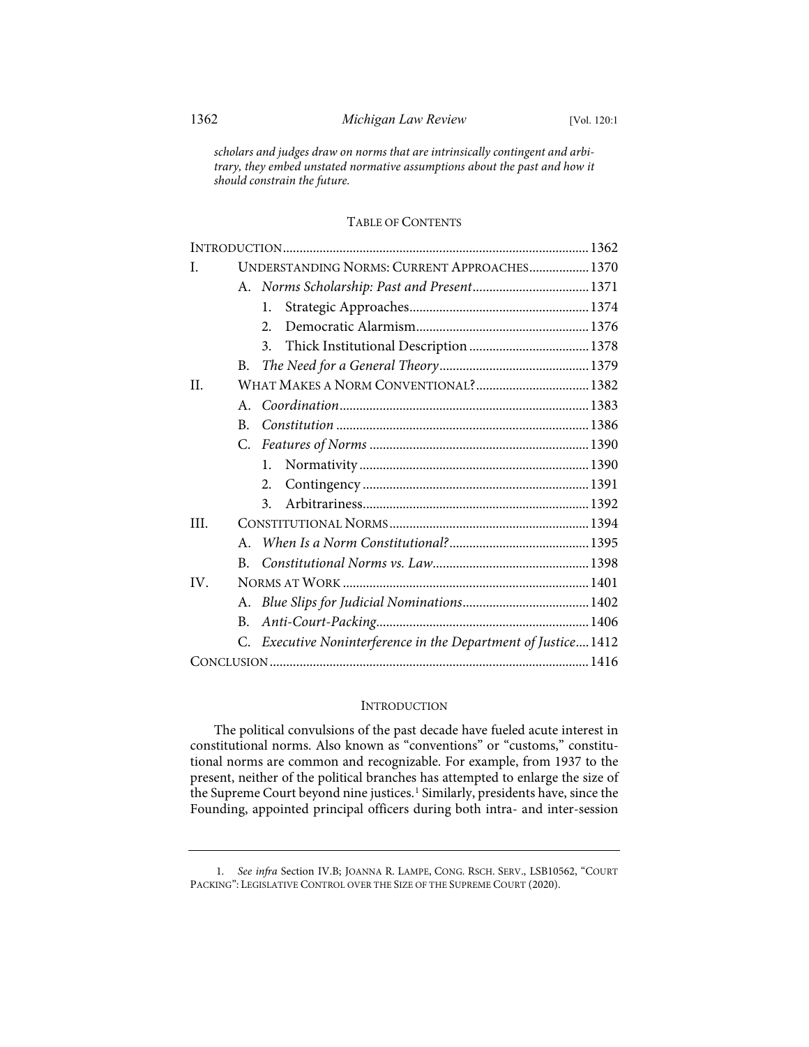*scholars and judges draw on norms that are intrinsically contingent and arbitrary, they embed unstated normative assumptions about the past and how it should constrain the future.*

## TABLE OF CONTENTS

| | | |
|---|---|---|
| INTRODUCTION | | 1362 |
| I. | UNDERSTANDING NORMS: CURRENT APPROACHES | 1370 |
| | A. *Norms Scholarship: Past and Present* | 1371 |
| | 1. Strategic Approaches | 1374 |
| | 2. Democratic Alarmism | 1376 |
| | 3. Thick Institutional Description | 1378 |
| | B. *The Need for a General Theory* | 1379 |
| II. | WHAT MAKES A NORM CONVENTIONAL? | 1382 |
| | A. *Coordination* | 1383 |
| | B. *Constitution* | 1386 |
| | C. *Features of Norms* | 1390 |
| | 1. Normativity | 1390 |
| | 2. Contingency | 1391 |
| | 3. Arbitrariness | 1392 |
| III. | CONSTITUTIONAL NORMS | 1394 |
| | A. *When Is a Norm Constitutional?* | 1395 |
| | B. *Constitutional Norms vs. Law* | 1398 |
| IV. | NORMS AT WORK | 1401 |
| | A. *Blue Slips for Judicial Nominations* | 1402 |
| | B. *Anti-Court-Packing* | 1406 |
| | C. *Executive Noninterference in the Department of Justice* | 1412 |
| CONCLUSION | | 1416 |

## INTRODUCTION

The political convulsions of the past decade have fueled acute interest in constitutional norms. Also known as "conventions" or "customs," constitutional norms are common and recognizable. For example, from 1937 to the present, neither of the political branches has attempted to enlarge the size of the Supreme Court beyond nine justices.[1] Similarly, presidents have, since the Founding, appointed principal officers during both intra- and inter-session

---

1. *See infra* Section IV.B; JOANNA R. LAMPE, CONG. RSCH. SERV., LSB10562, "COURT PACKING": LEGISLATIVE CONTROL OVER THE SIZE OF THE SUPREME COURT (2020).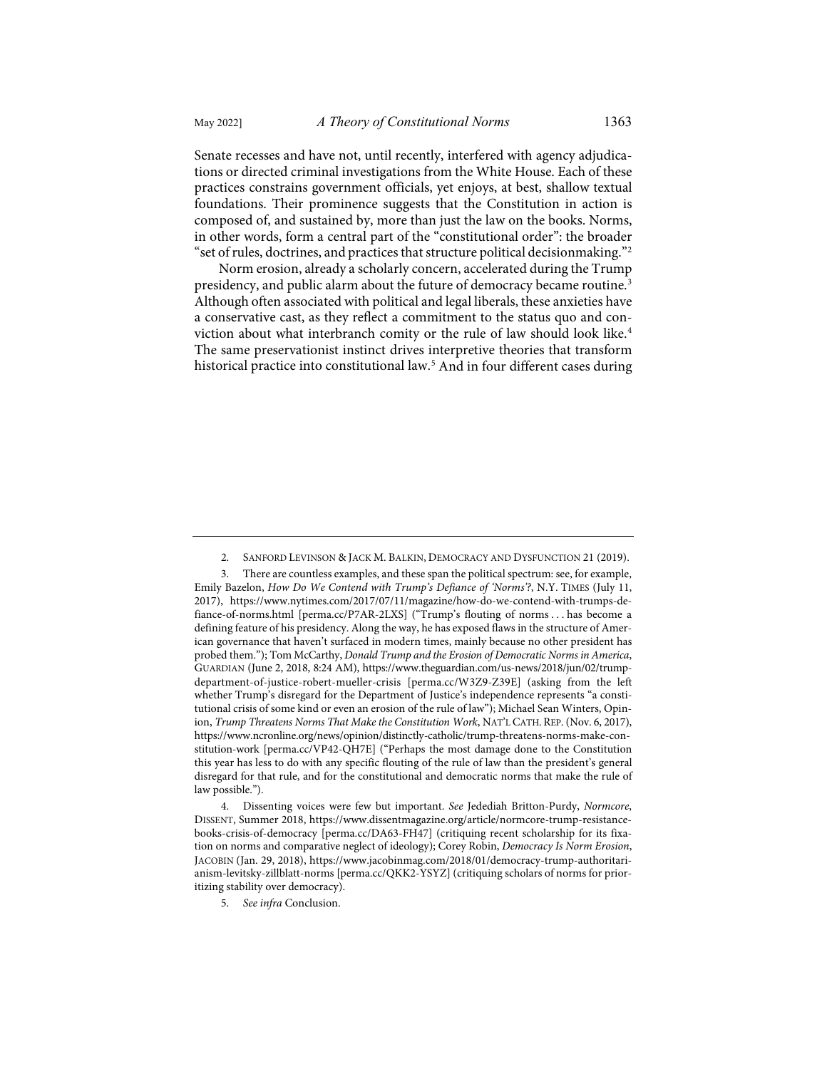Senate recesses and have not, until recently, interfered with agency adjudications or directed criminal investigations from the White House. Each of these practices constrains government officials, yet enjoys, at best, shallow textual foundations. Their prominence suggests that the Constitution in action is composed of, and sustained by, more than just the law on the books. Norms, in other words, form a central part of the "constitutional order": the broader "set of rules, doctrines, and practices that structure political decisionmaking."[2]

Norm erosion, already a scholarly concern, accelerated during the Trump presidency, and public alarm about the future of democracy became routine.[3] Although often associated with political and legal liberals, these anxieties have a conservative cast, as they reflect a commitment to the status quo and conviction about what interbranch comity or the rule of law should look like.[4] The same preservationist instinct drives interpretive theories that transform historical practice into constitutional law.[5] And in four different cases during

---

2. Sanford Levinson & Jack M. Balkin, Democracy and Dysfunction 21 (2019).

3. There are countless examples, and these span the political spectrum: see, for example, Emily Bazelon, *How Do We Contend with Trump's Defiance of 'Norms'?*, N.Y. Times (July 11, 2017), https://www.nytimes.com/2017/07/11/magazine/how-do-we-contend-with-trumps-defiance-of-norms.html [perma.cc/P7AR-2LXS] ("Trump's flouting of norms . . . has become a defining feature of his presidency. Along the way, he has exposed flaws in the structure of American governance that haven't surfaced in modern times, mainly because no other president has probed them."); Tom McCarthy, *Donald Trump and the Erosion of Democratic Norms in America*, Guardian (June 2, 2018, 8:24 AM), https://www.theguardian.com/us-news/2018/jun/02/trump-department-of-justice-robert-mueller-crisis [perma.cc/W3Z9-Z39E] (asking from the left whether Trump's disregard for the Department of Justice's independence represents "a constitutional crisis of some kind or even an erosion of the rule of law"); Michael Sean Winters, Opinion, *Trump Threatens Norms That Make the Constitution Work*, Nat'l Cath. Rep. (Nov. 6, 2017), https://www.ncronline.org/news/opinion/distinctly-catholic/trump-threatens-norms-make-constitution-work [perma.cc/VP42-QH7E] ("Perhaps the most damage done to the Constitution this year has less to do with any specific flouting of the rule of law than the president's general disregard for that rule, and for the constitutional and democratic norms that make the rule of law possible.").

4. Dissenting voices were few but important. *See* Jedediah Britton-Purdy, *Normcore*, Dissent, Summer 2018, https://www.dissentmagazine.org/article/normcore-trump-resistance-books-crisis-of-democracy [perma.cc/DA63-FH47] (critiquing recent scholarship for its fixation on norms and comparative neglect of ideology); Corey Robin, *Democracy Is Norm Erosion*, Jacobin (Jan. 29, 2018), https://www.jacobinmag.com/2018/01/democracy-trump-authoritarianism-levitsky-zillblatt-norms [perma.cc/QKK2-YSYZ] (critiquing scholars of norms for prioritizing stability over democracy).

5. *See infra* Conclusion.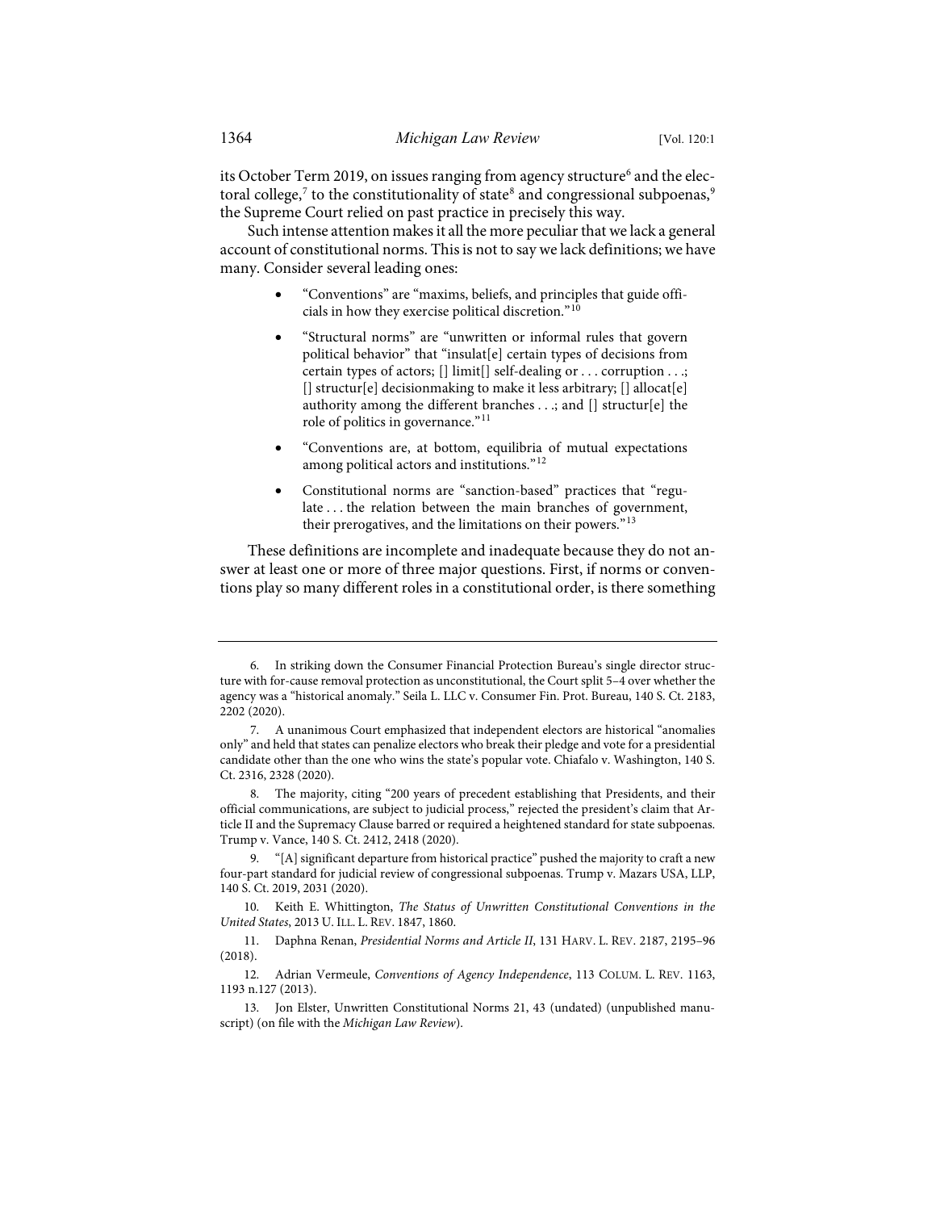its October Term 2019, on issues ranging from agency structure[6] and the electoral college,[7] to the constitutionality of state[8] and congressional subpoenas,[9] the Supreme Court relied on past practice in precisely this way.

Such intense attention makes it all the more peculiar that we lack a general account of constitutional norms. This is not to say we lack definitions; we have many. Consider several leading ones:

- "Conventions" are "maxims, beliefs, and principles that guide officials in how they exercise political discretion."[10]
- "Structural norms" are "unwritten or informal rules that govern political behavior" that "insulat[e] certain types of decisions from certain types of actors; [] limit[] self-dealing or . . . corruption . . .; [] structur[e] decisionmaking to make it less arbitrary; [] allocat[e] authority among the different branches . . .; and [] structur[e] the role of politics in governance."[11]
- "Conventions are, at bottom, equilibria of mutual expectations among political actors and institutions."[12]
- Constitutional norms are "sanction-based" practices that "regulate . . . the relation between the main branches of government, their prerogatives, and the limitations on their powers."[13]

These definitions are incomplete and inadequate because they do not answer at least one or more of three major questions. First, if norms or conventions play so many different roles in a constitutional order, is there something

---

6. In striking down the Consumer Financial Protection Bureau's single director structure with for-cause removal protection as unconstitutional, the Court split 5–4 over whether the agency was a "historical anomaly." Seila L. LLC v. Consumer Fin. Prot. Bureau, 140 S. Ct. 2183, 2202 (2020).

7. A unanimous Court emphasized that independent electors are historical "anomalies only" and held that states can penalize electors who break their pledge and vote for a presidential candidate other than the one who wins the state's popular vote. Chiafalo v. Washington, 140 S. Ct. 2316, 2328 (2020).

8. The majority, citing "200 years of precedent establishing that Presidents, and their official communications, are subject to judicial process," rejected the president's claim that Article II and the Supremacy Clause barred or required a heightened standard for state subpoenas. Trump v. Vance, 140 S. Ct. 2412, 2418 (2020).

9. "[A] significant departure from historical practice" pushed the majority to craft a new four-part standard for judicial review of congressional subpoenas. Trump v. Mazars USA, LLP, 140 S. Ct. 2019, 2031 (2020).

10. Keith E. Whittington, *The Status of Unwritten Constitutional Conventions in the United States*, 2013 U. ILL. L. REV. 1847, 1860.

11. Daphna Renan, *Presidential Norms and Article II*, 131 HARV. L. REV. 2187, 2195–96 (2018).

12. Adrian Vermeule, *Conventions of Agency Independence*, 113 COLUM. L. REV. 1163, 1193 n.127 (2013).

13. Jon Elster, Unwritten Constitutional Norms 21, 43 (undated) (unpublished manuscript) (on file with the *Michigan Law Review*).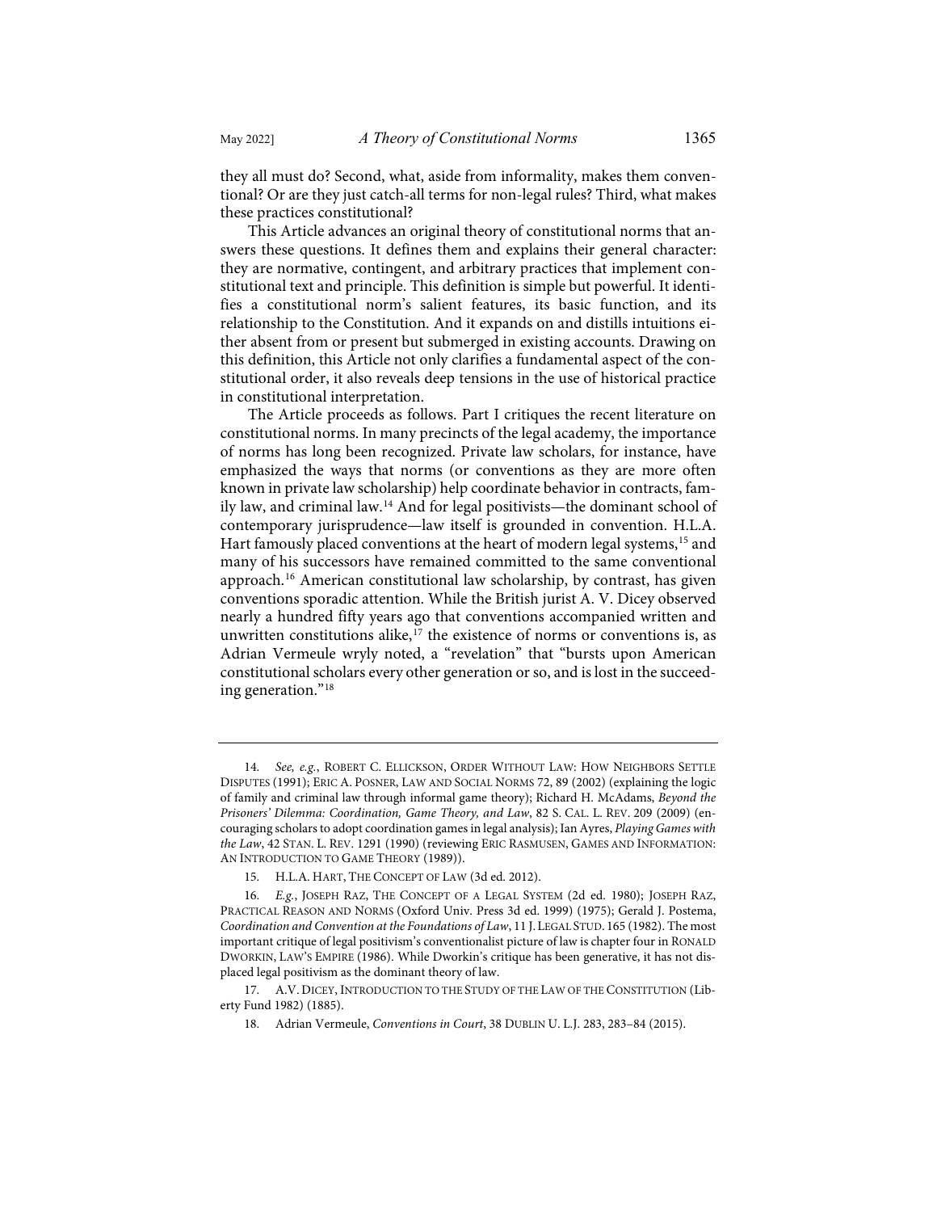they all must do? Second, what, aside from informality, makes them conventional? Or are they just catch-all terms for non-legal rules? Third, what makes these practices constitutional?

This Article advances an original theory of constitutional norms that answers these questions. It defines them and explains their general character: they are normative, contingent, and arbitrary practices that implement constitutional text and principle. This definition is simple but powerful. It identifies a constitutional norm's salient features, its basic function, and its relationship to the Constitution. And it expands on and distills intuitions either absent from or present but submerged in existing accounts. Drawing on this definition, this Article not only clarifies a fundamental aspect of the constitutional order, it also reveals deep tensions in the use of historical practice in constitutional interpretation.

The Article proceeds as follows. Part I critiques the recent literature on constitutional norms. In many precincts of the legal academy, the importance of norms has long been recognized. Private law scholars, for instance, have emphasized the ways that norms (or conventions as they are more often known in private law scholarship) help coordinate behavior in contracts, family law, and criminal law.[14] And for legal positivists—the dominant school of contemporary jurisprudence—law itself is grounded in convention. H.L.A. Hart famously placed conventions at the heart of modern legal systems,[15] and many of his successors have remained committed to the same conventional approach.[16] American constitutional law scholarship, by contrast, has given conventions sporadic attention. While the British jurist A. V. Dicey observed nearly a hundred fifty years ago that conventions accompanied written and unwritten constitutions alike,[17] the existence of norms or conventions is, as Adrian Vermeule wryly noted, a "revelation" that "bursts upon American constitutional scholars every other generation or so, and is lost in the succeeding generation."[18]

---

14. *See, e.g.*, ROBERT C. ELLICKSON, ORDER WITHOUT LAW: HOW NEIGHBORS SETTLE DISPUTES (1991); ERIC A. POSNER, LAW AND SOCIAL NORMS 72, 89 (2002) (explaining the logic of family and criminal law through informal game theory); Richard H. McAdams, *Beyond the Prisoners' Dilemma: Coordination, Game Theory, and Law*, 82 S. CAL. L. REV. 209 (2009) (encouraging scholars to adopt coordination games in legal analysis); Ian Ayres, *Playing Games with the Law*, 42 STAN. L. REV. 1291 (1990) (reviewing ERIC RASMUSEN, GAMES AND INFORMATION: AN INTRODUCTION TO GAME THEORY (1989)).

15. H.L.A. HART, THE CONCEPT OF LAW (3d ed. 2012).

16. *E.g.*, JOSEPH RAZ, THE CONCEPT OF A LEGAL SYSTEM (2d ed. 1980); JOSEPH RAZ, PRACTICAL REASON AND NORMS (Oxford Univ. Press 3d ed. 1999) (1975); Gerald J. Postema, *Coordination and Convention at the Foundations of Law*, 11 J. LEGAL STUD. 165 (1982). The most important critique of legal positivism's conventionalist picture of law is chapter four in RONALD DWORKIN, LAW'S EMPIRE (1986). While Dworkin's critique has been generative, it has not displaced legal positivism as the dominant theory of law.

17. A.V. DICEY, INTRODUCTION TO THE STUDY OF THE LAW OF THE CONSTITUTION (Liberty Fund 1982) (1885).

18. Adrian Vermeule, *Conventions in Court*, 38 DUBLIN U. L.J. 283, 283–84 (2015).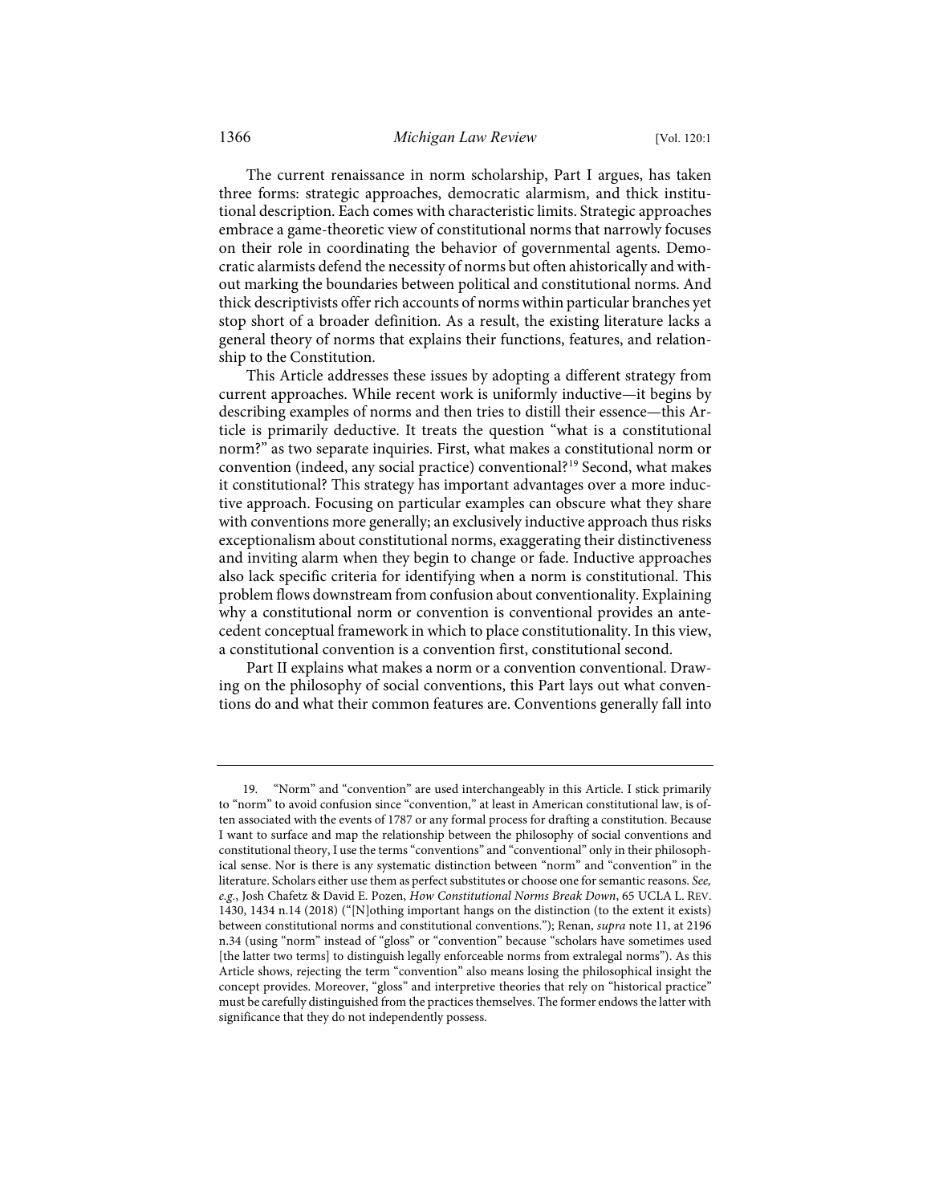The current renaissance in norm scholarship, Part I argues, has taken three forms: strategic approaches, democratic alarmism, and thick institutional description. Each comes with characteristic limits. Strategic approaches embrace a game-theoretic view of constitutional norms that narrowly focuses on their role in coordinating the behavior of governmental agents. Democratic alarmists defend the necessity of norms but often ahistorically and without marking the boundaries between political and constitutional norms. And thick descriptivists offer rich accounts of norms within particular branches yet stop short of a broader definition. As a result, the existing literature lacks a general theory of norms that explains their functions, features, and relationship to the Constitution.

This Article addresses these issues by adopting a different strategy from current approaches. While recent work is uniformly inductive—it begins by describing examples of norms and then tries to distill their essence—this Article is primarily deductive. It treats the question "what is a constitutional norm?" as two separate inquiries. First, what makes a constitutional norm or convention (indeed, any social practice) conventional?[19] Second, what makes it constitutional? This strategy has important advantages over a more inductive approach. Focusing on particular examples can obscure what they share with conventions more generally; an exclusively inductive approach thus risks exceptionalism about constitutional norms, exaggerating their distinctiveness and inviting alarm when they begin to change or fade. Inductive approaches also lack specific criteria for identifying when a norm is constitutional. This problem flows downstream from confusion about conventionality. Explaining why a constitutional norm or convention is conventional provides an antecedent conceptual framework in which to place constitutionality. In this view, a constitutional convention is a convention first, constitutional second.

Part II explains what makes a norm or a convention conventional. Drawing on the philosophy of social conventions, this Part lays out what conventions do and what their common features are. Conventions generally fall into

---

19. "Norm" and "convention" are used interchangeably in this Article. I stick primarily to "norm" to avoid confusion since "convention," at least in American constitutional law, is often associated with the events of 1787 or any formal process for drafting a constitution. Because I want to surface and map the relationship between the philosophy of social conventions and constitutional theory, I use the terms "conventions" and "conventional" only in their philosophical sense. Nor is there is any systematic distinction between "norm" and "convention" in the literature. Scholars either use them as perfect substitutes or choose one for semantic reasons. *See, e.g.*, Josh Chafetz & David E. Pozen, *How Constitutional Norms Break Down*, 65 UCLA L. REV. 1430, 1434 n.14 (2018) ("[N]othing important hangs on the distinction (to the extent it exists) between constitutional norms and constitutional conventions."); Renan, *supra* note 11, at 2196 n.34 (using "norm" instead of "gloss" or "convention" because "scholars have sometimes used [the latter two terms] to distinguish legally enforceable norms from extralegal norms"). As this Article shows, rejecting the term "convention" also means losing the philosophical insight the concept provides. Moreover, "gloss" and interpretive theories that rely on "historical practice" must be carefully distinguished from the practices themselves. The former endows the latter with significance that they do not independently possess.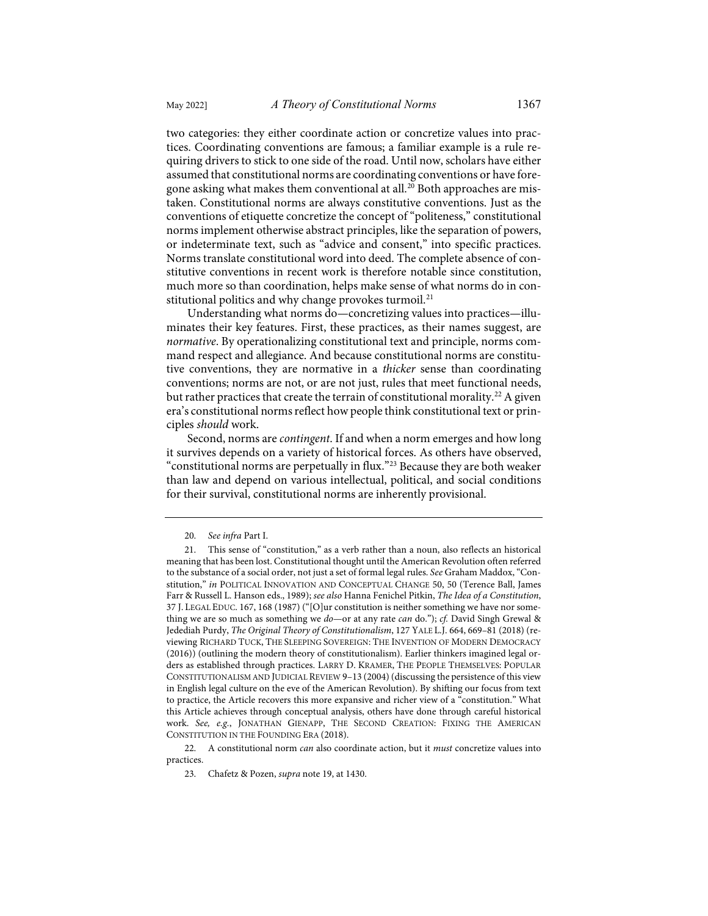two categories: they either coordinate action or concretize values into practices. Coordinating conventions are famous; a familiar example is a rule requiring drivers to stick to one side of the road. Until now, scholars have either assumed that constitutional norms are coordinating conventions or have foregone asking what makes them conventional at all.[20] Both approaches are mistaken. Constitutional norms are always constitutive conventions. Just as the conventions of etiquette concretize the concept of "politeness," constitutional norms implement otherwise abstract principles, like the separation of powers, or indeterminate text, such as "advice and consent," into specific practices. Norms translate constitutional word into deed. The complete absence of constitutive conventions in recent work is therefore notable since constitution, much more so than coordination, helps make sense of what norms do in constitutional politics and why change provokes turmoil.[21]

Understanding what norms do—concretizing values into practices—illuminates their key features. First, these practices, as their names suggest, are *normative*. By operationalizing constitutional text and principle, norms command respect and allegiance. And because constitutional norms are constitutive conventions, they are normative in a *thicker* sense than coordinating conventions; norms are not, or are not just, rules that meet functional needs, but rather practices that create the terrain of constitutional morality.[22] A given era's constitutional norms reflect how people think constitutional text or principles *should* work.

Second, norms are *contingent*. If and when a norm emerges and how long it survives depends on a variety of historical forces. As others have observed, "constitutional norms are perpetually in flux."[23] Because they are both weaker than law and depend on various intellectual, political, and social conditions for their survival, constitutional norms are inherently provisional.

---

20. *See infra* Part I.

21. This sense of "constitution," as a verb rather than a noun, also reflects an historical meaning that has been lost. Constitutional thought until the American Revolution often referred to the substance of a social order, not just a set of formal legal rules. *See* Graham Maddox, "Constitution," *in* POLITICAL INNOVATION AND CONCEPTUAL CHANGE 50, 50 (Terence Ball, James Farr & Russell L. Hanson eds., 1989); *see also* Hanna Fenichel Pitkin, *The Idea of a Constitution*, 37 J. LEGAL EDUC. 167, 168 (1987) ("[O]ur constitution is neither something we have nor something we are so much as something we *do*—or at any rate *can* do."); *cf.* David Singh Grewal & Jedediah Purdy, *The Original Theory of Constitutionalism*, 127 YALE L.J. 664, 669–81 (2018) (reviewing RICHARD TUCK, THE SLEEPING SOVEREIGN: THE INVENTION OF MODERN DEMOCRACY (2016)) (outlining the modern theory of constitutionalism). Earlier thinkers imagined legal orders as established through practices. LARRY D. KRAMER, THE PEOPLE THEMSELVES: POPULAR CONSTITUTIONALISM AND JUDICIAL REVIEW 9–13 (2004) (discussing the persistence of this view in English legal culture on the eve of the American Revolution). By shifting our focus from text to practice, the Article recovers this more expansive and richer view of a "constitution." What this Article achieves through conceptual analysis, others have done through careful historical work. *See, e.g.*, JONATHAN GIENAPP, THE SECOND CREATION: FIXING THE AMERICAN CONSTITUTION IN THE FOUNDING ERA (2018).

22. A constitutional norm *can* also coordinate action, but it *must* concretize values into practices.

23. Chafetz & Pozen, *supra* note 19, at 1430.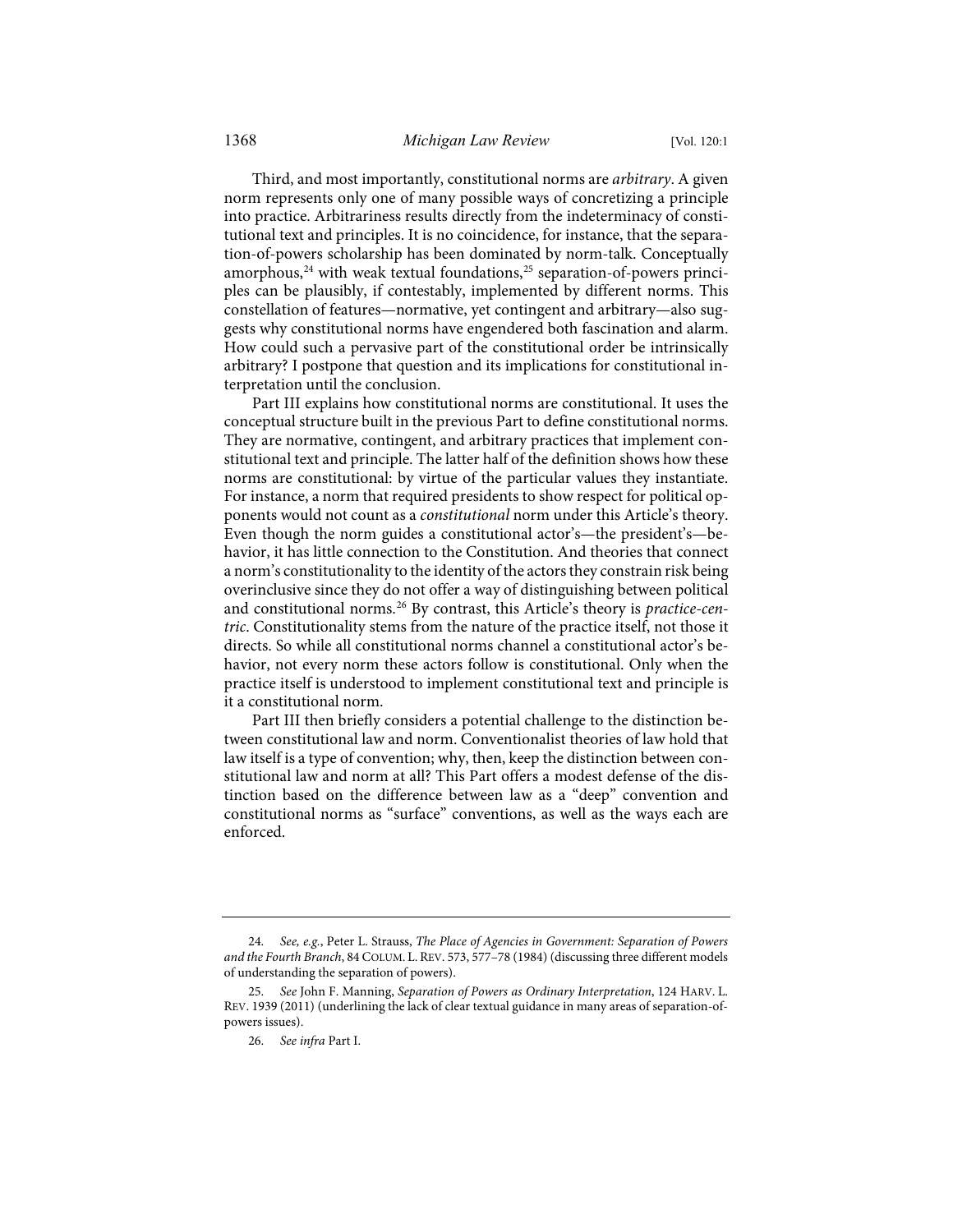Third, and most importantly, constitutional norms are *arbitrary*. A given norm represents only one of many possible ways of concretizing a principle into practice. Arbitrariness results directly from the indeterminacy of constitutional text and principles. It is no coincidence, for instance, that the separation-of-powers scholarship has been dominated by norm-talk. Conceptually amorphous,[24] with weak textual foundations,[25] separation-of-powers principles can be plausibly, if contestably, implemented by different norms. This constellation of features—normative, yet contingent and arbitrary—also suggests why constitutional norms have engendered both fascination and alarm. How could such a pervasive part of the constitutional order be intrinsically arbitrary? I postpone that question and its implications for constitutional interpretation until the conclusion.

Part III explains how constitutional norms are constitutional. It uses the conceptual structure built in the previous Part to define constitutional norms. They are normative, contingent, and arbitrary practices that implement constitutional text and principle. The latter half of the definition shows how these norms are constitutional: by virtue of the particular values they instantiate. For instance, a norm that required presidents to show respect for political opponents would not count as a *constitutional* norm under this Article's theory. Even though the norm guides a constitutional actor's—the president's—behavior, it has little connection to the Constitution. And theories that connect a norm's constitutionality to the identity of the actors they constrain risk being overinclusive since they do not offer a way of distinguishing between political and constitutional norms.[26] By contrast, this Article's theory is *practice-centric*. Constitutionality stems from the nature of the practice itself, not those it directs. So while all constitutional norms channel a constitutional actor's behavior, not every norm these actors follow is constitutional. Only when the practice itself is understood to implement constitutional text and principle is it a constitutional norm.

Part III then briefly considers a potential challenge to the distinction between constitutional law and norm. Conventionalist theories of law hold that law itself is a type of convention; why, then, keep the distinction between constitutional law and norm at all? This Part offers a modest defense of the distinction based on the difference between law as a "deep" convention and constitutional norms as "surface" conventions, as well as the ways each are enforced.

---

24. *See, e.g.*, Peter L. Strauss, *The Place of Agencies in Government: Separation of Powers and the Fourth Branch*, 84 COLUM. L. REV. 573, 577–78 (1984) (discussing three different models of understanding the separation of powers).

25. *See* John F. Manning, *Separation of Powers as Ordinary Interpretation*, 124 HARV. L. REV. 1939 (2011) (underlining the lack of clear textual guidance in many areas of separation-of-powers issues).

26. *See infra* Part I.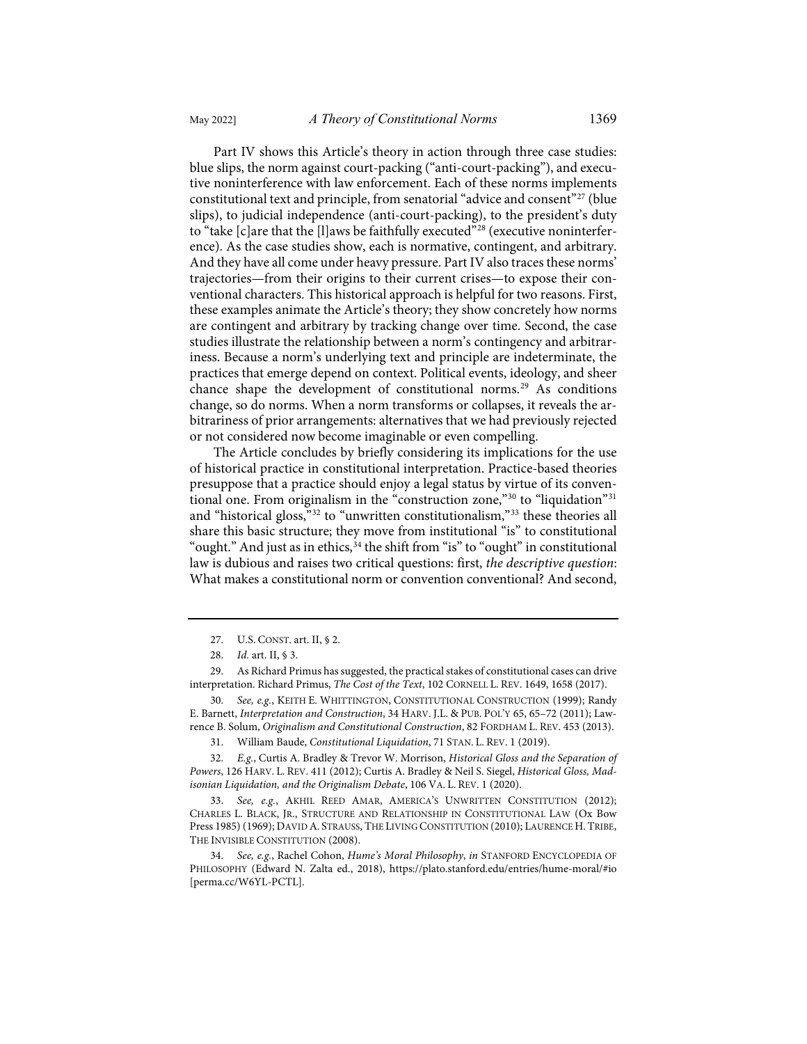Part IV shows this Article's theory in action through three case studies: blue slips, the norm against court-packing ("anti-court-packing"), and executive noninterference with law enforcement. Each of these norms implements constitutional text and principle, from senatorial "advice and consent"[27] (blue slips), to judicial independence (anti-court-packing), to the president's duty to "take [c]are that the [l]aws be faithfully executed"[28] (executive noninterference). As the case studies show, each is normative, contingent, and arbitrary. And they have all come under heavy pressure. Part IV also traces these norms' trajectories—from their origins to their current crises—to expose their conventional characters. This historical approach is helpful for two reasons. First, these examples animate the Article's theory; they show concretely how norms are contingent and arbitrary by tracking change over time. Second, the case studies illustrate the relationship between a norm's contingency and arbitrariness. Because a norm's underlying text and principle are indeterminate, the practices that emerge depend on context. Political events, ideology, and sheer chance shape the development of constitutional norms.[29] As conditions change, so do norms. When a norm transforms or collapses, it reveals the arbitrariness of prior arrangements: alternatives that we had previously rejected or not considered now become imaginable or even compelling.

The Article concludes by briefly considering its implications for the use of historical practice in constitutional interpretation. Practice-based theories presuppose that a practice should enjoy a legal status by virtue of its conventional one. From originalism in the "construction zone,"[30] to "liquidation"[31] and "historical gloss,"[32] to "unwritten constitutionalism,"[33] these theories all share this basic structure; they move from institutional "is" to constitutional "ought." And just as in ethics,[34] the shift from "is" to "ought" in constitutional law is dubious and raises two critical questions: first, *the descriptive question*: What makes a constitutional norm or convention conventional? And second,

---

27. U.S. CONST. art. II, § 2.

28. *Id.* art. II, § 3.

29. As Richard Primus has suggested, the practical stakes of constitutional cases can drive interpretation. Richard Primus, *The Cost of the Text*, 102 CORNELL L. REV. 1649, 1658 (2017).

30. *See, e.g.*, KEITH E. WHITTINGTON, CONSTITUTIONAL CONSTRUCTION (1999); Randy E. Barnett, *Interpretation and Construction*, 34 HARV. J.L. & PUB. POL'Y 65, 65–72 (2011); Lawrence B. Solum, *Originalism and Constitutional Construction*, 82 FORDHAM L. REV. 453 (2013).

31. William Baude, *Constitutional Liquidation*, 71 STAN. L. REV. 1 (2019).

32. *E.g.*, Curtis A. Bradley & Trevor W. Morrison, *Historical Gloss and the Separation of Powers*, 126 HARV. L. REV. 411 (2012); Curtis A. Bradley & Neil S. Siegel, *Historical Gloss, Madisonian Liquidation, and the Originalism Debate*, 106 VA. L. REV. 1 (2020).

33. *See, e.g.*, AKHIL REED AMAR, AMERICA'S UNWRITTEN CONSTITUTION (2012); CHARLES L. BLACK, JR., STRUCTURE AND RELATIONSHIP IN CONSTITUTIONAL LAW (Ox Bow Press 1985) (1969); DAVID A. STRAUSS, THE LIVING CONSTITUTION (2010); LAURENCE H. TRIBE, THE INVISIBLE CONSTITUTION (2008).

34. *See, e.g.*, Rachel Cohon, *Hume's Moral Philosophy*, *in* STANFORD ENCYCLOPEDIA OF PHILOSOPHY (Edward N. Zalta ed., 2018), https://plato.stanford.edu/entries/hume-moral/#io [perma.cc/W6YL-PCTL].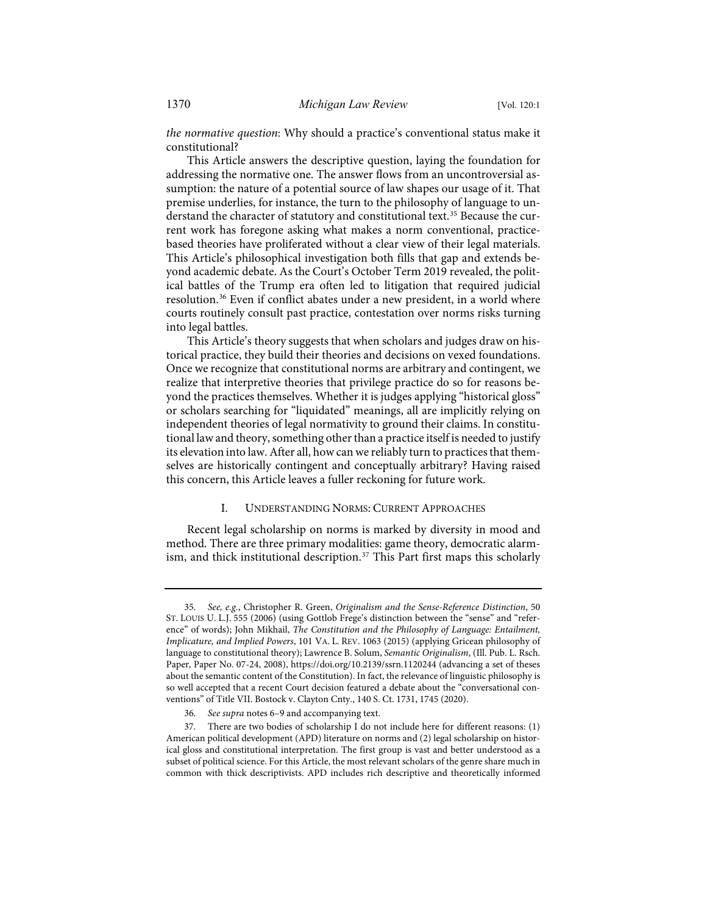*the normative question*: Why should a practice's conventional status make it constitutional?

This Article answers the descriptive question, laying the foundation for addressing the normative one. The answer flows from an uncontroversial assumption: the nature of a potential source of law shapes our usage of it. That premise underlies, for instance, the turn to the philosophy of language to understand the character of statutory and constitutional text.[35] Because the current work has foregone asking what makes a norm conventional, practice-based theories have proliferated without a clear view of their legal materials. This Article's philosophical investigation both fills that gap and extends beyond academic debate. As the Court's October Term 2019 revealed, the political battles of the Trump era often led to litigation that required judicial resolution.[36] Even if conflict abates under a new president, in a world where courts routinely consult past practice, contestation over norms risks turning into legal battles.

This Article's theory suggests that when scholars and judges draw on historical practice, they build their theories and decisions on vexed foundations. Once we recognize that constitutional norms are arbitrary and contingent, we realize that interpretive theories that privilege practice do so for reasons beyond the practices themselves. Whether it is judges applying "historical gloss" or scholars searching for "liquidated" meanings, all are implicitly relying on independent theories of legal normativity to ground their claims. In constitutional law and theory, something other than a practice itself is needed to justify its elevation into law. After all, how can we reliably turn to practices that themselves are historically contingent and conceptually arbitrary? Having raised this concern, this Article leaves a fuller reckoning for future work.

## I. Understanding Norms: Current Approaches

Recent legal scholarship on norms is marked by diversity in mood and method. There are three primary modalities: game theory, democratic alarmism, and thick institutional description.[37] This Part first maps this scholarly

---

35. *See, e.g.*, Christopher R. Green, *Originalism and the Sense-Reference Distinction*, 50 St. Louis U. L.J. 555 (2006) (using Gottlob Frege's distinction between the "sense" and "reference" of words); John Mikhail, *The Constitution and the Philosophy of Language: Entailment, Implicature, and Implied Powers*, 101 Va. L. Rev. 1063 (2015) (applying Gricean philosophy of language to constitutional theory); Lawrence B. Solum, *Semantic Originalism*, (Ill. Pub. L. Rsch. Paper, Paper No. 07-24, 2008), https://doi.org/10.2139/ssrn.1120244 (advancing a set of theses about the semantic content of the Constitution). In fact, the relevance of linguistic philosophy is so well accepted that a recent Court decision featured a debate about the "conversational conventions" of Title VII. Bostock v. Clayton Cnty., 140 S. Ct. 1731, 1745 (2020).

36. *See supra* notes 6–9 and accompanying text.

37. There are two bodies of scholarship I do not include here for different reasons: (1) American political development (APD) literature on norms and (2) legal scholarship on historical gloss and constitutional interpretation. The first group is vast and better understood as a subset of political science. For this Article, the most relevant scholars of the genre share much in common with thick descriptivists. APD includes rich descriptive and theoretically informed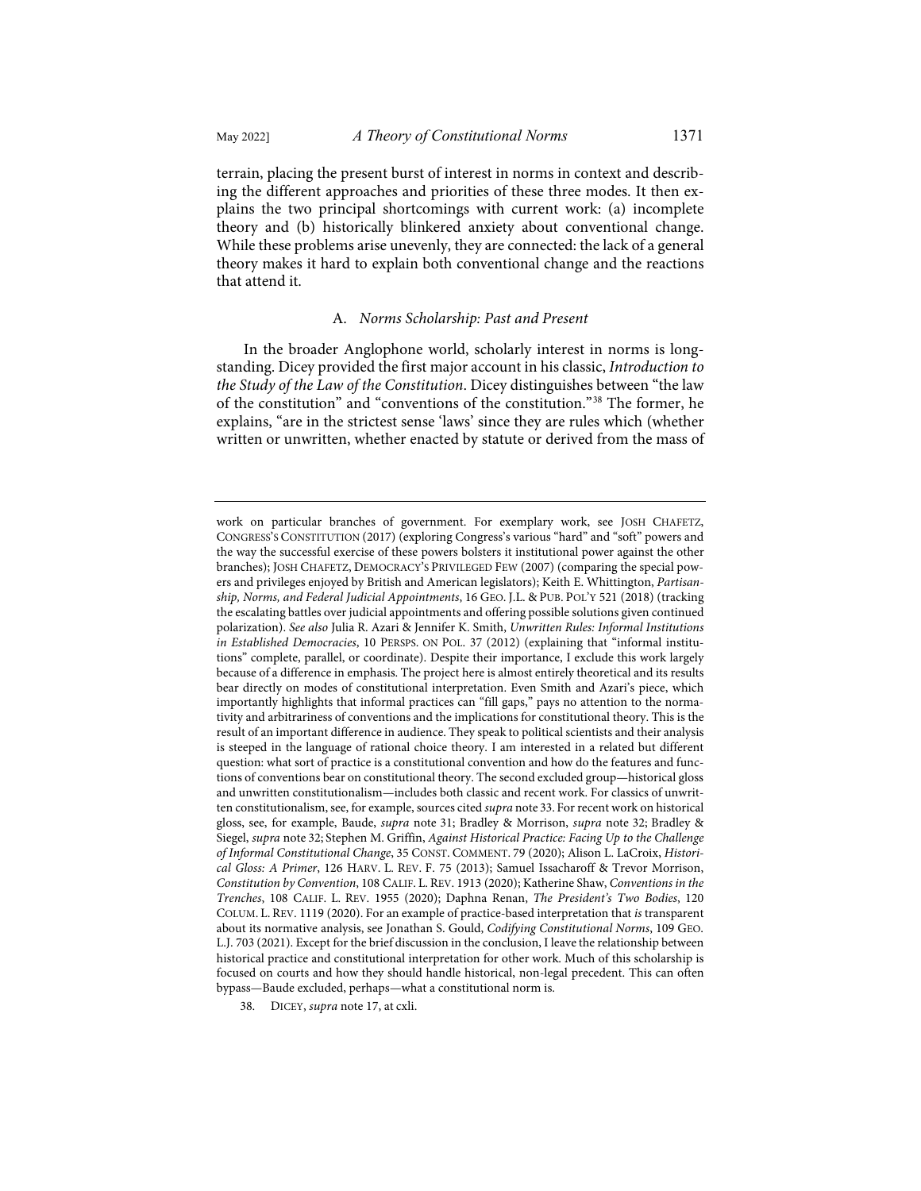terrain, placing the present burst of interest in norms in context and describing the different approaches and priorities of these three modes. It then explains the two principal shortcomings with current work: (a) incomplete theory and (b) historically blinkered anxiety about conventional change. While these problems arise unevenly, they are connected: the lack of a general theory makes it hard to explain both conventional change and the reactions that attend it.

### A. *Norms Scholarship: Past and Present*

In the broader Anglophone world, scholarly interest in norms is longstanding. Dicey provided the first major account in his classic, *Introduction to the Study of the Law of the Constitution*. Dicey distinguishes between "the law of the constitution" and "conventions of the constitution."[38] The former, he explains, "are in the strictest sense 'laws' since they are rules which (whether written or unwritten, whether enacted by statute or derived from the mass of

---

work on particular branches of government. For exemplary work, see JOSH CHAFETZ, CONGRESS'S CONSTITUTION (2017) (exploring Congress's various "hard" and "soft" powers and the way the successful exercise of these powers bolsters it institutional power against the other branches); JOSH CHAFETZ, DEMOCRACY'S PRIVILEGED FEW (2007) (comparing the special powers and privileges enjoyed by British and American legislators); Keith E. Whittington, *Partisanship, Norms, and Federal Judicial Appointments*, 16 GEO. J.L. & PUB. POL'Y 521 (2018) (tracking the escalating battles over judicial appointments and offering possible solutions given continued polarization). *See also* Julia R. Azari & Jennifer K. Smith, *Unwritten Rules: Informal Institutions in Established Democracies*, 10 PERSPS. ON POL. 37 (2012) (explaining that "informal institutions" complete, parallel, or coordinate). Despite their importance, I exclude this work largely because of a difference in emphasis. The project here is almost entirely theoretical and its results bear directly on modes of constitutional interpretation. Even Smith and Azari's piece, which importantly highlights that informal practices can "fill gaps," pays no attention to the normativity and arbitrariness of conventions and the implications for constitutional theory. This is the result of an important difference in audience. They speak to political scientists and their analysis is steeped in the language of rational choice theory. I am interested in a related but different question: what sort of practice is a constitutional convention and how do the features and functions of conventions bear on constitutional theory. The second excluded group—historical gloss and unwritten constitutionalism—includes both classic and recent work. For classics of unwritten constitutionalism, see, for example, sources cited *supra* note 33. For recent work on historical gloss, see, for example, Baude, *supra* note 31; Bradley & Morrison, *supra* note 32; Bradley & Siegel, *supra* note 32; Stephen M. Griffin, *Against Historical Practice: Facing Up to the Challenge of Informal Constitutional Change*, 35 CONST. COMMENT. 79 (2020); Alison L. LaCroix, *Historical Gloss: A Primer*, 126 HARV. L. REV. F. 75 (2013); Samuel Issacharoff & Trevor Morrison, *Constitution by Convention*, 108 CALIF. L. REV. 1913 (2020); Katherine Shaw, *Conventions in the Trenches*, 108 CALIF. L. REV. 1955 (2020); Daphna Renan, *The President's Two Bodies*, 120 COLUM. L. REV. 1119 (2020). For an example of practice-based interpretation that *is* transparent about its normative analysis, see Jonathan S. Gould, *Codifying Constitutional Norms*, 109 GEO. L.J. 703 (2021). Except for the brief discussion in the conclusion, I leave the relationship between historical practice and constitutional interpretation for other work. Much of this scholarship is focused on courts and how they should handle historical, non-legal precedent. This can often bypass—Baude excluded, perhaps—what a constitutional norm is.

38. DICEY, *supra* note 17, at cxli.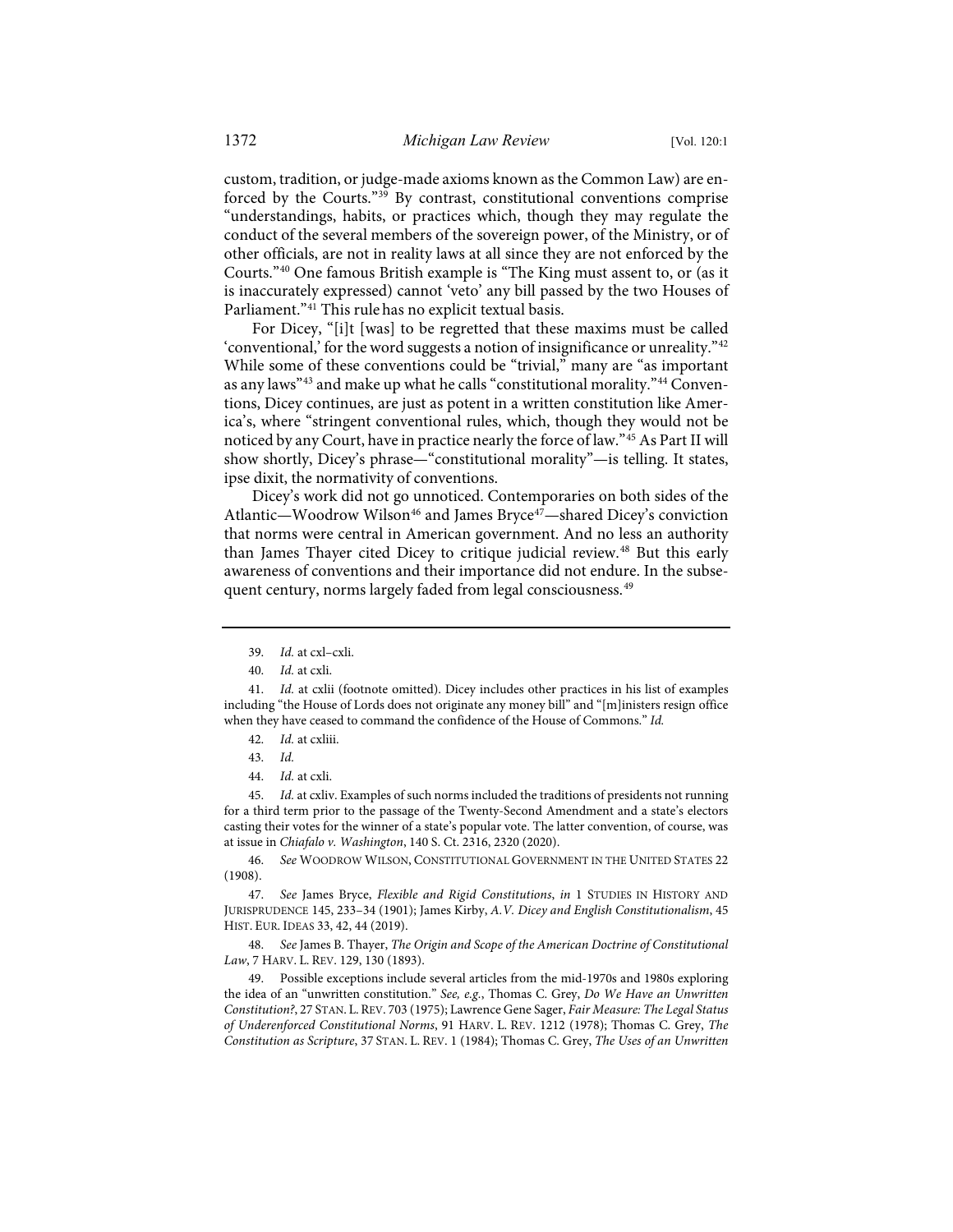custom, tradition, or judge-made axioms known as the Common Law) are enforced by the Courts."[39] By contrast, constitutional conventions comprise "understandings, habits, or practices which, though they may regulate the conduct of the several members of the sovereign power, of the Ministry, or of other officials, are not in reality laws at all since they are not enforced by the Courts."[40] One famous British example is "The King must assent to, or (as it is inaccurately expressed) cannot 'veto' any bill passed by the two Houses of Parliament."[41] This rule has no explicit textual basis.

For Dicey, "[i]t [was] to be regretted that these maxims must be called 'conventional,' for the word suggests a notion of insignificance or unreality."[42] While some of these conventions could be "trivial," many are "as important as any laws"[43] and make up what he calls "constitutional morality."[44] Conventions, Dicey continues, are just as potent in a written constitution like America's, where "stringent conventional rules, which, though they would not be noticed by any Court, have in practice nearly the force of law."[45] As Part II will show shortly, Dicey's phrase—"constitutional morality"—is telling. It states, ipse dixit, the normativity of conventions.

Dicey's work did not go unnoticed. Contemporaries on both sides of the Atlantic—Woodrow Wilson[46] and James Bryce[47]—shared Dicey's conviction that norms were central in American government. And no less an authority than James Thayer cited Dicey to critique judicial review.[48] But this early awareness of conventions and their importance did not endure. In the subsequent century, norms largely faded from legal consciousness.[49]

---

39. *Id.* at cxl–cxli.

40. *Id.* at cxli.

41. *Id.* at cxlii (footnote omitted). Dicey includes other practices in his list of examples including "the House of Lords does not originate any money bill" and "[m]inisters resign office when they have ceased to command the confidence of the House of Commons." *Id.*

42. *Id.* at cxliii.

43. *Id.*

44. *Id.* at cxli.

45. *Id.* at cxliv. Examples of such norms included the traditions of presidents not running for a third term prior to the passage of the Twenty-Second Amendment and a state's electors casting their votes for the winner of a state's popular vote. The latter convention, of course, was at issue in *Chiafalo v. Washington*, 140 S. Ct. 2316, 2320 (2020).

46. *See* WOODROW WILSON, CONSTITUTIONAL GOVERNMENT IN THE UNITED STATES 22 (1908).

47. *See* James Bryce, *Flexible and Rigid Constitutions*, *in* 1 STUDIES IN HISTORY AND JURISPRUDENCE 145, 233–34 (1901); James Kirby, *A.V. Dicey and English Constitutionalism*, 45 HIST. EUR. IDEAS 33, 42, 44 (2019).

48. *See* James B. Thayer, *The Origin and Scope of the American Doctrine of Constitutional Law*, 7 HARV. L. REV. 129, 130 (1893).

49. Possible exceptions include several articles from the mid-1970s and 1980s exploring the idea of an "unwritten constitution." *See, e.g.*, Thomas C. Grey, *Do We Have an Unwritten Constitution?*, 27 STAN. L. REV. 703 (1975); Lawrence Gene Sager, *Fair Measure: The Legal Status of Underenforced Constitutional Norms*, 91 HARV. L. REV. 1212 (1978); Thomas C. Grey, *The Constitution as Scripture*, 37 STAN. L. REV. 1 (1984); Thomas C. Grey, *The Uses of an Unwritten*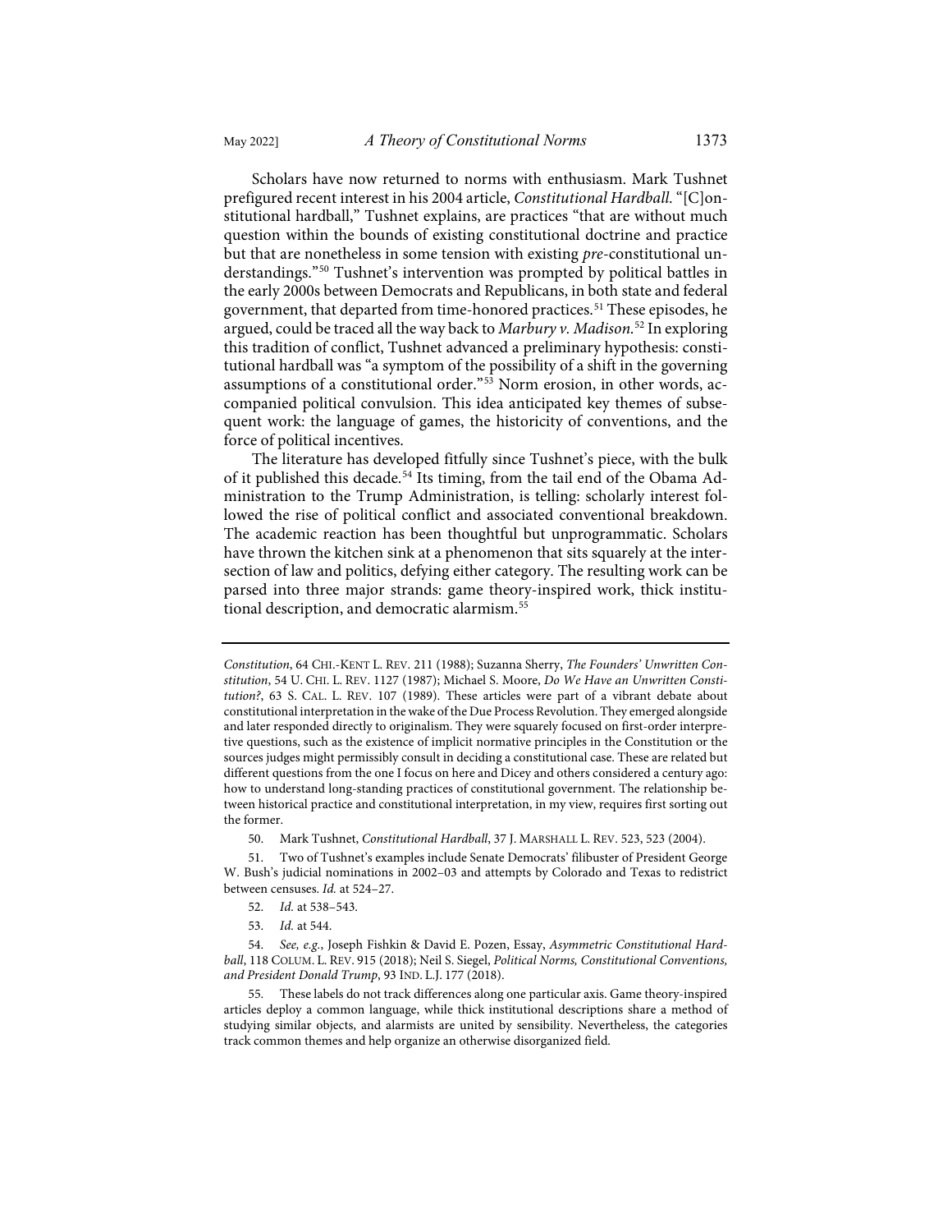Scholars have now returned to norms with enthusiasm. Mark Tushnet prefigured recent interest in his 2004 article, *Constitutional Hardball*. "[C]onstitutional hardball," Tushnet explains, are practices "that are without much question within the bounds of existing constitutional doctrine and practice but that are nonetheless in some tension with existing *pre*-constitutional understandings."[50] Tushnet's intervention was prompted by political battles in the early 2000s between Democrats and Republicans, in both state and federal government, that departed from time-honored practices.[51] These episodes, he argued, could be traced all the way back to *Marbury v. Madison*.[52] In exploring this tradition of conflict, Tushnet advanced a preliminary hypothesis: constitutional hardball was "a symptom of the possibility of a shift in the governing assumptions of a constitutional order."[53] Norm erosion, in other words, accompanied political convulsion. This idea anticipated key themes of subsequent work: the language of games, the historicity of conventions, and the force of political incentives.

The literature has developed fitfully since Tushnet's piece, with the bulk of it published this decade.[54] Its timing, from the tail end of the Obama Administration to the Trump Administration, is telling: scholarly interest followed the rise of political conflict and associated conventional breakdown. The academic reaction has been thoughtful but unprogrammatic. Scholars have thrown the kitchen sink at a phenomenon that sits squarely at the intersection of law and politics, defying either category. The resulting work can be parsed into three major strands: game theory-inspired work, thick institutional description, and democratic alarmism.[55]

---

*Constitution*, 64 CHI.-KENT L. REV. 211 (1988); Suzanna Sherry, *The Founders' Unwritten Constitution*, 54 U. CHI. L. REV. 1127 (1987); Michael S. Moore, *Do We Have an Unwritten Constitution?*, 63 S. CAL. L. REV. 107 (1989). These articles were part of a vibrant debate about constitutional interpretation in the wake of the Due Process Revolution. They emerged alongside and later responded directly to originalism. They were squarely focused on first-order interpretive questions, such as the existence of implicit normative principles in the Constitution or the sources judges might permissibly consult in deciding a constitutional case. These are related but different questions from the one I focus on here and Dicey and others considered a century ago: how to understand long-standing practices of constitutional government. The relationship between historical practice and constitutional interpretation, in my view, requires first sorting out the former.

50. Mark Tushnet, *Constitutional Hardball*, 37 J. MARSHALL L. REV. 523, 523 (2004).

51. Two of Tushnet's examples include Senate Democrats' filibuster of President George W. Bush's judicial nominations in 2002–03 and attempts by Colorado and Texas to redistrict between censuses. *Id.* at 524–27.

52. *Id.* at 538–543.

53. *Id.* at 544.

54. *See, e.g.*, Joseph Fishkin & David E. Pozen, Essay, *Asymmetric Constitutional Hardball*, 118 COLUM. L. REV. 915 (2018); Neil S. Siegel, *Political Norms, Constitutional Conventions, and President Donald Trump*, 93 IND. L.J. 177 (2018).

55. These labels do not track differences along one particular axis. Game theory-inspired articles deploy a common language, while thick institutional descriptions share a method of studying similar objects, and alarmists are united by sensibility. Nevertheless, the categories track common themes and help organize an otherwise disorganized field.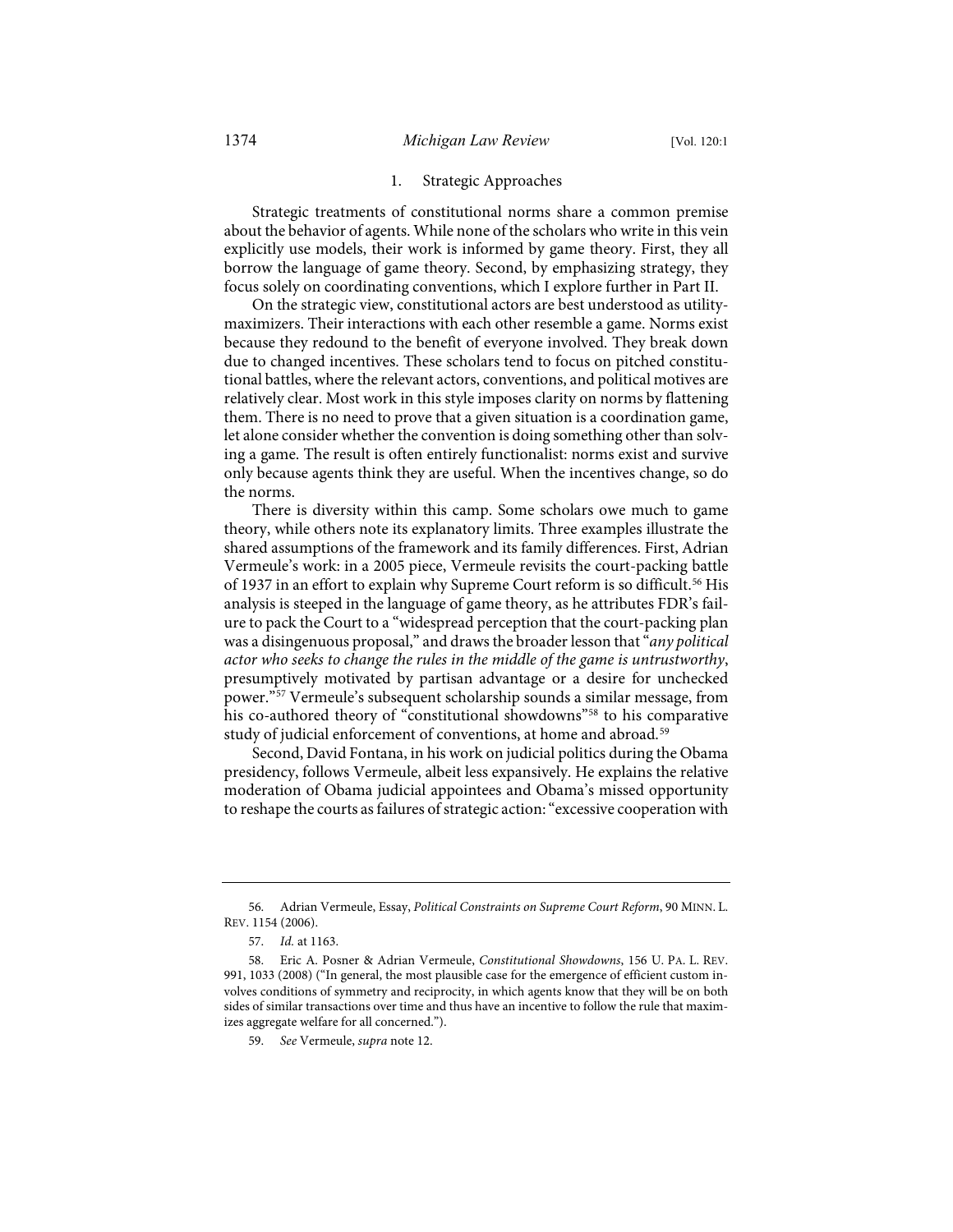### 1. Strategic Approaches

Strategic treatments of constitutional norms share a common premise about the behavior of agents. While none of the scholars who write in this vein explicitly use models, their work is informed by game theory. First, they all borrow the language of game theory. Second, by emphasizing strategy, they focus solely on coordinating conventions, which I explore further in Part II.

On the strategic view, constitutional actors are best understood as utility-maximizers. Their interactions with each other resemble a game. Norms exist because they redound to the benefit of everyone involved. They break down due to changed incentives. These scholars tend to focus on pitched constitutional battles, where the relevant actors, conventions, and political motives are relatively clear. Most work in this style imposes clarity on norms by flattening them. There is no need to prove that a given situation is a coordination game, let alone consider whether the convention is doing something other than solving a game. The result is often entirely functionalist: norms exist and survive only because agents think they are useful. When the incentives change, so do the norms.

There is diversity within this camp. Some scholars owe much to game theory, while others note its explanatory limits. Three examples illustrate the shared assumptions of the framework and its family differences. First, Adrian Vermeule's work: in a 2005 piece, Vermeule revisits the court-packing battle of 1937 in an effort to explain why Supreme Court reform is so difficult.[56] His analysis is steeped in the language of game theory, as he attributes FDR's failure to pack the Court to a "widespread perception that the court-packing plan was a disingenuous proposal," and draws the broader lesson that "*any political actor who seeks to change the rules in the middle of the game is untrustworthy*, presumptively motivated by partisan advantage or a desire for unchecked power."[57] Vermeule's subsequent scholarship sounds a similar message, from his co-authored theory of "constitutional showdowns"[58] to his comparative study of judicial enforcement of conventions, at home and abroad.[59]

Second, David Fontana, in his work on judicial politics during the Obama presidency, follows Vermeule, albeit less expansively. He explains the relative moderation of Obama judicial appointees and Obama's missed opportunity to reshape the courts as failures of strategic action: "excessive cooperation with

---

56. Adrian Vermeule, Essay, *Political Constraints on Supreme Court Reform*, 90 MINN. L. REV. 1154 (2006).

57. *Id.* at 1163.

58. Eric A. Posner & Adrian Vermeule, *Constitutional Showdowns*, 156 U. PA. L. REV. 991, 1033 (2008) ("In general, the most plausible case for the emergence of efficient custom involves conditions of symmetry and reciprocity, in which agents know that they will be on both sides of similar transactions over time and thus have an incentive to follow the rule that maximizes aggregate welfare for all concerned.").

59. *See* Vermeule, *supra* note 12.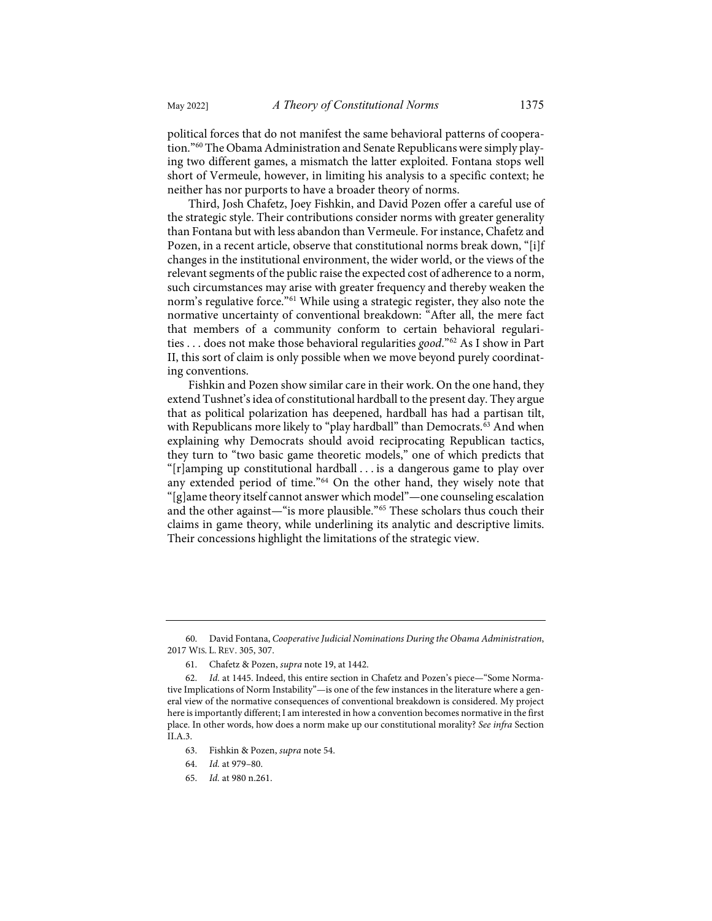political forces that do not manifest the same behavioral patterns of cooperation."[60] The Obama Administration and Senate Republicans were simply playing two different games, a mismatch the latter exploited. Fontana stops well short of Vermeule, however, in limiting his analysis to a specific context; he neither has nor purports to have a broader theory of norms.

Third, Josh Chafetz, Joey Fishkin, and David Pozen offer a careful use of the strategic style. Their contributions consider norms with greater generality than Fontana but with less abandon than Vermeule. For instance, Chafetz and Pozen, in a recent article, observe that constitutional norms break down, "[i]f changes in the institutional environment, the wider world, or the views of the relevant segments of the public raise the expected cost of adherence to a norm, such circumstances may arise with greater frequency and thereby weaken the norm's regulative force."[61] While using a strategic register, they also note the normative uncertainty of conventional breakdown: "After all, the mere fact that members of a community conform to certain behavioral regularities . . . does not make those behavioral regularities *good*."[62] As I show in Part II, this sort of claim is only possible when we move beyond purely coordinating conventions.

Fishkin and Pozen show similar care in their work. On the one hand, they extend Tushnet's idea of constitutional hardball to the present day. They argue that as political polarization has deepened, hardball has had a partisan tilt, with Republicans more likely to "play hardball" than Democrats.[63] And when explaining why Democrats should avoid reciprocating Republican tactics, they turn to "two basic game theoretic models," one of which predicts that "[r]amping up constitutional hardball . . . is a dangerous game to play over any extended period of time."[64] On the other hand, they wisely note that "[g]ame theory itself cannot answer which model"—one counseling escalation and the other against—"is more plausible."[65] These scholars thus couch their claims in game theory, while underlining its analytic and descriptive limits. Their concessions highlight the limitations of the strategic view.

---

60. David Fontana, *Cooperative Judicial Nominations During the Obama Administration*, 2017 WIS. L. REV. 305, 307.

61. Chafetz & Pozen, *supra* note 19, at 1442.

62. *Id.* at 1445. Indeed, this entire section in Chafetz and Pozen's piece—"Some Normative Implications of Norm Instability"—is one of the few instances in the literature where a general view of the normative consequences of conventional breakdown is considered. My project here is importantly different; I am interested in how a convention becomes normative in the first place. In other words, how does a norm make up our constitutional morality? *See infra* Section II.A.3.

63. Fishkin & Pozen, *supra* note 54.

64. *Id.* at 979–80.

65. *Id.* at 980 n.261.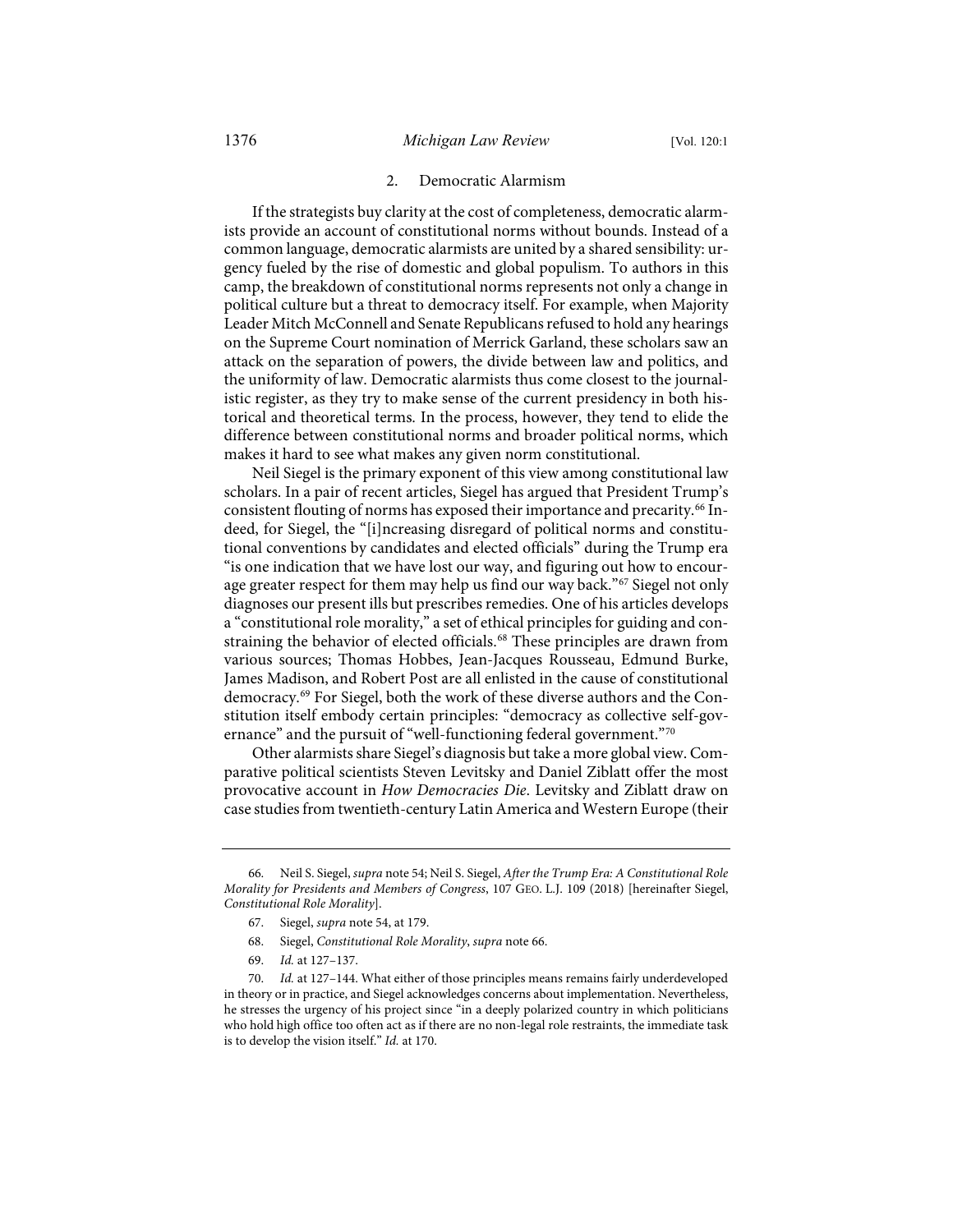### 2. Democratic Alarmism

If the strategists buy clarity at the cost of completeness, democratic alarmists provide an account of constitutional norms without bounds. Instead of a common language, democratic alarmists are united by a shared sensibility: urgency fueled by the rise of domestic and global populism. To authors in this camp, the breakdown of constitutional norms represents not only a change in political culture but a threat to democracy itself. For example, when Majority Leader Mitch McConnell and Senate Republicans refused to hold any hearings on the Supreme Court nomination of Merrick Garland, these scholars saw an attack on the separation of powers, the divide between law and politics, and the uniformity of law. Democratic alarmists thus come closest to the journalistic register, as they try to make sense of the current presidency in both historical and theoretical terms. In the process, however, they tend to elide the difference between constitutional norms and broader political norms, which makes it hard to see what makes any given norm constitutional.

Neil Siegel is the primary exponent of this view among constitutional law scholars. In a pair of recent articles, Siegel has argued that President Trump's consistent flouting of norms has exposed their importance and precarity.[66] Indeed, for Siegel, the "[i]ncreasing disregard of political norms and constitutional conventions by candidates and elected officials" during the Trump era "is one indication that we have lost our way, and figuring out how to encourage greater respect for them may help us find our way back."[67] Siegel not only diagnoses our present ills but prescribes remedies. One of his articles develops a "constitutional role morality," a set of ethical principles for guiding and constraining the behavior of elected officials.[68] These principles are drawn from various sources; Thomas Hobbes, Jean-Jacques Rousseau, Edmund Burke, James Madison, and Robert Post are all enlisted in the cause of constitutional democracy.[69] For Siegel, both the work of these diverse authors and the Constitution itself embody certain principles: "democracy as collective self-governance" and the pursuit of "well-functioning federal government."[70]

Other alarmists share Siegel's diagnosis but take a more global view. Comparative political scientists Steven Levitsky and Daniel Ziblatt offer the most provocative account in *How Democracies Die*. Levitsky and Ziblatt draw on case studies from twentieth-century Latin America and Western Europe (their

---

66. Neil S. Siegel, *supra* note 54; Neil S. Siegel, *After the Trump Era: A Constitutional Role Morality for Presidents and Members of Congress*, 107 GEO. L.J. 109 (2018) [hereinafter Siegel, *Constitutional Role Morality*].

67. Siegel, *supra* note 54, at 179.

68. Siegel, *Constitutional Role Morality*, *supra* note 66.

69. *Id.* at 127–137.

70. *Id.* at 127–144. What either of those principles means remains fairly underdeveloped in theory or in practice, and Siegel acknowledges concerns about implementation. Nevertheless, he stresses the urgency of his project since "in a deeply polarized country in which politicians who hold high office too often act as if there are no non-legal role restraints, the immediate task is to develop the vision itself." *Id.* at 170.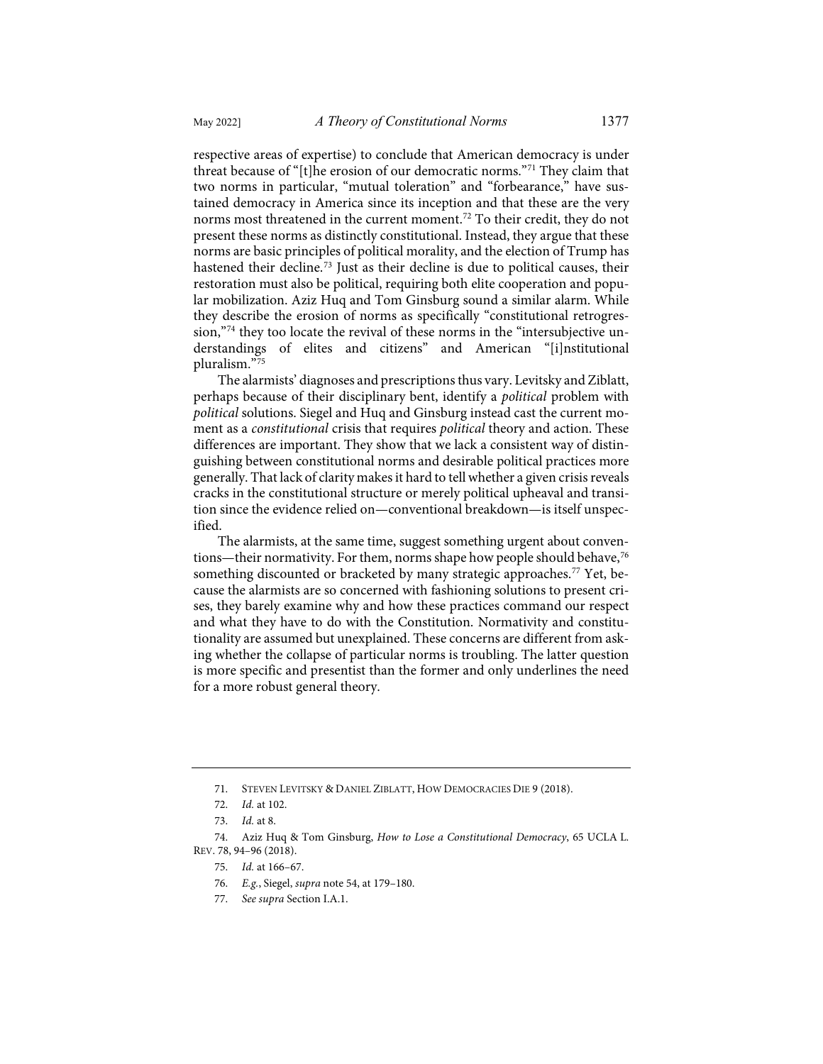respective areas of expertise) to conclude that American democracy is under threat because of "[t]he erosion of our democratic norms."[71] They claim that two norms in particular, "mutual toleration" and "forbearance," have sustained democracy in America since its inception and that these are the very norms most threatened in the current moment.[72] To their credit, they do not present these norms as distinctly constitutional. Instead, they argue that these norms are basic principles of political morality, and the election of Trump has hastened their decline.[73] Just as their decline is due to political causes, their restoration must also be political, requiring both elite cooperation and popular mobilization. Aziz Huq and Tom Ginsburg sound a similar alarm. While they describe the erosion of norms as specifically "constitutional retrogression,"[74] they too locate the revival of these norms in the "intersubjective understandings of elites and citizens" and American "[i]nstitutional pluralism."[75]

The alarmists' diagnoses and prescriptions thus vary. Levitsky and Ziblatt, perhaps because of their disciplinary bent, identify a *political* problem with *political* solutions. Siegel and Huq and Ginsburg instead cast the current moment as a *constitutional* crisis that requires *political* theory and action. These differences are important. They show that we lack a consistent way of distinguishing between constitutional norms and desirable political practices more generally. That lack of clarity makes it hard to tell whether a given crisis reveals cracks in the constitutional structure or merely political upheaval and transition since the evidence relied on—conventional breakdown—is itself unspecified.

The alarmists, at the same time, suggest something urgent about conventions—their normativity. For them, norms shape how people should behave,[76] something discounted or bracketed by many strategic approaches.[77] Yet, because the alarmists are so concerned with fashioning solutions to present crises, they barely examine why and how these practices command our respect and what they have to do with the Constitution. Normativity and constitutionality are assumed but unexplained. These concerns are different from asking whether the collapse of particular norms is troubling. The latter question is more specific and presentist than the former and only underlines the need for a more robust general theory.

---

71. Steven Levitsky & Daniel Ziblatt, How Democracies Die 9 (2018).

72. *Id.* at 102.

73. *Id.* at 8.

74. Aziz Huq & Tom Ginsburg, *How to Lose a Constitutional Democracy*, 65 UCLA L. Rev. 78, 94–96 (2018).

75. *Id.* at 166–67.

76. *E.g.*, Siegel, *supra* note 54, at 179–180.

77. *See supra* Section I.A.1.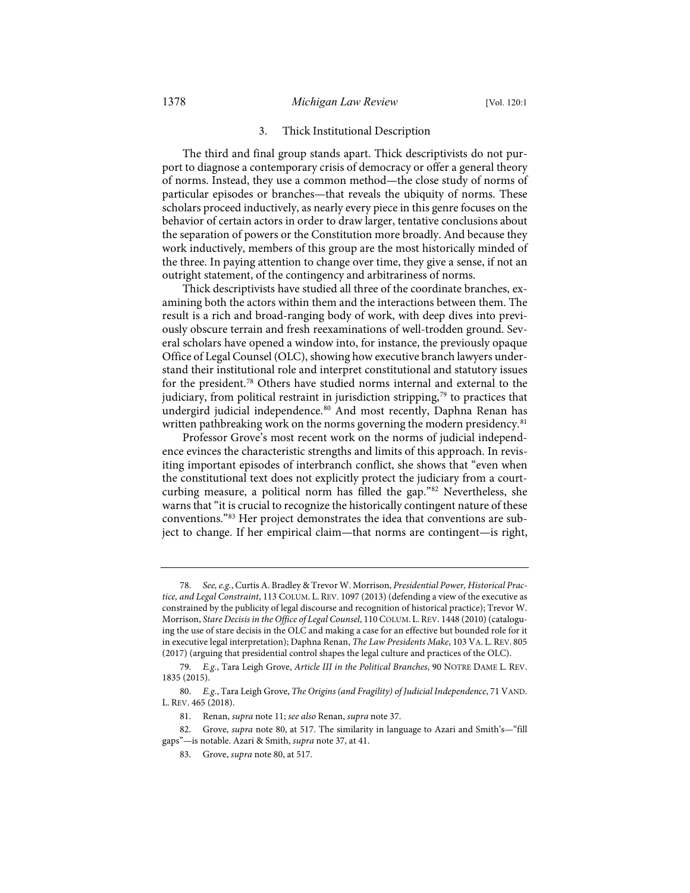### 3. Thick Institutional Description

The third and final group stands apart. Thick descriptivists do not purport to diagnose a contemporary crisis of democracy or offer a general theory of norms. Instead, they use a common method—the close study of norms of particular episodes or branches—that reveals the ubiquity of norms. These scholars proceed inductively, as nearly every piece in this genre focuses on the behavior of certain actors in order to draw larger, tentative conclusions about the separation of powers or the Constitution more broadly. And because they work inductively, members of this group are the most historically minded of the three. In paying attention to change over time, they give a sense, if not an outright statement, of the contingency and arbitrariness of norms.

Thick descriptivists have studied all three of the coordinate branches, examining both the actors within them and the interactions between them. The result is a rich and broad-ranging body of work, with deep dives into previously obscure terrain and fresh reexaminations of well-trodden ground. Several scholars have opened a window into, for instance, the previously opaque Office of Legal Counsel (OLC), showing how executive branch lawyers understand their institutional role and interpret constitutional and statutory issues for the president.[78] Others have studied norms internal and external to the judiciary, from political restraint in jurisdiction stripping,[79] to practices that undergird judicial independence.[80] And most recently, Daphna Renan has written pathbreaking work on the norms governing the modern presidency.[81]

Professor Grove's most recent work on the norms of judicial independence evinces the characteristic strengths and limits of this approach. In revisiting important episodes of interbranch conflict, she shows that "even when the constitutional text does not explicitly protect the judiciary from a court-curbing measure, a political norm has filled the gap."[82] Nevertheless, she warns that "it is crucial to recognize the historically contingent nature of these conventions."[83] Her project demonstrates the idea that conventions are subject to change. If her empirical claim—that norms are contingent—is right,

---

78. *See, e.g.*, Curtis A. Bradley & Trevor W. Morrison, *Presidential Power, Historical Practice, and Legal Constraint*, 113 COLUM. L. REV. 1097 (2013) (defending a view of the executive as constrained by the publicity of legal discourse and recognition of historical practice); Trevor W. Morrison, *Stare Decisis in the Office of Legal Counsel*, 110 COLUM. L. REV. 1448 (2010) (cataloguing the use of stare decisis in the OLC and making a case for an effective but bounded role for it in executive legal interpretation); Daphna Renan, *The Law Presidents Make*, 103 VA. L. REV. 805 (2017) (arguing that presidential control shapes the legal culture and practices of the OLC).

79. *E.g.*, Tara Leigh Grove, *Article III in the Political Branches*, 90 NOTRE DAME L. REV. 1835 (2015).

80. *E.g.*, Tara Leigh Grove, *The Origins (and Fragility) of Judicial Independence*, 71 VAND. L. REV. 465 (2018).

81. Renan, *supra* note 11; *see also* Renan, *supra* note 37.

82. Grove, *supra* note 80, at 517. The similarity in language to Azari and Smith's—"fill gaps"—is notable. Azari & Smith, *supra* note 37, at 41.

83. Grove, *supra* note 80, at 517.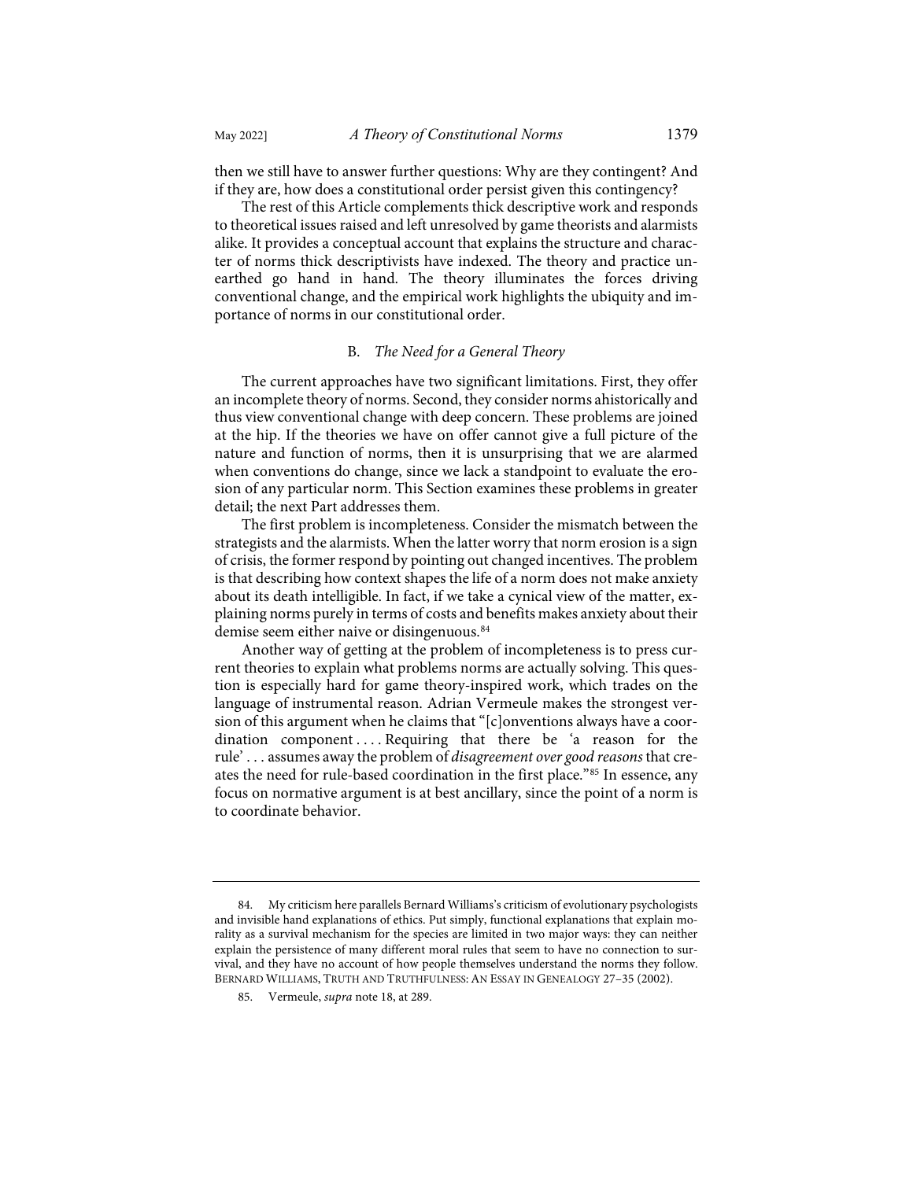then we still have to answer further questions: Why are they contingent? And if they are, how does a constitutional order persist given this contingency?

The rest of this Article complements thick descriptive work and responds to theoretical issues raised and left unresolved by game theorists and alarmists alike. It provides a conceptual account that explains the structure and character of norms thick descriptivists have indexed. The theory and practice unearthed go hand in hand. The theory illuminates the forces driving conventional change, and the empirical work highlights the ubiquity and importance of norms in our constitutional order.

### B. *The Need for a General Theory*

The current approaches have two significant limitations. First, they offer an incomplete theory of norms. Second, they consider norms ahistorically and thus view conventional change with deep concern. These problems are joined at the hip. If the theories we have on offer cannot give a full picture of the nature and function of norms, then it is unsurprising that we are alarmed when conventions do change, since we lack a standpoint to evaluate the erosion of any particular norm. This Section examines these problems in greater detail; the next Part addresses them.

The first problem is incompleteness. Consider the mismatch between the strategists and the alarmists. When the latter worry that norm erosion is a sign of crisis, the former respond by pointing out changed incentives. The problem is that describing how context shapes the life of a norm does not make anxiety about its death intelligible. In fact, if we take a cynical view of the matter, explaining norms purely in terms of costs and benefits makes anxiety about their demise seem either naive or disingenuous.[84]

Another way of getting at the problem of incompleteness is to press current theories to explain what problems norms are actually solving. This question is especially hard for game theory-inspired work, which trades on the language of instrumental reason. Adrian Vermeule makes the strongest version of this argument when he claims that "[c]onventions always have a coordination component . . . . Requiring that there be 'a reason for the rule' . . . assumes away the problem of *disagreement over good reasons* that creates the need for rule-based coordination in the first place."[85] In essence, any focus on normative argument is at best ancillary, since the point of a norm is to coordinate behavior.

---

84. My criticism here parallels Bernard Williams's criticism of evolutionary psychologists and invisible hand explanations of ethics. Put simply, functional explanations that explain morality as a survival mechanism for the species are limited in two major ways: they can neither explain the persistence of many different moral rules that seem to have no connection to survival, and they have no account of how people themselves understand the norms they follow. BERNARD WILLIAMS, TRUTH AND TRUTHFULNESS: AN ESSAY IN GENEALOGY 27–35 (2002).

85. Vermeule, *supra* note 18, at 289.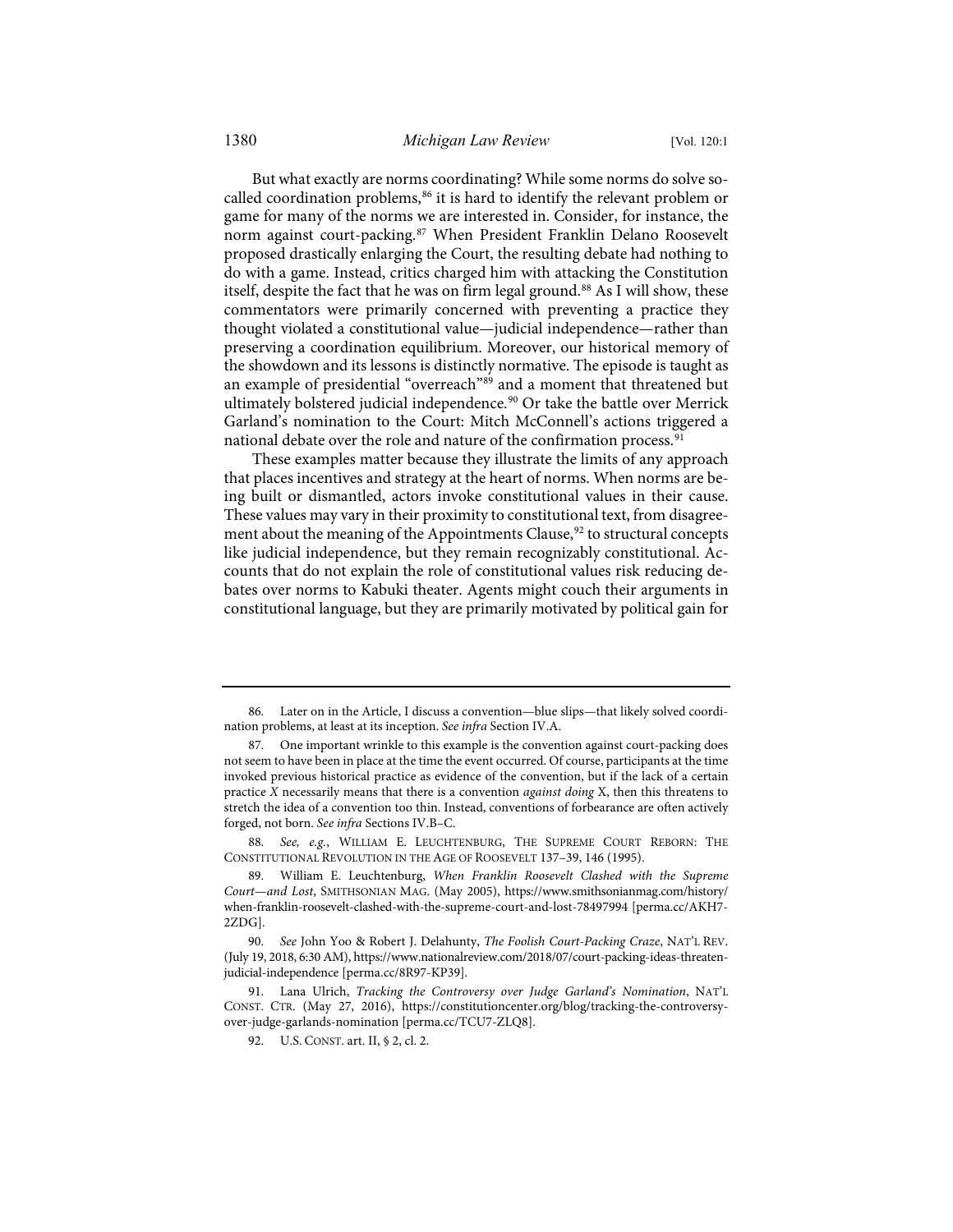But what exactly are norms coordinating? While some norms do solve so-called coordination problems,[86] it is hard to identify the relevant problem or game for many of the norms we are interested in. Consider, for instance, the norm against court-packing.[87] When President Franklin Delano Roosevelt proposed drastically enlarging the Court, the resulting debate had nothing to do with a game. Instead, critics charged him with attacking the Constitution itself, despite the fact that he was on firm legal ground.[88] As I will show, these commentators were primarily concerned with preventing a practice they thought violated a constitutional value—judicial independence—rather than preserving a coordination equilibrium. Moreover, our historical memory of the showdown and its lessons is distinctly normative. The episode is taught as an example of presidential "overreach"[89] and a moment that threatened but ultimately bolstered judicial independence.[90] Or take the battle over Merrick Garland's nomination to the Court: Mitch McConnell's actions triggered a national debate over the role and nature of the confirmation process.[91]

These examples matter because they illustrate the limits of any approach that places incentives and strategy at the heart of norms. When norms are being built or dismantled, actors invoke constitutional values in their cause. These values may vary in their proximity to constitutional text, from disagreement about the meaning of the Appointments Clause,[92] to structural concepts like judicial independence, but they remain recognizably constitutional. Accounts that do not explain the role of constitutional values risk reducing debates over norms to Kabuki theater. Agents might couch their arguments in constitutional language, but they are primarily motivated by political gain for

---

86. Later on in the Article, I discuss a convention—blue slips—that likely solved coordination problems, at least at its inception. *See infra* Section IV.A.

87. One important wrinkle to this example is the convention against court-packing does not seem to have been in place at the time the event occurred. Of course, participants at the time invoked previous historical practice as evidence of the convention, but if the lack of a certain practice *X* necessarily means that there is a convention *against doing* X, then this threatens to stretch the idea of a convention too thin. Instead, conventions of forbearance are often actively forged, not born. *See infra* Sections IV.B–C.

88. *See, e.g.*, WILLIAM E. LEUCHTENBURG, THE SUPREME COURT REBORN: THE CONSTITUTIONAL REVOLUTION IN THE AGE OF ROOSEVELT 137–39, 146 (1995).

89. William E. Leuchtenburg, *When Franklin Roosevelt Clashed with the Supreme Court—and Lost*, SMITHSONIAN MAG. (May 2005), https://www.smithsonianmag.com/history/when-franklin-roosevelt-clashed-with-the-supreme-court-and-lost-78497994 [perma.cc/AKH7-2ZDG].

90. *See* John Yoo & Robert J. Delahunty, *The Foolish Court-Packing Craze*, NAT'L REV. (July 19, 2018, 6:30 AM), https://www.nationalreview.com/2018/07/court-packing-ideas-threaten-judicial-independence [perma.cc/8R97-KP39].

91. Lana Ulrich, *Tracking the Controversy over Judge Garland's Nomination*, NAT'L CONST. CTR. (May 27, 2016), https://constitutioncenter.org/blog/tracking-the-controversy-over-judge-garlands-nomination [perma.cc/TCU7-ZLQ8].

92. U.S. CONST. art. II, § 2, cl. 2.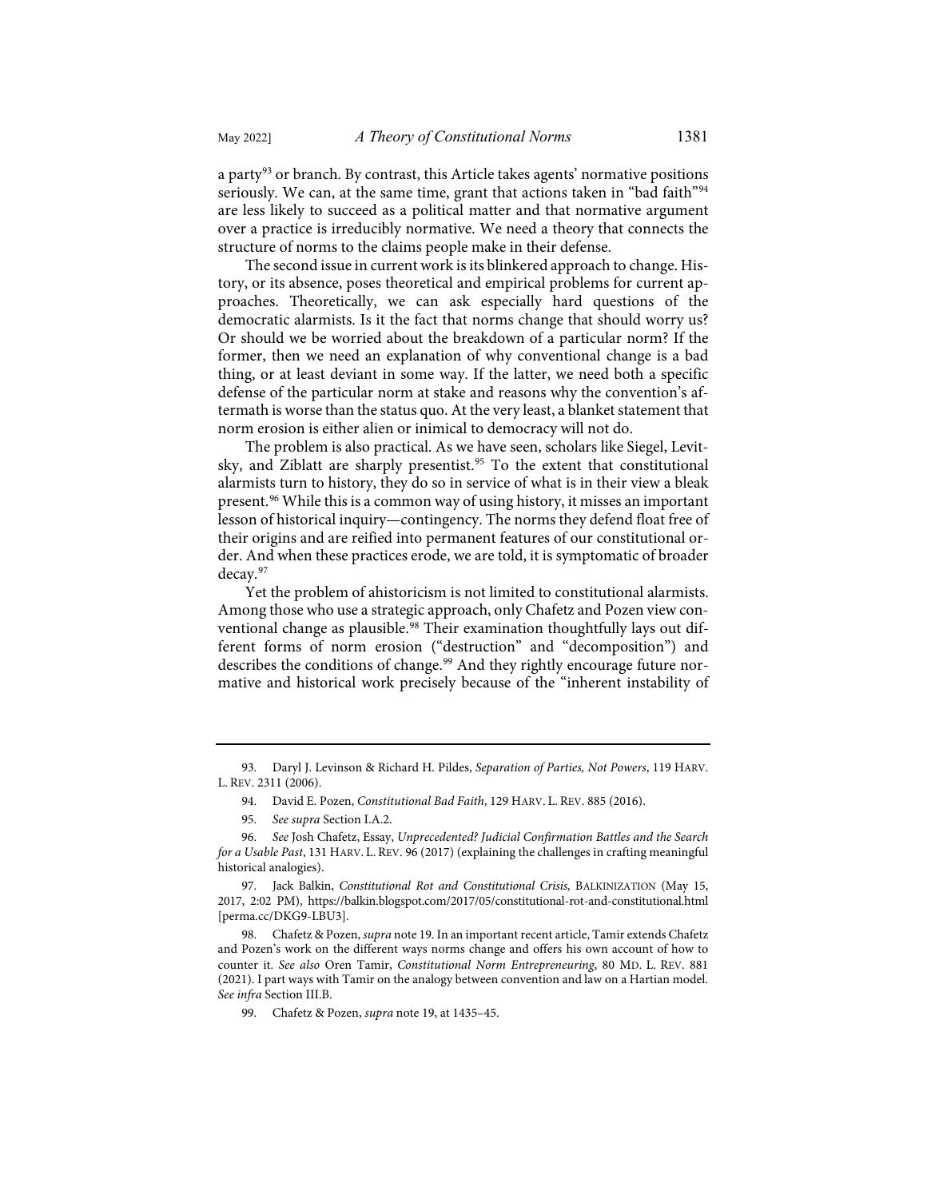a party[93] or branch. By contrast, this Article takes agents' normative positions seriously. We can, at the same time, grant that actions taken in "bad faith"[94] are less likely to succeed as a political matter and that normative argument over a practice is irreducibly normative. We need a theory that connects the structure of norms to the claims people make in their defense.

The second issue in current work is its blinkered approach to change. History, or its absence, poses theoretical and empirical problems for current approaches. Theoretically, we can ask especially hard questions of the democratic alarmists. Is it the fact that norms change that should worry us? Or should we be worried about the breakdown of a particular norm? If the former, then we need an explanation of why conventional change is a bad thing, or at least deviant in some way. If the latter, we need both a specific defense of the particular norm at stake and reasons why the convention's aftermath is worse than the status quo. At the very least, a blanket statement that norm erosion is either alien or inimical to democracy will not do.

The problem is also practical. As we have seen, scholars like Siegel, Levitsky, and Ziblatt are sharply presentist.[95] To the extent that constitutional alarmists turn to history, they do so in service of what is in their view a bleak present.[96] While this is a common way of using history, it misses an important lesson of historical inquiry—contingency. The norms they defend float free of their origins and are reified into permanent features of our constitutional order. And when these practices erode, we are told, it is symptomatic of broader decay.[97]

Yet the problem of ahistoricism is not limited to constitutional alarmists. Among those who use a strategic approach, only Chafetz and Pozen view conventional change as plausible.[98] Their examination thoughtfully lays out different forms of norm erosion ("destruction" and "decomposition") and describes the conditions of change.[99] And they rightly encourage future normative and historical work precisely because of the "inherent instability of

---

93. Daryl J. Levinson & Richard H. Pildes, *Separation of Parties, Not Powers*, 119 HARV. L. REV. 2311 (2006).

94. David E. Pozen, *Constitutional Bad Faith*, 129 HARV. L. REV. 885 (2016).

95. *See supra* Section I.A.2.

96. *See* Josh Chafetz, Essay, *Unprecedented? Judicial Confirmation Battles and the Search for a Usable Past*, 131 HARV. L. REV. 96 (2017) (explaining the challenges in crafting meaningful historical analogies).

97. Jack Balkin, *Constitutional Rot and Constitutional Crisis*, BALKINIZATION (May 15, 2017, 2:02 PM), https://balkin.blogspot.com/2017/05/constitutional-rot-and-constitutional.html [perma.cc/DKG9-LBU3].

98. Chafetz & Pozen, *supra* note 19. In an important recent article, Tamir extends Chafetz and Pozen's work on the different ways norms change and offers his own account of how to counter it. *See also* Oren Tamir, *Constitutional Norm Entrepreneuring*, 80 MD. L. REV. 881 (2021). I part ways with Tamir on the analogy between convention and law on a Hartian model. *See infra* Section III.B.

99. Chafetz & Pozen, *supra* note 19, at 1435–45.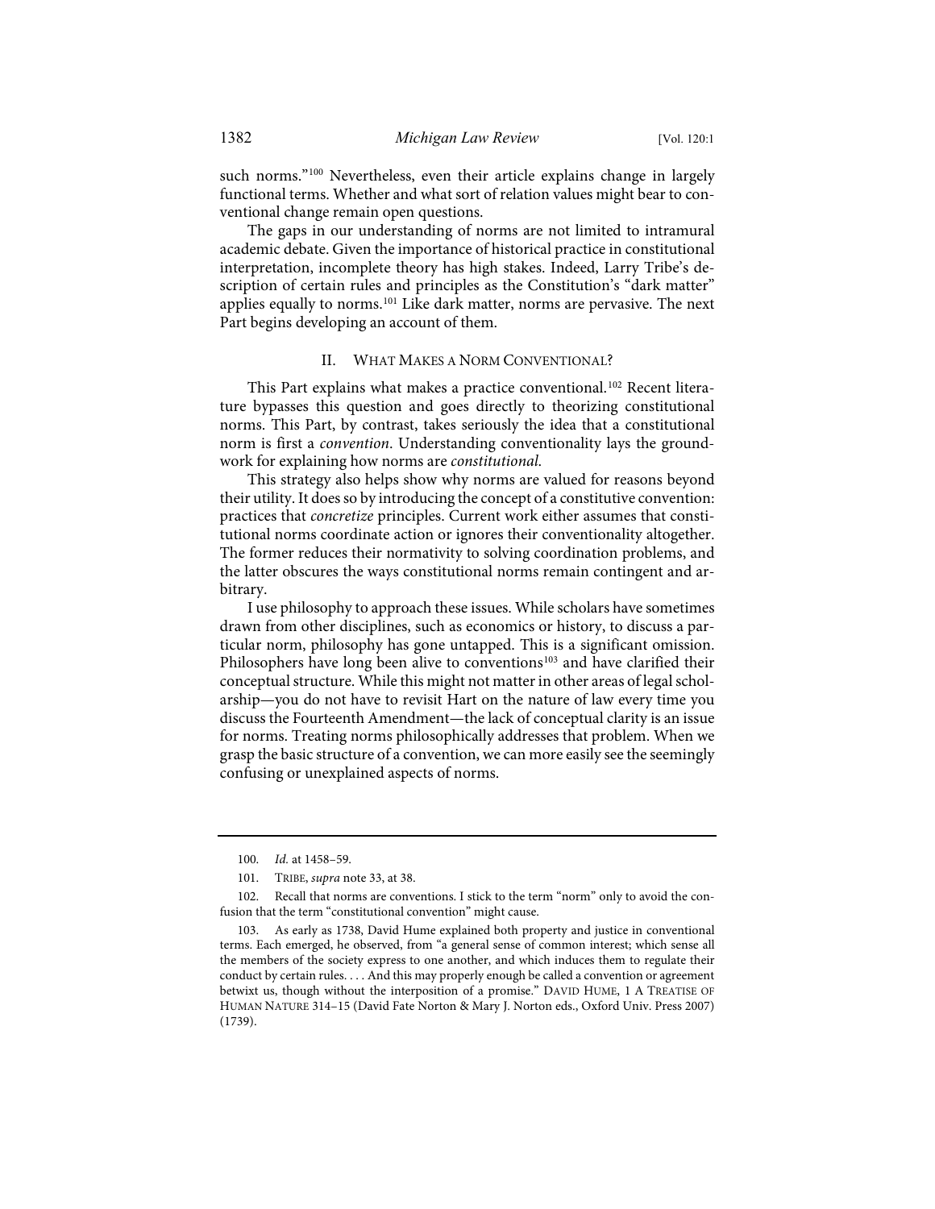such norms."[100] Nevertheless, even their article explains change in largely functional terms. Whether and what sort of relation values might bear to conventional change remain open questions.

The gaps in our understanding of norms are not limited to intramural academic debate. Given the importance of historical practice in constitutional interpretation, incomplete theory has high stakes. Indeed, Larry Tribe's description of certain rules and principles as the Constitution's "dark matter" applies equally to norms.[101] Like dark matter, norms are pervasive. The next Part begins developing an account of them.

## II. WHAT MAKES A NORM CONVENTIONAL?

This Part explains what makes a practice conventional.[102] Recent literature bypasses this question and goes directly to theorizing constitutional norms. This Part, by contrast, takes seriously the idea that a constitutional norm is first a *convention*. Understanding conventionality lays the groundwork for explaining how norms are *constitutional*.

This strategy also helps show why norms are valued for reasons beyond their utility. It does so by introducing the concept of a constitutive convention: practices that *concretize* principles. Current work either assumes that constitutional norms coordinate action or ignores their conventionality altogether. The former reduces their normativity to solving coordination problems, and the latter obscures the ways constitutional norms remain contingent and arbitrary.

I use philosophy to approach these issues. While scholars have sometimes drawn from other disciplines, such as economics or history, to discuss a particular norm, philosophy has gone untapped. This is a significant omission. Philosophers have long been alive to conventions[103] and have clarified their conceptual structure. While this might not matter in other areas of legal scholarship—you do not have to revisit Hart on the nature of law every time you discuss the Fourteenth Amendment—the lack of conceptual clarity is an issue for norms. Treating norms philosophically addresses that problem. When we grasp the basic structure of a convention, we can more easily see the seemingly confusing or unexplained aspects of norms.

---

100. *Id.* at 1458–59.

101. TRIBE, *supra* note 33, at 38.

102. Recall that norms are conventions. I stick to the term "norm" only to avoid the confusion that the term "constitutional convention" might cause.

103. As early as 1738, David Hume explained both property and justice in conventional terms. Each emerged, he observed, from "a general sense of common interest; which sense all the members of the society express to one another, and which induces them to regulate their conduct by certain rules. . . . And this may properly enough be called a convention or agreement betwixt us, though without the interposition of a promise." DAVID HUME, 1 A TREATISE OF HUMAN NATURE 314–15 (David Fate Norton & Mary J. Norton eds., Oxford Univ. Press 2007) (1739).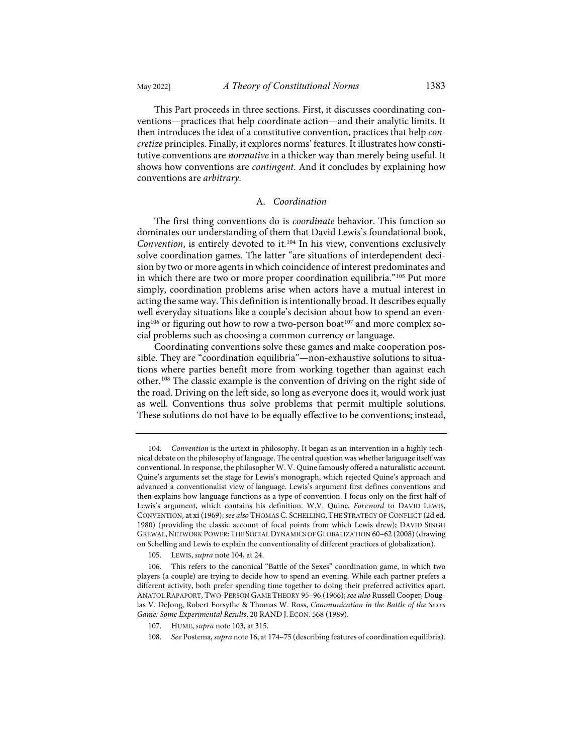This Part proceeds in three sections. First, it discusses coordinating conventions—practices that help coordinate action—and their analytic limits. It then introduces the idea of a constitutive convention, practices that help *concretize* principles. Finally, it explores norms' features. It illustrates how constitutive conventions are *normative* in a thicker way than merely being useful. It shows how conventions are *contingent*. And it concludes by explaining how conventions are *arbitrary*.

### A. *Coordination*

The first thing conventions do is *coordinate* behavior. This function so dominates our understanding of them that David Lewis's foundational book, *Convention*, is entirely devoted to it.[104] In his view, conventions exclusively solve coordination games. The latter "are situations of interdependent decision by two or more agents in which coincidence of interest predominates and in which there are two or more proper coordination equilibria."[105] Put more simply, coordination problems arise when actors have a mutual interest in acting the same way. This definition is intentionally broad. It describes equally well everyday situations like a couple's decision about how to spend an evening[106] or figuring out how to row a two-person boat[107] and more complex social problems such as choosing a common currency or language.

Coordinating conventions solve these games and make cooperation possible. They are "coordination equilibria"—non-exhaustive solutions to situations where parties benefit more from working together than against each other.[108] The classic example is the convention of driving on the right side of the road. Driving on the left side, so long as everyone does it, would work just as well. Conventions thus solve problems that permit multiple solutions. These solutions do not have to be equally effective to be conventions; instead,

---

104. *Convention* is the urtext in philosophy. It began as an intervention in a highly technical debate on the philosophy of language. The central question was whether language itself was conventional. In response, the philosopher W. V. Quine famously offered a naturalistic account. Quine's arguments set the stage for Lewis's monograph, which rejected Quine's approach and advanced a conventionalist view of language. Lewis's argument first defines conventions and then explains how language functions as a type of convention. I focus only on the first half of Lewis's argument, which contains his definition. W.V. Quine, *Foreword* to DAVID LEWIS, CONVENTION, at xi (1969); *see also* THOMAS C. SCHELLING, THE STRATEGY OF CONFLICT (2d ed. 1980) (providing the classic account of focal points from which Lewis drew); DAVID SINGH GREWAL, NETWORK POWER: THE SOCIAL DYNAMICS OF GLOBALIZATION 60–62 (2008) (drawing on Schelling and Lewis to explain the conventionality of different practices of globalization).

105. LEWIS, *supra* note 104, at 24.

106. This refers to the canonical "Battle of the Sexes" coordination game, in which two players (a couple) are trying to decide how to spend an evening. While each partner prefers a different activity, both prefer spending time together to doing their preferred activities apart. ANATOL RAPAPORT, TWO-PERSON GAME THEORY 95–96 (1966); *see also* Russell Cooper, Douglas V. DeJong, Robert Forsythe & Thomas W. Ross, *Communication in the Battle of the Sexes Game: Some Experimental Results*, 20 RAND J. ECON. 568 (1989).

107. HUME, *supra* note 103, at 315.

108. *See* Postema, *supra* note 16, at 174–75 (describing features of coordination equilibria).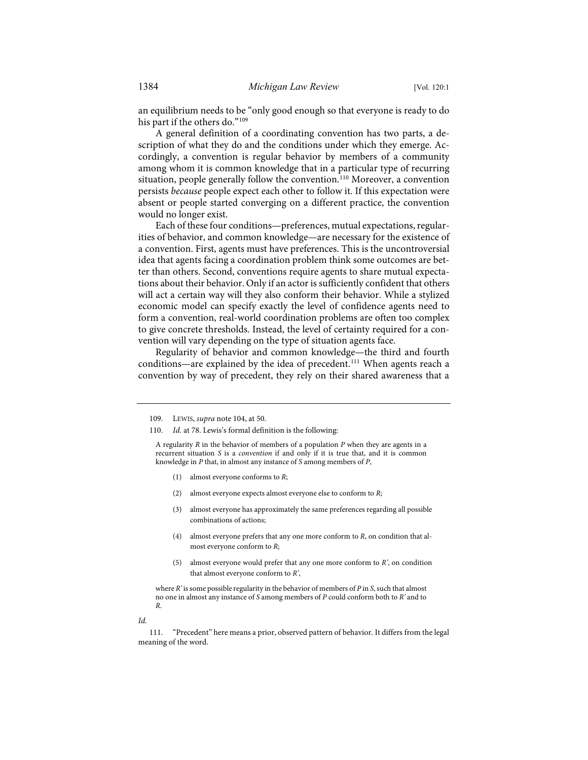an equilibrium needs to be "only good enough so that everyone is ready to do his part if the others do."[109]

A general definition of a coordinating convention has two parts, a description of what they do and the conditions under which they emerge. Accordingly, a convention is regular behavior by members of a community among whom it is common knowledge that in a particular type of recurring situation, people generally follow the convention.[110] Moreover, a convention persists *because* people expect each other to follow it. If this expectation were absent or people started converging on a different practice, the convention would no longer exist.

Each of these four conditions—preferences, mutual expectations, regularities of behavior, and common knowledge—are necessary for the existence of a convention. First, agents must have preferences. This is the uncontroversial idea that agents facing a coordination problem think some outcomes are better than others. Second, conventions require agents to share mutual expectations about their behavior. Only if an actor is sufficiently confident that others will act a certain way will they also conform their behavior. While a stylized economic model can specify exactly the level of confidence agents need to form a convention, real-world coordination problems are often too complex to give concrete thresholds. Instead, the level of certainty required for a convention will vary depending on the type of situation agents face.

Regularity of behavior and common knowledge—the third and fourth conditions—are explained by the idea of precedent.[111] When agents reach a convention by way of precedent, they rely on their shared awareness that a

---

109. LEWIS, *supra* note 104, at 50.

110. *Id.* at 78. Lewis's formal definition is the following:

> A regularity *R* in the behavior of members of a population *P* when they are agents in a recurrent situation *S* is a *convention* if and only if it is true that, and it is common knowledge in *P* that, in almost any instance of *S* among members of *P*,
>
> (1) almost everyone conforms to *R*;
>
> (2) almost everyone expects almost everyone else to conform to *R*;
>
> (3) almost everyone has approximately the same preferences regarding all possible combinations of actions;
>
> (4) almost everyone prefers that any one more conform to *R*, on condition that almost everyone conform to *R*;
>
> (5) almost everyone would prefer that any one more conform to *R'*, on condition that almost everyone conform to *R'*,
>
> where *R'* is some possible regularity in the behavior of members of *P* in *S*, such that almost no one in almost any instance of *S* among members of *P* could conform both to *R'* and to *R*.

*Id.*

111. "Precedent" here means a prior, observed pattern of behavior. It differs from the legal meaning of the word.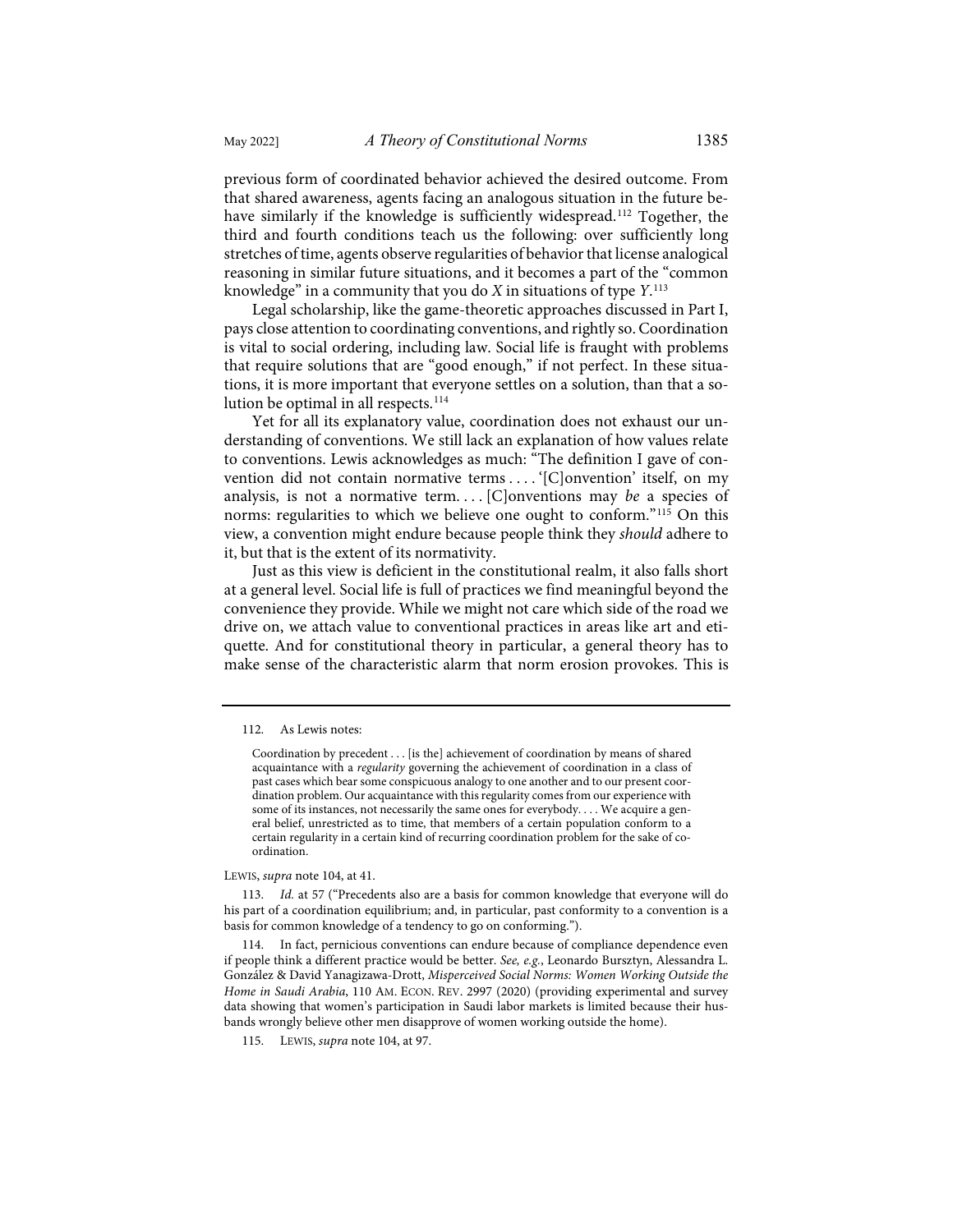previous form of coordinated behavior achieved the desired outcome. From that shared awareness, agents facing an analogous situation in the future behave similarly if the knowledge is sufficiently widespread.[112] Together, the third and fourth conditions teach us the following: over sufficiently long stretches of time, agents observe regularities of behavior that license analogical reasoning in similar future situations, and it becomes a part of the "common knowledge" in a community that you do *X* in situations of type *Y*.[113]

Legal scholarship, like the game-theoretic approaches discussed in Part I, pays close attention to coordinating conventions, and rightly so. Coordination is vital to social ordering, including law. Social life is fraught with problems that require solutions that are "good enough," if not perfect. In these situations, it is more important that everyone settles on a solution, than that a solution be optimal in all respects.[114]

Yet for all its explanatory value, coordination does not exhaust our understanding of conventions. We still lack an explanation of how values relate to conventions. Lewis acknowledges as much: "The definition I gave of convention did not contain normative terms . . . . '[C]onvention' itself, on my analysis, is not a normative term. . . . [C]onventions may *be* a species of norms: regularities to which we believe one ought to conform."[115] On this view, a convention might endure because people think they *should* adhere to it, but that is the extent of its normativity.

Just as this view is deficient in the constitutional realm, it also falls short at a general level. Social life is full of practices we find meaningful beyond the convenience they provide. While we might not care which side of the road we drive on, we attach value to conventional practices in areas like art and etiquette. And for constitutional theory in particular, a general theory has to make sense of the characteristic alarm that norm erosion provokes. This is

---

112. As Lewis notes:

> Coordination by precedent . . . [is the] achievement of coordination by means of shared acquaintance with a *regularity* governing the achievement of coordination in a class of past cases which bear some conspicuous analogy to one another and to our present coordination problem. Our acquaintance with this regularity comes from our experience with some of its instances, not necessarily the same ones for everybody. . . . We acquire a general belief, unrestricted as to time, that members of a certain population conform to a certain regularity in a certain kind of recurring coordination problem for the sake of coordination.

LEWIS, *supra* note 104, at 41.

113. *Id.* at 57 ("Precedents also are a basis for common knowledge that everyone will do his part of a coordination equilibrium; and, in particular, past conformity to a convention is a basis for common knowledge of a tendency to go on conforming.").

114. In fact, pernicious conventions can endure because of compliance dependence even if people think a different practice would be better. *See, e.g.*, Leonardo Bursztyn, Alessandra L. González & David Yanagizawa-Drott, *Misperceived Social Norms: Women Working Outside the Home in Saudi Arabia*, 110 AM. ECON. REV. 2997 (2020) (providing experimental and survey data showing that women's participation in Saudi labor markets is limited because their husbands wrongly believe other men disapprove of women working outside the home).

115. LEWIS, *supra* note 104, at 97.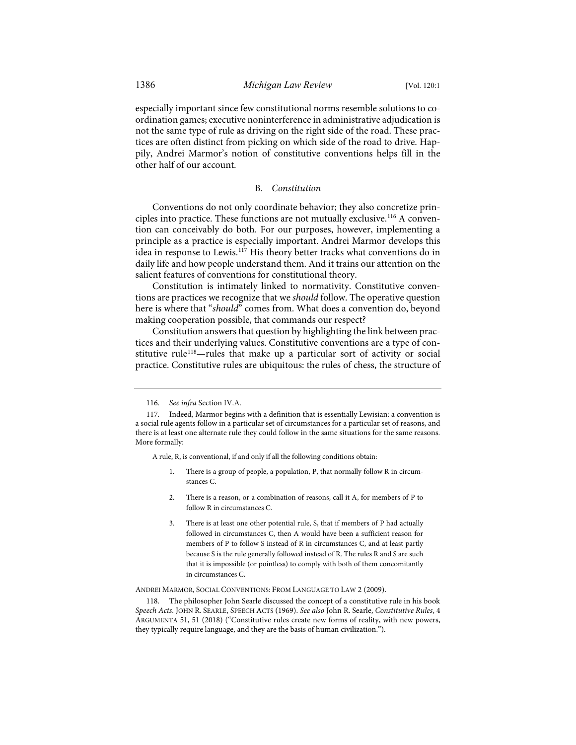especially important since few constitutional norms resemble solutions to coordination games; executive noninterference in administrative adjudication is not the same type of rule as driving on the right side of the road. These practices are often distinct from picking on which side of the road to drive. Happily, Andrei Marmor's notion of constitutive conventions helps fill in the other half of our account.

### B. *Constitution*

Conventions do not only coordinate behavior; they also concretize principles into practice. These functions are not mutually exclusive.[116] A convention can conceivably do both. For our purposes, however, implementing a principle as a practice is especially important. Andrei Marmor develops this idea in response to Lewis.[117] His theory better tracks what conventions do in daily life and how people understand them. And it trains our attention on the salient features of conventions for constitutional theory.

Constitution is intimately linked to normativity. Constitutive conventions are practices we recognize that we *should* follow. The operative question here is where that "*should*" comes from. What does a convention do, beyond making cooperation possible, that commands our respect?

Constitution answers that question by highlighting the link between practices and their underlying values. Constitutive conventions are a type of constitutive rule[118]—rules that make up a particular sort of activity or social practice. Constitutive rules are ubiquitous: the rules of chess, the structure of

---

116. *See infra* Section IV.A.

117. Indeed, Marmor begins with a definition that is essentially Lewisian: a convention is a social rule agents follow in a particular set of circumstances for a particular set of reasons, and there is at least one alternate rule they could follow in the same situations for the same reasons. More formally:

> A rule, R, is conventional, if and only if all the following conditions obtain:
>
> 1. There is a group of people, a population, P, that normally follow R in circumstances C.
> 2. There is a reason, or a combination of reasons, call it A, for members of P to follow R in circumstances C.
> 3. There is at least one other potential rule, S, that if members of P had actually followed in circumstances C, then A would have been a sufficient reason for members of P to follow S instead of R in circumstances C, and at least partly because S is the rule generally followed instead of R. The rules R and S are such that it is impossible (or pointless) to comply with both of them concomitantly in circumstances C.

ANDREI MARMOR, SOCIAL CONVENTIONS: FROM LANGUAGE TO LAW 2 (2009).

118. The philosopher John Searle discussed the concept of a constitutive rule in his book *Speech Acts*. JOHN R. SEARLE, SPEECH ACTS (1969). *See also* John R. Searle, *Constitutive Rules*, 4 ARGUMENTA 51, 51 (2018) ("Constitutive rules create new forms of reality, with new powers, they typically require language, and they are the basis of human civilization.").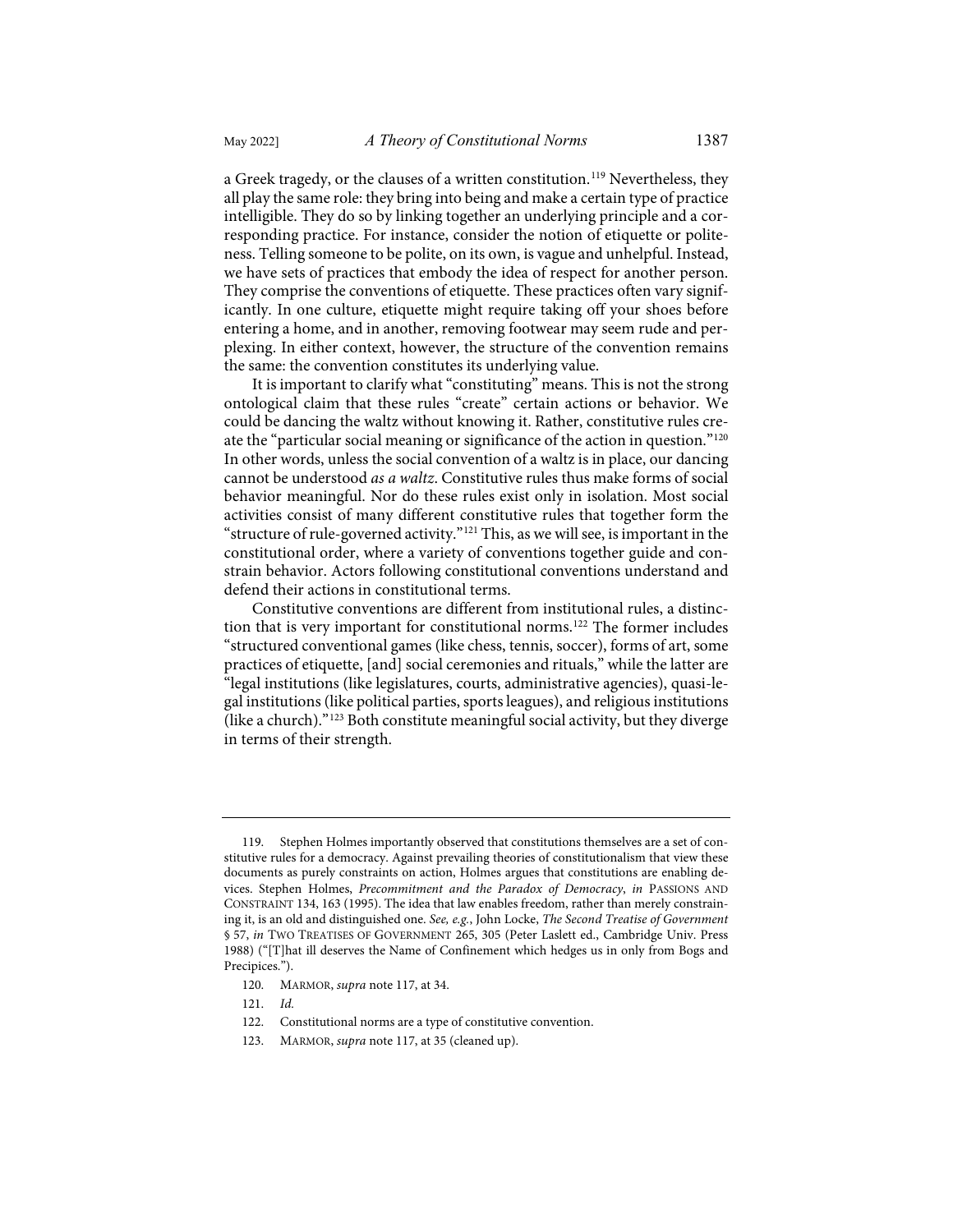a Greek tragedy, or the clauses of a written constitution.[119] Nevertheless, they all play the same role: they bring into being and make a certain type of practice intelligible. They do so by linking together an underlying principle and a corresponding practice. For instance, consider the notion of etiquette or politeness. Telling someone to be polite, on its own, is vague and unhelpful. Instead, we have sets of practices that embody the idea of respect for another person. They comprise the conventions of etiquette. These practices often vary significantly. In one culture, etiquette might require taking off your shoes before entering a home, and in another, removing footwear may seem rude and perplexing. In either context, however, the structure of the convention remains the same: the convention constitutes its underlying value.

It is important to clarify what "constituting" means. This is not the strong ontological claim that these rules "create" certain actions or behavior. We could be dancing the waltz without knowing it. Rather, constitutive rules create the "particular social meaning or significance of the action in question."[120] In other words, unless the social convention of a waltz is in place, our dancing cannot be understood *as a waltz*. Constitutive rules thus make forms of social behavior meaningful. Nor do these rules exist only in isolation. Most social activities consist of many different constitutive rules that together form the "structure of rule-governed activity."[121] This, as we will see, is important in the constitutional order, where a variety of conventions together guide and constrain behavior. Actors following constitutional conventions understand and defend their actions in constitutional terms.

Constitutive conventions are different from institutional rules, a distinction that is very important for constitutional norms.[122] The former includes "structured conventional games (like chess, tennis, soccer), forms of art, some practices of etiquette, [and] social ceremonies and rituals," while the latter are "legal institutions (like legislatures, courts, administrative agencies), quasi-legal institutions (like political parties, sports leagues), and religious institutions (like a church)."[123] Both constitute meaningful social activity, but they diverge in terms of their strength.

---

119. Stephen Holmes importantly observed that constitutions themselves are a set of constitutive rules for a democracy. Against prevailing theories of constitutionalism that view these documents as purely constraints on action, Holmes argues that constitutions are enabling devices. Stephen Holmes, *Precommitment and the Paradox of Democracy*, *in* PASSIONS AND CONSTRAINT 134, 163 (1995). The idea that law enables freedom, rather than merely constraining it, is an old and distinguished one. *See, e.g.*, John Locke, *The Second Treatise of Government* § 57, *in* TWO TREATISES OF GOVERNMENT 265, 305 (Peter Laslett ed., Cambridge Univ. Press 1988) ("[T]hat ill deserves the Name of Confinement which hedges us in only from Bogs and Precipices.").

120. MARMOR, *supra* note 117, at 34.

121. *Id.*

122. Constitutional norms are a type of constitutive convention.

123. MARMOR, *supra* note 117, at 35 (cleaned up).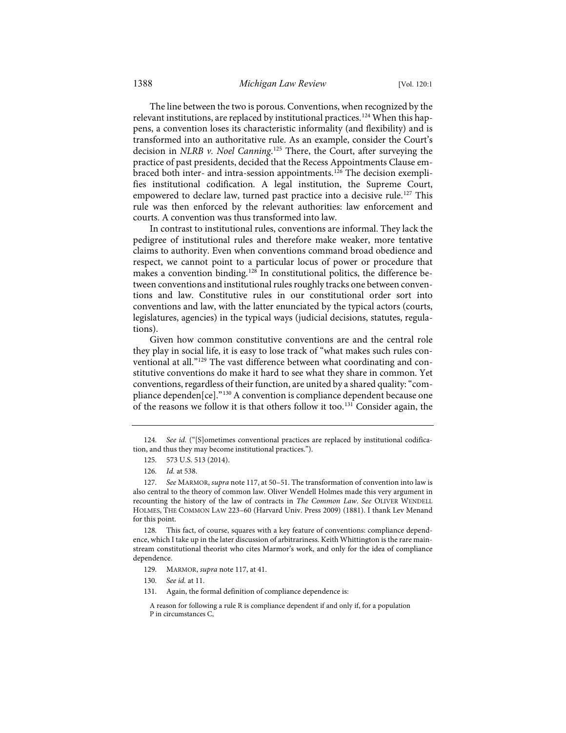The line between the two is porous. Conventions, when recognized by the relevant institutions, are replaced by institutional practices.[124] When this happens, a convention loses its characteristic informality (and flexibility) and is transformed into an authoritative rule. As an example, consider the Court's decision in *NLRB v. Noel Canning*.[125] There, the Court, after surveying the practice of past presidents, decided that the Recess Appointments Clause embraced both inter- and intra-session appointments.[126] The decision exemplifies institutional codification. A legal institution, the Supreme Court, empowered to declare law, turned past practice into a decisive rule.[127] This rule was then enforced by the relevant authorities: law enforcement and courts. A convention was thus transformed into law.

In contrast to institutional rules, conventions are informal. They lack the pedigree of institutional rules and therefore make weaker, more tentative claims to authority. Even when conventions command broad obedience and respect, we cannot point to a particular locus of power or procedure that makes a convention binding.[128] In constitutional politics, the difference between conventions and institutional rules roughly tracks one between conventions and law. Constitutive rules in our constitutional order sort into conventions and law, with the latter enunciated by the typical actors (courts, legislatures, agencies) in the typical ways (judicial decisions, statutes, regulations).

Given how common constitutive conventions are and the central role they play in social life, it is easy to lose track of "what makes such rules conventional at all."[129] The vast difference between what coordinating and constitutive conventions do make it hard to see what they share in common. Yet conventions, regardless of their function, are united by a shared quality: "compliance dependen[ce]."[130] A convention is compliance dependent because one of the reasons we follow it is that others follow it too.[131] Consider again, the

---

124. *See id.* ("[S]ometimes conventional practices are replaced by institutional codification, and thus they may become institutional practices.").

125. 573 U.S. 513 (2014).

126. *Id.* at 538.

127. *See* MARMOR, *supra* note 117, at 50–51. The transformation of convention into law is also central to the theory of common law. Oliver Wendell Holmes made this very argument in recounting the history of the law of contracts in *The Common Law*. *See* OLIVER WENDELL HOLMES, THE COMMON LAW 223–60 (Harvard Univ. Press 2009) (1881). I thank Lev Menand for this point.

128. This fact, of course, squares with a key feature of conventions: compliance dependence, which I take up in the later discussion of arbitrariness. Keith Whittington is the rare mainstream constitutional theorist who cites Marmor's work, and only for the idea of compliance dependence.

129. MARMOR, *supra* note 117, at 41.

130. *See id.* at 11.

131. Again, the formal definition of compliance dependence is:

> A reason for following a rule R is compliance dependent if and only if, for a population P in circumstances C,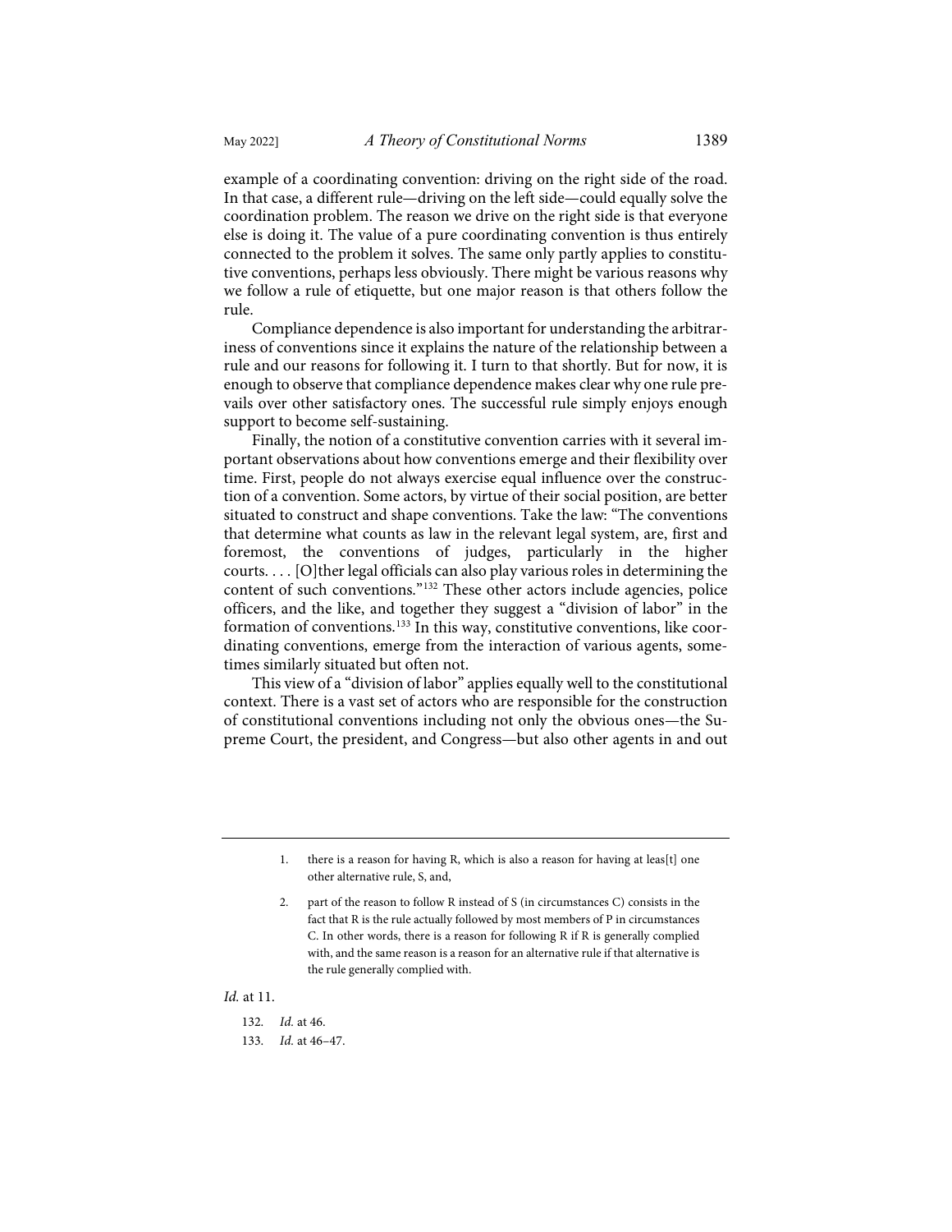example of a coordinating convention: driving on the right side of the road. In that case, a different rule—driving on the left side—could equally solve the coordination problem. The reason we drive on the right side is that everyone else is doing it. The value of a pure coordinating convention is thus entirely connected to the problem it solves. The same only partly applies to constitutive conventions, perhaps less obviously. There might be various reasons why we follow a rule of etiquette, but one major reason is that others follow the rule.

Compliance dependence is also important for understanding the arbitrariness of conventions since it explains the nature of the relationship between a rule and our reasons for following it. I turn to that shortly. But for now, it is enough to observe that compliance dependence makes clear why one rule prevails over other satisfactory ones. The successful rule simply enjoys enough support to become self-sustaining.

Finally, the notion of a constitutive convention carries with it several important observations about how conventions emerge and their flexibility over time. First, people do not always exercise equal influence over the construction of a convention. Some actors, by virtue of their social position, are better situated to construct and shape conventions. Take the law: "The conventions that determine what counts as law in the relevant legal system, are, first and foremost, the conventions of judges, particularly in the higher courts. . . . [O]ther legal officials can also play various roles in determining the content of such conventions."[132] These other actors include agencies, police officers, and the like, and together they suggest a "division of labor" in the formation of conventions.[133] In this way, constitutive conventions, like coordinating conventions, emerge from the interaction of various agents, sometimes similarly situated but often not.

This view of a "division of labor" applies equally well to the constitutional context. There is a vast set of actors who are responsible for the construction of constitutional conventions including not only the obvious ones—the Supreme Court, the president, and Congress—but also other agents in and out

---

1. there is a reason for having R, which is also a reason for having at leas[t] one other alternative rule, S, and,

2. part of the reason to follow R instead of S (in circumstances C) consists in the fact that R is the rule actually followed by most members of P in circumstances C. In other words, there is a reason for following R if R is generally complied with, and the same reason is a reason for an alternative rule if that alternative is the rule generally complied with.

*Id.* at 11.

132. *Id.* at 46.

133. *Id.* at 46–47.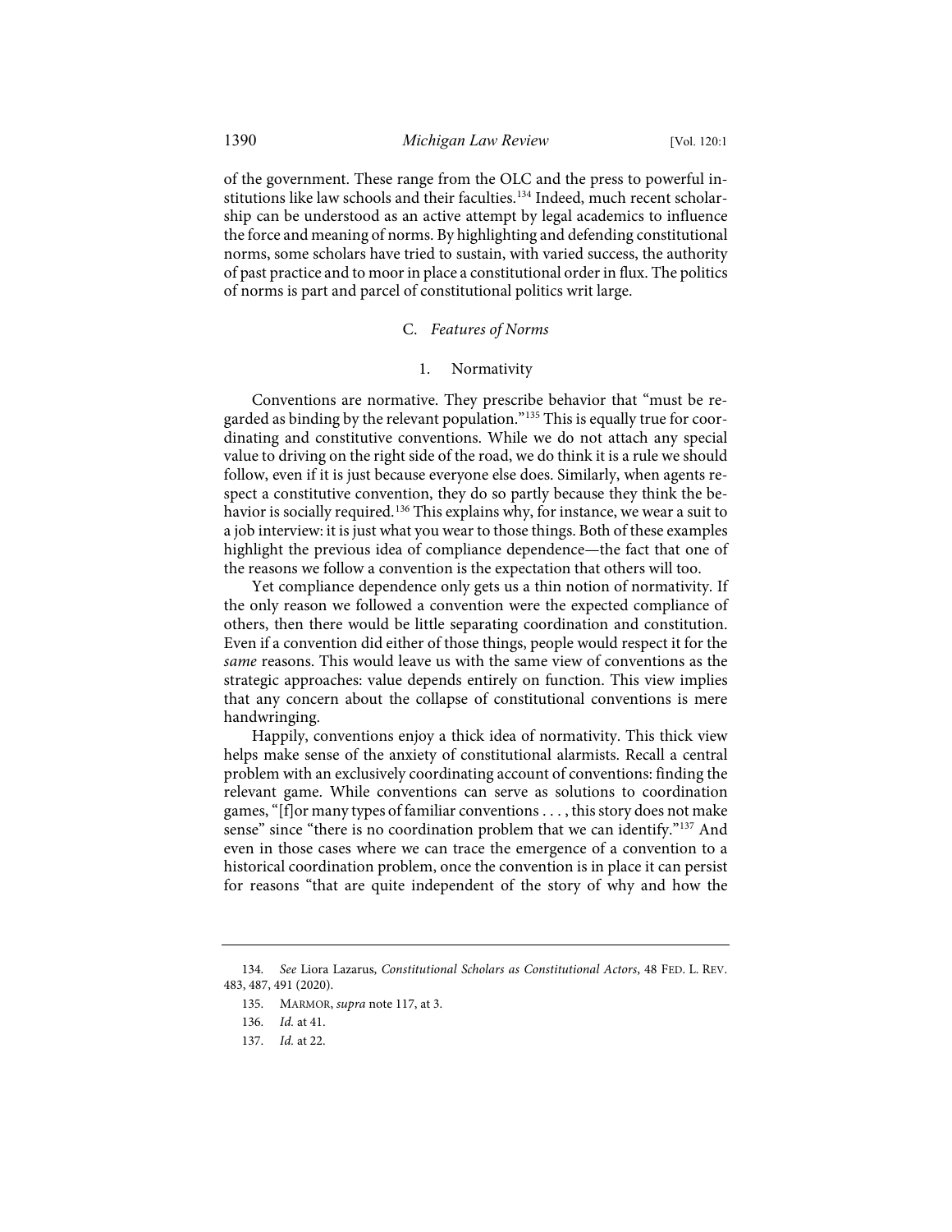of the government. These range from the OLC and the press to powerful institutions like law schools and their faculties.[134] Indeed, much recent scholarship can be understood as an active attempt by legal academics to influence the force and meaning of norms. By highlighting and defending constitutional norms, some scholars have tried to sustain, with varied success, the authority of past practice and to moor in place a constitutional order in flux. The politics of norms is part and parcel of constitutional politics writ large.

### C. *Features of Norms*

#### 1. Normativity

Conventions are normative. They prescribe behavior that "must be regarded as binding by the relevant population."[135] This is equally true for coordinating and constitutive conventions. While we do not attach any special value to driving on the right side of the road, we do think it is a rule we should follow, even if it is just because everyone else does. Similarly, when agents respect a constitutive convention, they do so partly because they think the behavior is socially required.[136] This explains why, for instance, we wear a suit to a job interview: it is just what you wear to those things. Both of these examples highlight the previous idea of compliance dependence—the fact that one of the reasons we follow a convention is the expectation that others will too.

Yet compliance dependence only gets us a thin notion of normativity. If the only reason we followed a convention were the expected compliance of others, then there would be little separating coordination and constitution. Even if a convention did either of those things, people would respect it for the *same* reasons. This would leave us with the same view of conventions as the strategic approaches: value depends entirely on function. This view implies that any concern about the collapse of constitutional conventions is mere handwringing.

Happily, conventions enjoy a thick idea of normativity. This thick view helps make sense of the anxiety of constitutional alarmists. Recall a central problem with an exclusively coordinating account of conventions: finding the relevant game. While conventions can serve as solutions to coordination games, "[f]or many types of familiar conventions . . . , this story does not make sense" since "there is no coordination problem that we can identify."[137] And even in those cases where we can trace the emergence of a convention to a historical coordination problem, once the convention is in place it can persist for reasons "that are quite independent of the story of why and how the

---

134. *See* Liora Lazarus, *Constitutional Scholars as Constitutional Actors*, 48 FED. L. REV. 483, 487, 491 (2020).

135. MARMOR, *supra* note 117, at 3.

136. *Id.* at 41.

137. *Id.* at 22.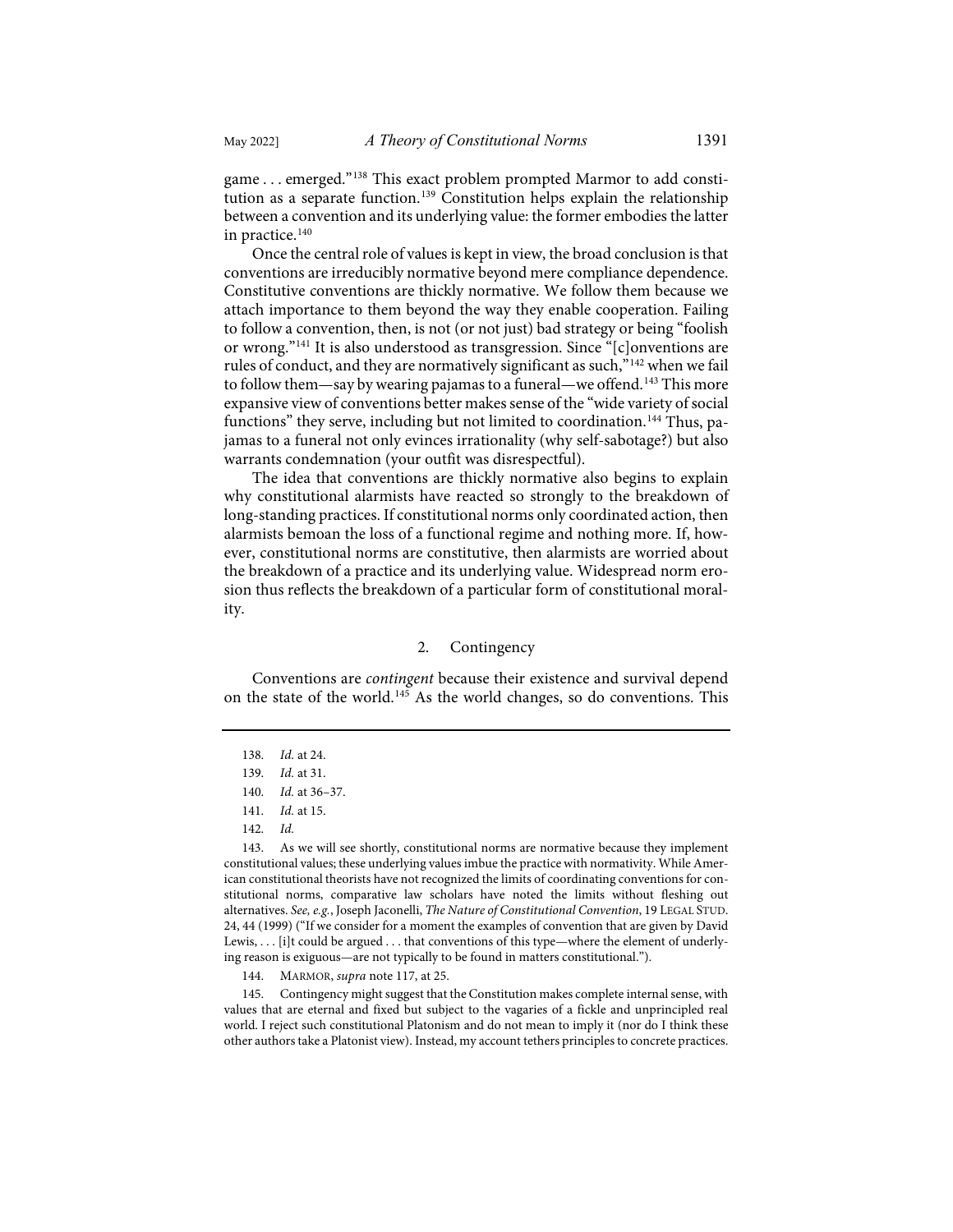game . . . emerged."[138] This exact problem prompted Marmor to add constitution as a separate function.[139] Constitution helps explain the relationship between a convention and its underlying value: the former embodies the latter in practice.[140]

Once the central role of values is kept in view, the broad conclusion is that conventions are irreducibly normative beyond mere compliance dependence. Constitutive conventions are thickly normative. We follow them because we attach importance to them beyond the way they enable cooperation. Failing to follow a convention, then, is not (or not just) bad strategy or being "foolish or wrong."[141] It is also understood as transgression. Since "[c]onventions are rules of conduct, and they are normatively significant as such,"[142] when we fail to follow them—say by wearing pajamas to a funeral—we offend.[143] This more expansive view of conventions better makes sense of the "wide variety of social functions" they serve, including but not limited to coordination.[144] Thus, pajamas to a funeral not only evinces irrationality (why self-sabotage?) but also warrants condemnation (your outfit was disrespectful).

The idea that conventions are thickly normative also begins to explain why constitutional alarmists have reacted so strongly to the breakdown of long-standing practices. If constitutional norms only coordinated action, then alarmists bemoan the loss of a functional regime and nothing more. If, however, constitutional norms are constitutive, then alarmists are worried about the breakdown of a practice and its underlying value. Widespread norm erosion thus reflects the breakdown of a particular form of constitutional morality.

### 2. Contingency

Conventions are *contingent* because their existence and survival depend on the state of the world.[145] As the world changes, so do conventions. This

---

138. *Id.* at 24.

139. *Id.* at 31.

140. *Id.* at 36–37.

141. *Id.* at 15.

142. *Id.*

143. As we will see shortly, constitutional norms are normative because they implement constitutional values; these underlying values imbue the practice with normativity. While American constitutional theorists have not recognized the limits of coordinating conventions for constitutional norms, comparative law scholars have noted the limits without fleshing out alternatives. *See, e.g.*, Joseph Jaconelli, *The Nature of Constitutional Convention*, 19 LEGAL STUD. 24, 44 (1999) ("If we consider for a moment the examples of convention that are given by David Lewis, . . . [i]t could be argued . . . that conventions of this type—where the element of underlying reason is exiguous—are not typically to be found in matters constitutional.").

144. MARMOR, *supra* note 117, at 25.

145. Contingency might suggest that the Constitution makes complete internal sense, with values that are eternal and fixed but subject to the vagaries of a fickle and unprincipled real world. I reject such constitutional Platonism and do not mean to imply it (nor do I think these other authors take a Platonist view). Instead, my account tethers principles to concrete practices.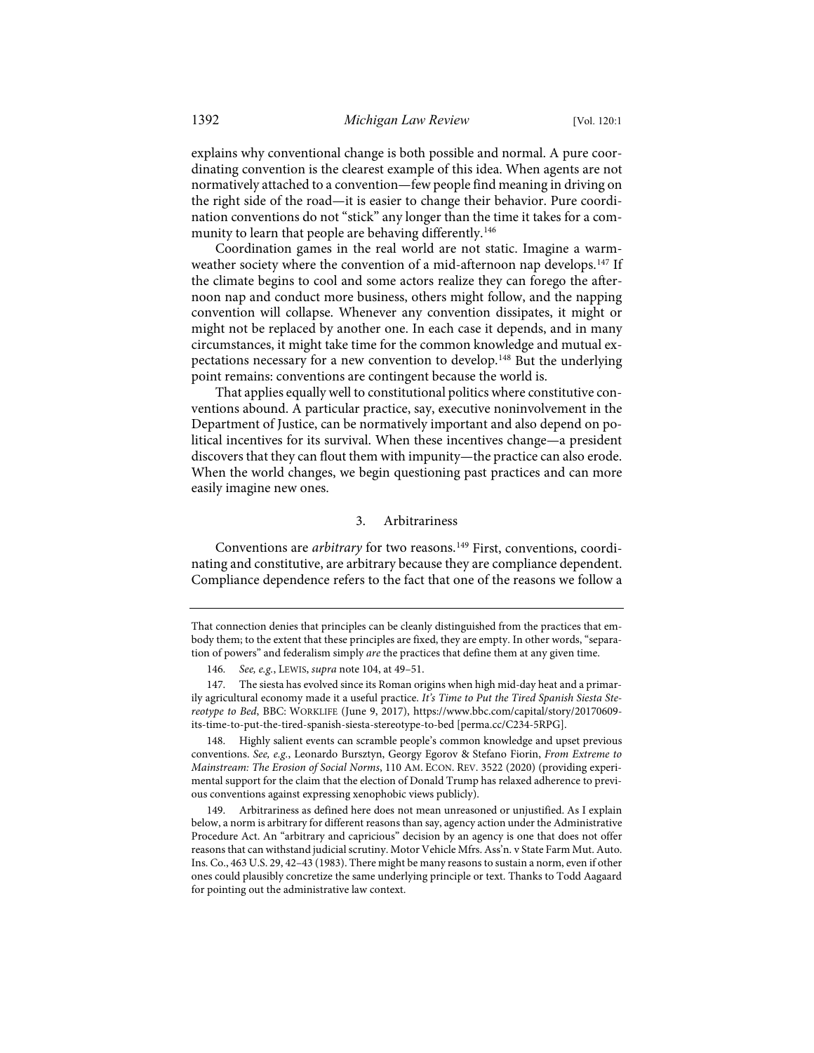explains why conventional change is both possible and normal. A pure coordinating convention is the clearest example of this idea. When agents are not normatively attached to a convention—few people find meaning in driving on the right side of the road—it is easier to change their behavior. Pure coordination conventions do not "stick" any longer than the time it takes for a community to learn that people are behaving differently.[146]

Coordination games in the real world are not static. Imagine a warm-weather society where the convention of a mid-afternoon nap develops.[147] If the climate begins to cool and some actors realize they can forego the afternoon nap and conduct more business, others might follow, and the napping convention will collapse. Whenever any convention dissipates, it might or might not be replaced by another one. In each case it depends, and in many circumstances, it might take time for the common knowledge and mutual expectations necessary for a new convention to develop.[148] But the underlying point remains: conventions are contingent because the world is.

That applies equally well to constitutional politics where constitutive conventions abound. A particular practice, say, executive noninvolvement in the Department of Justice, can be normatively important and also depend on political incentives for its survival. When these incentives change—a president discovers that they can flout them with impunity—the practice can also erode. When the world changes, we begin questioning past practices and can more easily imagine new ones.

### 3. Arbitrariness

Conventions are *arbitrary* for two reasons.[149] First, conventions, coordinating and constitutive, are arbitrary because they are compliance dependent. Compliance dependence refers to the fact that one of the reasons we follow a

---

That connection denies that principles can be cleanly distinguished from the practices that embody them; to the extent that these principles are fixed, they are empty. In other words, "separation of powers" and federalism simply *are* the practices that define them at any given time.

146. *See, e.g.*, LEWIS, *supra* note 104, at 49–51.

147. The siesta has evolved since its Roman origins when high mid-day heat and a primarily agricultural economy made it a useful practice. *It's Time to Put the Tired Spanish Siesta Stereotype to Bed*, BBC: WORKLIFE (June 9, 2017), https://www.bbc.com/capital/story/20170609-its-time-to-put-the-tired-spanish-siesta-stereotype-to-bed [perma.cc/C234-5RPG].

148. Highly salient events can scramble people's common knowledge and upset previous conventions. *See, e.g.*, Leonardo Bursztyn, Georgy Egorov & Stefano Fiorin, *From Extreme to Mainstream: The Erosion of Social Norms*, 110 AM. ECON. REV. 3522 (2020) (providing experimental support for the claim that the election of Donald Trump has relaxed adherence to previous conventions against expressing xenophobic views publicly).

149. Arbitrariness as defined here does not mean unreasoned or unjustified. As I explain below, a norm is arbitrary for different reasons than say, agency action under the Administrative Procedure Act. An "arbitrary and capricious" decision by an agency is one that does not offer reasons that can withstand judicial scrutiny. Motor Vehicle Mfrs. Ass'n. v State Farm Mut. Auto. Ins. Co., 463 U.S. 29, 42–43 (1983). There might be many reasons to sustain a norm, even if other ones could plausibly concretize the same underlying principle or text. Thanks to Todd Aagaard for pointing out the administrative law context.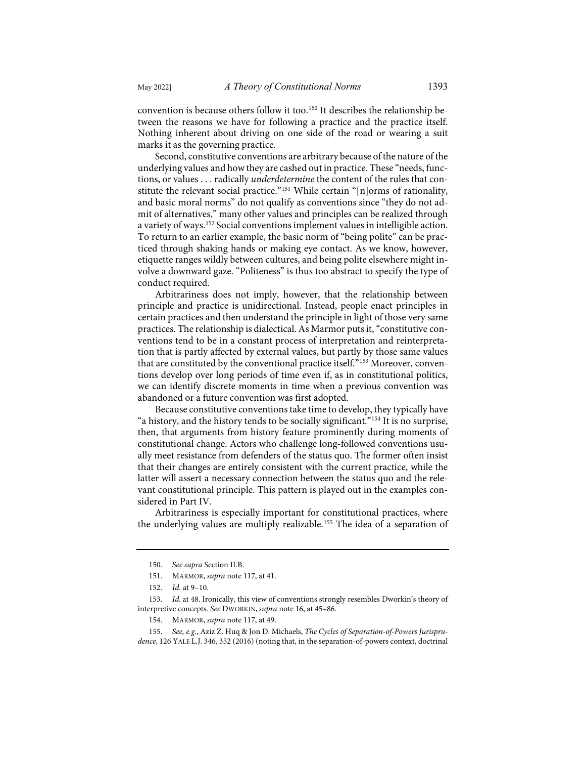convention is because others follow it too.[150] It describes the relationship between the reasons we have for following a practice and the practice itself. Nothing inherent about driving on one side of the road or wearing a suit marks it as the governing practice.

Second, constitutive conventions are arbitrary because of the nature of the underlying values and how they are cashed out in practice. These "needs, functions, or values . . . radically *underdetermine* the content of the rules that constitute the relevant social practice."[151] While certain "[n]orms of rationality, and basic moral norms" do not qualify as conventions since "they do not admit of alternatives," many other values and principles can be realized through a variety of ways.[152] Social conventions implement values in intelligible action. To return to an earlier example, the basic norm of "being polite" can be practiced through shaking hands or making eye contact. As we know, however, etiquette ranges wildly between cultures, and being polite elsewhere might involve a downward gaze. "Politeness" is thus too abstract to specify the type of conduct required.

Arbitrariness does not imply, however, that the relationship between principle and practice is unidirectional. Instead, people enact principles in certain practices and then understand the principle in light of those very same practices. The relationship is dialectical. As Marmor puts it, "constitutive conventions tend to be in a constant process of interpretation and reinterpretation that is partly affected by external values, but partly by those same values that are constituted by the conventional practice itself."[153] Moreover, conventions develop over long periods of time even if, as in constitutional politics, we can identify discrete moments in time when a previous convention was abandoned or a future convention was first adopted.

Because constitutive conventions take time to develop, they typically have "a history, and the history tends to be socially significant."[154] It is no surprise, then, that arguments from history feature prominently during moments of constitutional change. Actors who challenge long-followed conventions usually meet resistance from defenders of the status quo. The former often insist that their changes are entirely consistent with the current practice, while the latter will assert a necessary connection between the status quo and the relevant constitutional principle. This pattern is played out in the examples considered in Part IV.

Arbitrariness is especially important for constitutional practices, where the underlying values are multiply realizable.[155] The idea of a separation of

---

150. *See supra* Section II.B.

151. MARMOR, *supra* note 117, at 41.

152. *Id.* at 9–10.

153. *Id.* at 48. Ironically, this view of conventions strongly resembles Dworkin's theory of interpretive concepts. *See* DWORKIN, *supra* note 16, at 45–86.

154. MARMOR, *supra* note 117, at 49.

155. *See, e.g.*, Aziz Z. Huq & Jon D. Michaels, *The Cycles of Separation-of-Powers Jurisprudence*, 126 YALE L.J. 346, 352 (2016) (noting that, in the separation-of-powers context, doctrinal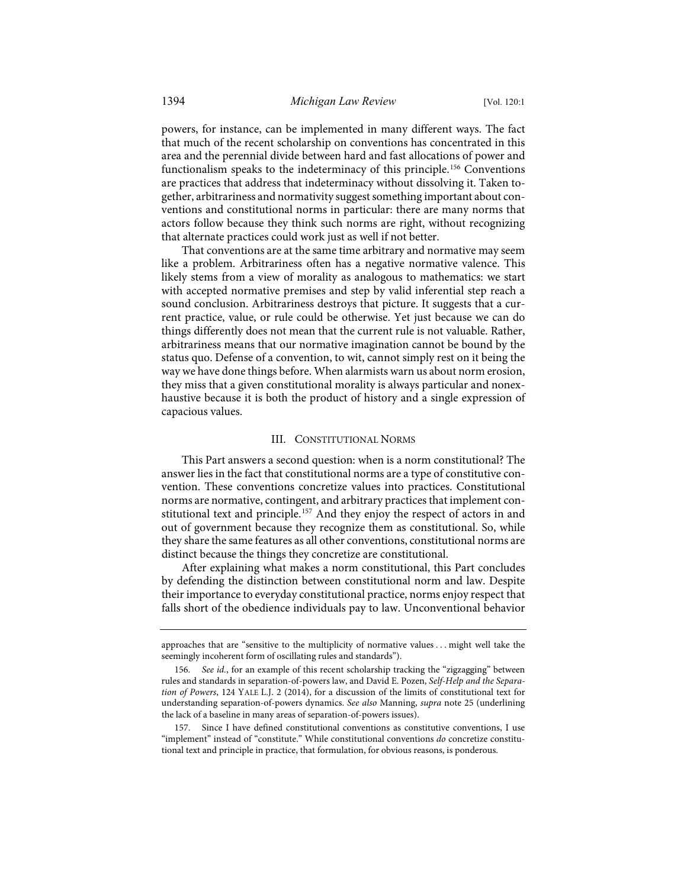powers, for instance, can be implemented in many different ways. The fact that much of the recent scholarship on conventions has concentrated in this area and the perennial divide between hard and fast allocations of power and functionalism speaks to the indeterminacy of this principle.[156] Conventions are practices that address that indeterminacy without dissolving it. Taken together, arbitrariness and normativity suggest something important about conventions and constitutional norms in particular: there are many norms that actors follow because they think such norms are right, without recognizing that alternate practices could work just as well if not better.

That conventions are at the same time arbitrary and normative may seem like a problem. Arbitrariness often has a negative normative valence. This likely stems from a view of morality as analogous to mathematics: we start with accepted normative premises and step by valid inferential step reach a sound conclusion. Arbitrariness destroys that picture. It suggests that a current practice, value, or rule could be otherwise. Yet just because we can do things differently does not mean that the current rule is not valuable. Rather, arbitrariness means that our normative imagination cannot be bound by the status quo. Defense of a convention, to wit, cannot simply rest on it being the way we have done things before. When alarmists warn us about norm erosion, they miss that a given constitutional morality is always particular and nonexhaustive because it is both the product of history and a single expression of capacious values.

## III. CONSTITUTIONAL NORMS

This Part answers a second question: when is a norm constitutional? The answer lies in the fact that constitutional norms are a type of constitutive convention. These conventions concretize values into practices. Constitutional norms are normative, contingent, and arbitrary practices that implement constitutional text and principle.[157] And they enjoy the respect of actors in and out of government because they recognize them as constitutional. So, while they share the same features as all other conventions, constitutional norms are distinct because the things they concretize are constitutional.

After explaining what makes a norm constitutional, this Part concludes by defending the distinction between constitutional norm and law. Despite their importance to everyday constitutional practice, norms enjoy respect that falls short of the obedience individuals pay to law. Unconventional behavior

---

approaches that are "sensitive to the multiplicity of normative values . . . might well take the seemingly incoherent form of oscillating rules and standards").

156. *See id.*, for an example of this recent scholarship tracking the "zigzagging" between rules and standards in separation-of-powers law, and David E. Pozen, *Self-Help and the Separation of Powers*, 124 YALE L.J. 2 (2014), for a discussion of the limits of constitutional text for understanding separation-of-powers dynamics. *See also* Manning, *supra* note 25 (underlining the lack of a baseline in many areas of separation-of-powers issues).

157. Since I have defined constitutional conventions as constitutive conventions, I use "implement" instead of "constitute." While constitutional conventions *do* concretize constitutional text and principle in practice, that formulation, for obvious reasons, is ponderous.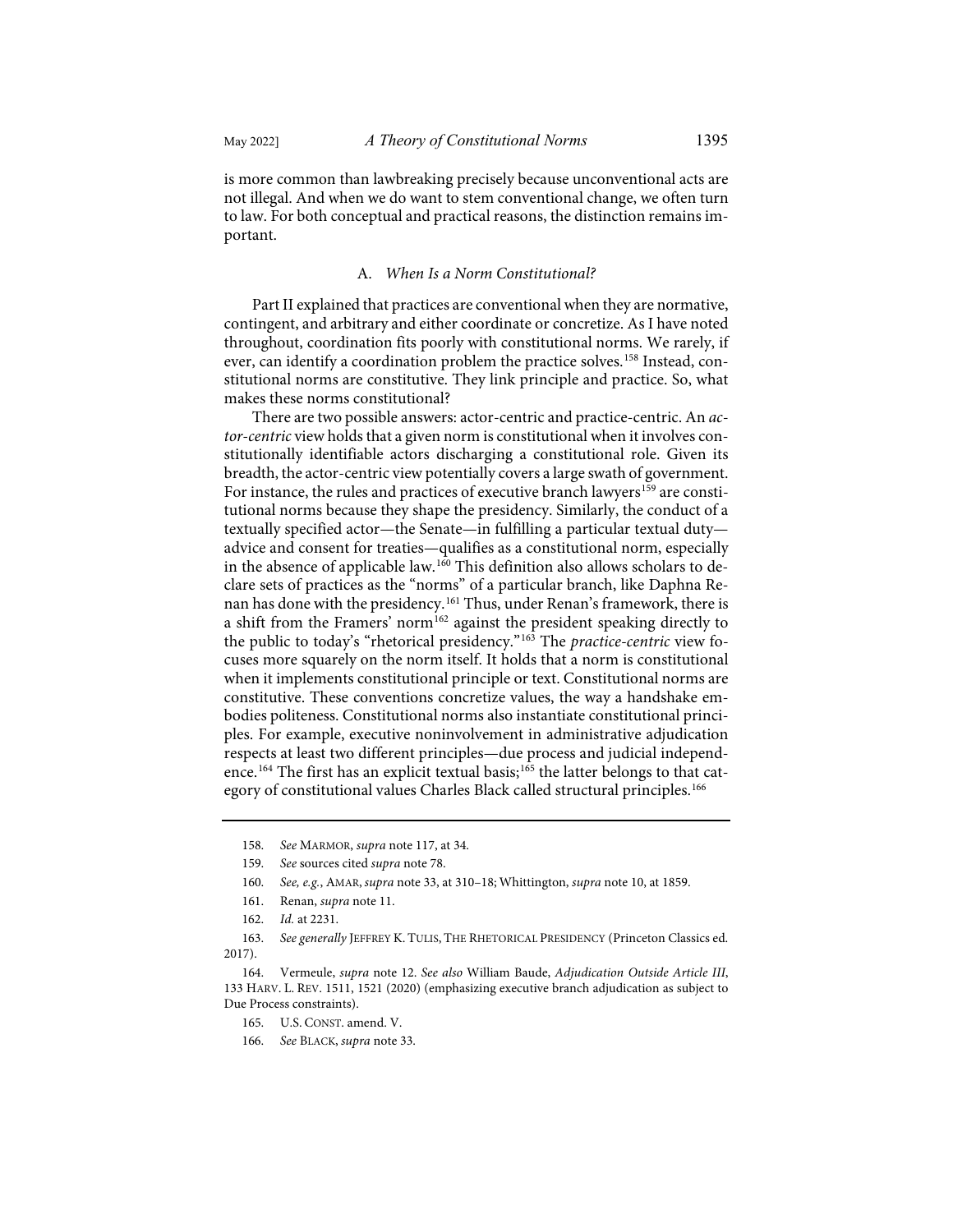is more common than lawbreaking precisely because unconventional acts are not illegal. And when we do want to stem conventional change, we often turn to law. For both conceptual and practical reasons, the distinction remains important.

### A. *When Is a Norm Constitutional?*

Part II explained that practices are conventional when they are normative, contingent, and arbitrary and either coordinate or concretize. As I have noted throughout, coordination fits poorly with constitutional norms. We rarely, if ever, can identify a coordination problem the practice solves.[158] Instead, constitutional norms are constitutive. They link principle and practice. So, what makes these norms constitutional?

There are two possible answers: actor-centric and practice-centric. An *actor-centric* view holds that a given norm is constitutional when it involves constitutionally identifiable actors discharging a constitutional role. Given its breadth, the actor-centric view potentially covers a large swath of government. For instance, the rules and practices of executive branch lawyers[159] are constitutional norms because they shape the presidency. Similarly, the conduct of a textually specified actor—the Senate—in fulfilling a particular textual duty—advice and consent for treaties—qualifies as a constitutional norm, especially in the absence of applicable law.[160] This definition also allows scholars to declare sets of practices as the "norms" of a particular branch, like Daphna Renan has done with the presidency.[161] Thus, under Renan's framework, there is a shift from the Framers' norm[162] against the president speaking directly to the public to today's "rhetorical presidency."[163] The *practice-centric* view focuses more squarely on the norm itself. It holds that a norm is constitutional when it implements constitutional principle or text. Constitutional norms are constitutive. These conventions concretize values, the way a handshake embodies politeness. Constitutional norms also instantiate constitutional principles. For example, executive noninvolvement in administrative adjudication respects at least two different principles—due process and judicial independence.[164] The first has an explicit textual basis;[165] the latter belongs to that category of constitutional values Charles Black called structural principles.[166]

---

158. *See* MARMOR, *supra* note 117, at 34.

159. *See* sources cited *supra* note 78.

160. *See, e.g.*, AMAR, *supra* note 33, at 310–18; Whittington, *supra* note 10, at 1859.

161. Renan, *supra* note 11.

162. *Id.* at 2231.

163. *See generally* JEFFREY K. TULIS, THE RHETORICAL PRESIDENCY (Princeton Classics ed. 2017).

164. Vermeule, *supra* note 12. *See also* William Baude, *Adjudication Outside Article III*, 133 HARV. L. REV. 1511, 1521 (2020) (emphasizing executive branch adjudication as subject to Due Process constraints).

165. U.S. CONST. amend. V.

166. *See* BLACK, *supra* note 33.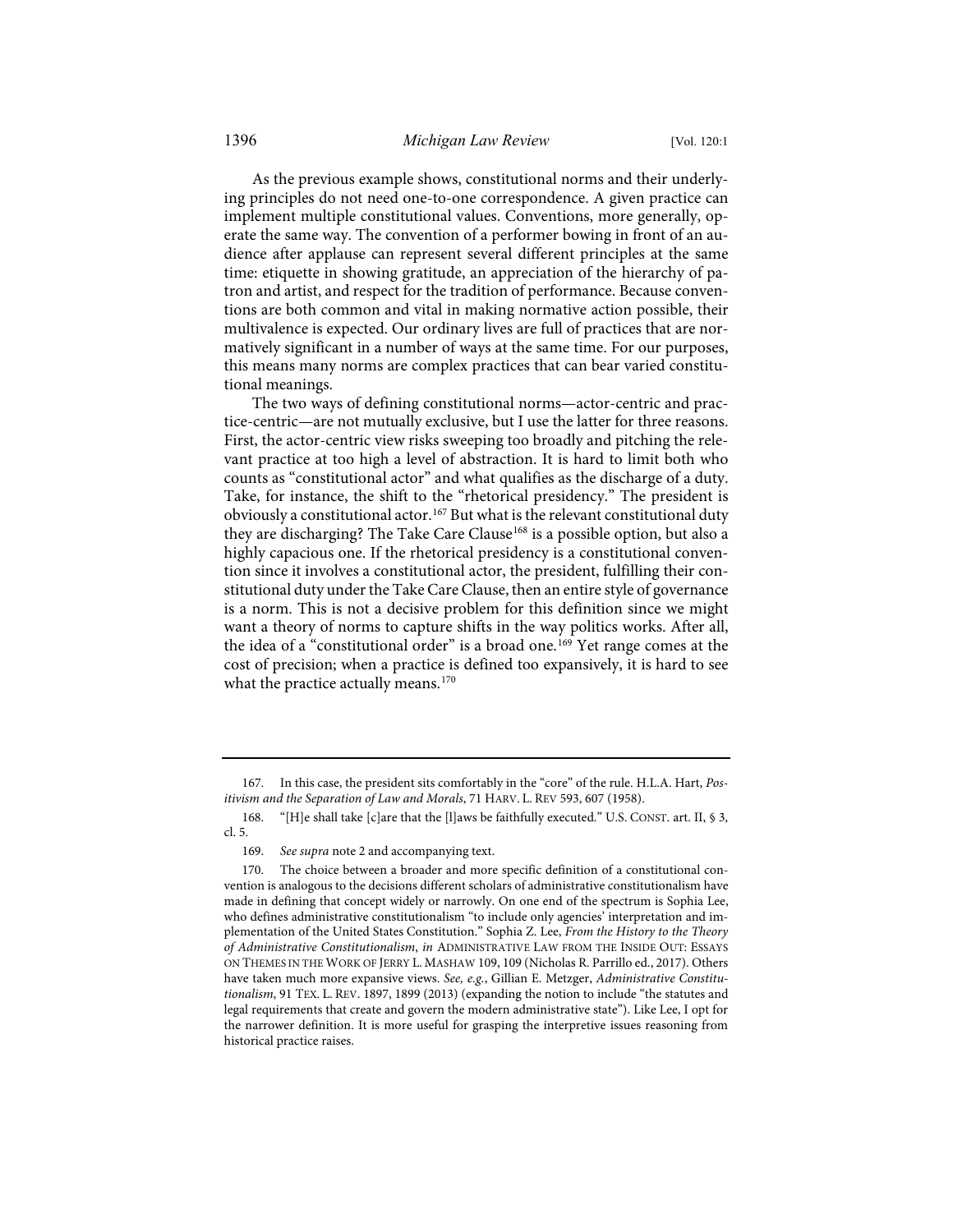As the previous example shows, constitutional norms and their underlying principles do not need one-to-one correspondence. A given practice can implement multiple constitutional values. Conventions, more generally, operate the same way. The convention of a performer bowing in front of an audience after applause can represent several different principles at the same time: etiquette in showing gratitude, an appreciation of the hierarchy of patron and artist, and respect for the tradition of performance. Because conventions are both common and vital in making normative action possible, their multivalence is expected. Our ordinary lives are full of practices that are normatively significant in a number of ways at the same time. For our purposes, this means many norms are complex practices that can bear varied constitutional meanings.

The two ways of defining constitutional norms—actor-centric and practice-centric—are not mutually exclusive, but I use the latter for three reasons. First, the actor-centric view risks sweeping too broadly and pitching the relevant practice at too high a level of abstraction. It is hard to limit both who counts as "constitutional actor" and what qualifies as the discharge of a duty. Take, for instance, the shift to the "rhetorical presidency." The president is obviously a constitutional actor.[167] But what is the relevant constitutional duty they are discharging? The Take Care Clause[168] is a possible option, but also a highly capacious one. If the rhetorical presidency is a constitutional convention since it involves a constitutional actor, the president, fulfilling their constitutional duty under the Take Care Clause, then an entire style of governance is a norm. This is not a decisive problem for this definition since we might want a theory of norms to capture shifts in the way politics works. After all, the idea of a "constitutional order" is a broad one.[169] Yet range comes at the cost of precision; when a practice is defined too expansively, it is hard to see what the practice actually means.[170]

---

167. In this case, the president sits comfortably in the "core" of the rule. H.L.A. Hart, *Positivism and the Separation of Law and Morals*, 71 HARV. L. REV 593, 607 (1958).

168. "[H]e shall take [c]are that the [l]aws be faithfully executed." U.S. CONST. art. II, § 3, cl. 5.

169. *See supra* note 2 and accompanying text.

170. The choice between a broader and more specific definition of a constitutional convention is analogous to the decisions different scholars of administrative constitutionalism have made in defining that concept widely or narrowly. On one end of the spectrum is Sophia Lee, who defines administrative constitutionalism "to include only agencies' interpretation and implementation of the United States Constitution." Sophia Z. Lee, *From the History to the Theory of Administrative Constitutionalism*, *in* ADMINISTRATIVE LAW FROM THE INSIDE OUT: ESSAYS ON THEMES IN THE WORK OF JERRY L. MASHAW 109, 109 (Nicholas R. Parrillo ed., 2017). Others have taken much more expansive views. *See, e.g.*, Gillian E. Metzger, *Administrative Constitutionalism*, 91 TEX. L. REV. 1897, 1899 (2013) (expanding the notion to include "the statutes and legal requirements that create and govern the modern administrative state"). Like Lee, I opt for the narrower definition. It is more useful for grasping the interpretive issues reasoning from historical practice raises.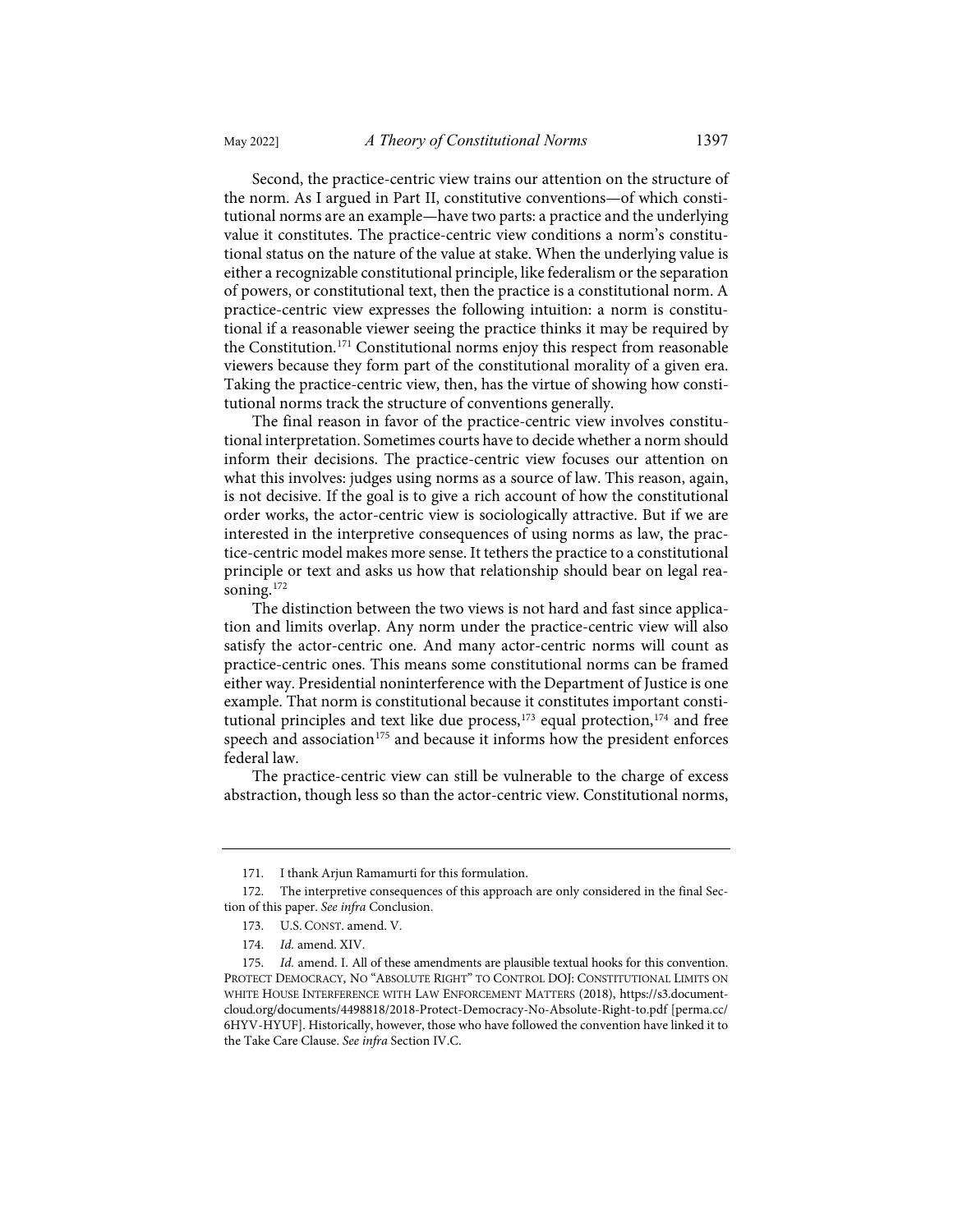Second, the practice-centric view trains our attention on the structure of the norm. As I argued in Part II, constitutive conventions—of which constitutional norms are an example—have two parts: a practice and the underlying value it constitutes. The practice-centric view conditions a norm's constitutional status on the nature of the value at stake. When the underlying value is either a recognizable constitutional principle, like federalism or the separation of powers, or constitutional text, then the practice is a constitutional norm. A practice-centric view expresses the following intuition: a norm is constitutional if a reasonable viewer seeing the practice thinks it may be required by the Constitution.[171] Constitutional norms enjoy this respect from reasonable viewers because they form part of the constitutional morality of a given era. Taking the practice-centric view, then, has the virtue of showing how constitutional norms track the structure of conventions generally.

The final reason in favor of the practice-centric view involves constitutional interpretation. Sometimes courts have to decide whether a norm should inform their decisions. The practice-centric view focuses our attention on what this involves: judges using norms as a source of law. This reason, again, is not decisive. If the goal is to give a rich account of how the constitutional order works, the actor-centric view is sociologically attractive. But if we are interested in the interpretive consequences of using norms as law, the practice-centric model makes more sense. It tethers the practice to a constitutional principle or text and asks us how that relationship should bear on legal reasoning.[172]

The distinction between the two views is not hard and fast since application and limits overlap. Any norm under the practice-centric view will also satisfy the actor-centric one. And many actor-centric norms will count as practice-centric ones. This means some constitutional norms can be framed either way. Presidential noninterference with the Department of Justice is one example. That norm is constitutional because it constitutes important constitutional principles and text like due process,[173] equal protection,[174] and free speech and association[175] and because it informs how the president enforces federal law.

The practice-centric view can still be vulnerable to the charge of excess abstraction, though less so than the actor-centric view. Constitutional norms,

---

171. I thank Arjun Ramamurti for this formulation.

172. The interpretive consequences of this approach are only considered in the final Section of this paper. *See infra* Conclusion.

173. U.S. CONST. amend. V.

174. *Id.* amend. XIV.

175. *Id.* amend. I. All of these amendments are plausible textual hooks for this convention. PROTECT DEMOCRACY, NO "ABSOLUTE RIGHT" TO CONTROL DOJ: CONSTITUTIONAL LIMITS ON WHITE HOUSE INTERFERENCE WITH LAW ENFORCEMENT MATTERS (2018), https://s3.documentcloud.org/documents/4498818/2018-Protect-Democracy-No-Absolute-Right-to.pdf [perma.cc/6HYV-HYUF]. Historically, however, those who have followed the convention have linked it to the Take Care Clause. *See infra* Section IV.C.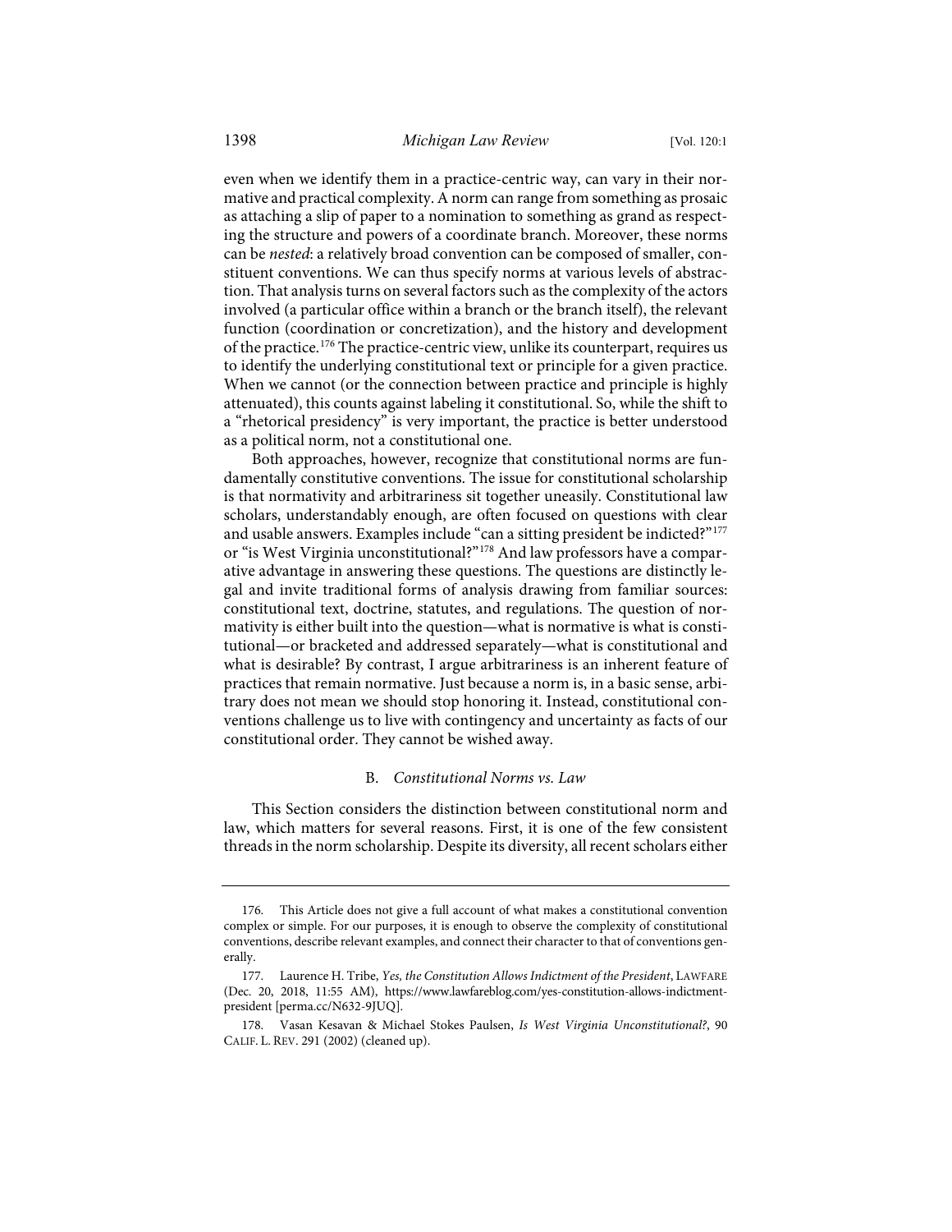even when we identify them in a practice-centric way, can vary in their normative and practical complexity. A norm can range from something as prosaic as attaching a slip of paper to a nomination to something as grand as respecting the structure and powers of a coordinate branch. Moreover, these norms can be *nested*: a relatively broad convention can be composed of smaller, constituent conventions. We can thus specify norms at various levels of abstraction. That analysis turns on several factors such as the complexity of the actors involved (a particular office within a branch or the branch itself), the relevant function (coordination or concretization), and the history and development of the practice.[176] The practice-centric view, unlike its counterpart, requires us to identify the underlying constitutional text or principle for a given practice. When we cannot (or the connection between practice and principle is highly attenuated), this counts against labeling it constitutional. So, while the shift to a "rhetorical presidency" is very important, the practice is better understood as a political norm, not a constitutional one.

Both approaches, however, recognize that constitutional norms are fundamentally constitutive conventions. The issue for constitutional scholarship is that normativity and arbitrariness sit together uneasily. Constitutional law scholars, understandably enough, are often focused on questions with clear and usable answers. Examples include "can a sitting president be indicted?"[177] or "is West Virginia unconstitutional?"[178] And law professors have a comparative advantage in answering these questions. The questions are distinctly legal and invite traditional forms of analysis drawing from familiar sources: constitutional text, doctrine, statutes, and regulations. The question of normativity is either built into the question—what is normative is what is constitutional—or bracketed and addressed separately—what is constitutional and what is desirable? By contrast, I argue arbitrariness is an inherent feature of practices that remain normative. Just because a norm is, in a basic sense, arbitrary does not mean we should stop honoring it. Instead, constitutional conventions challenge us to live with contingency and uncertainty as facts of our constitutional order. They cannot be wished away.

### B. *Constitutional Norms vs. Law*

This Section considers the distinction between constitutional norm and law, which matters for several reasons. First, it is one of the few consistent threads in the norm scholarship. Despite its diversity, all recent scholars either

---

176. This Article does not give a full account of what makes a constitutional convention complex or simple. For our purposes, it is enough to observe the complexity of constitutional conventions, describe relevant examples, and connect their character to that of conventions generally.

177. Laurence H. Tribe, *Yes, the Constitution Allows Indictment of the President*, LAWFARE (Dec. 20, 2018, 11:55 AM), https://www.lawfareblog.com/yes-constitution-allows-indictment-president [perma.cc/N632-9JUQ].

178. Vasan Kesavan & Michael Stokes Paulsen, *Is West Virginia Unconstitutional?*, 90 CALIF. L. REV. 291 (2002) (cleaned up).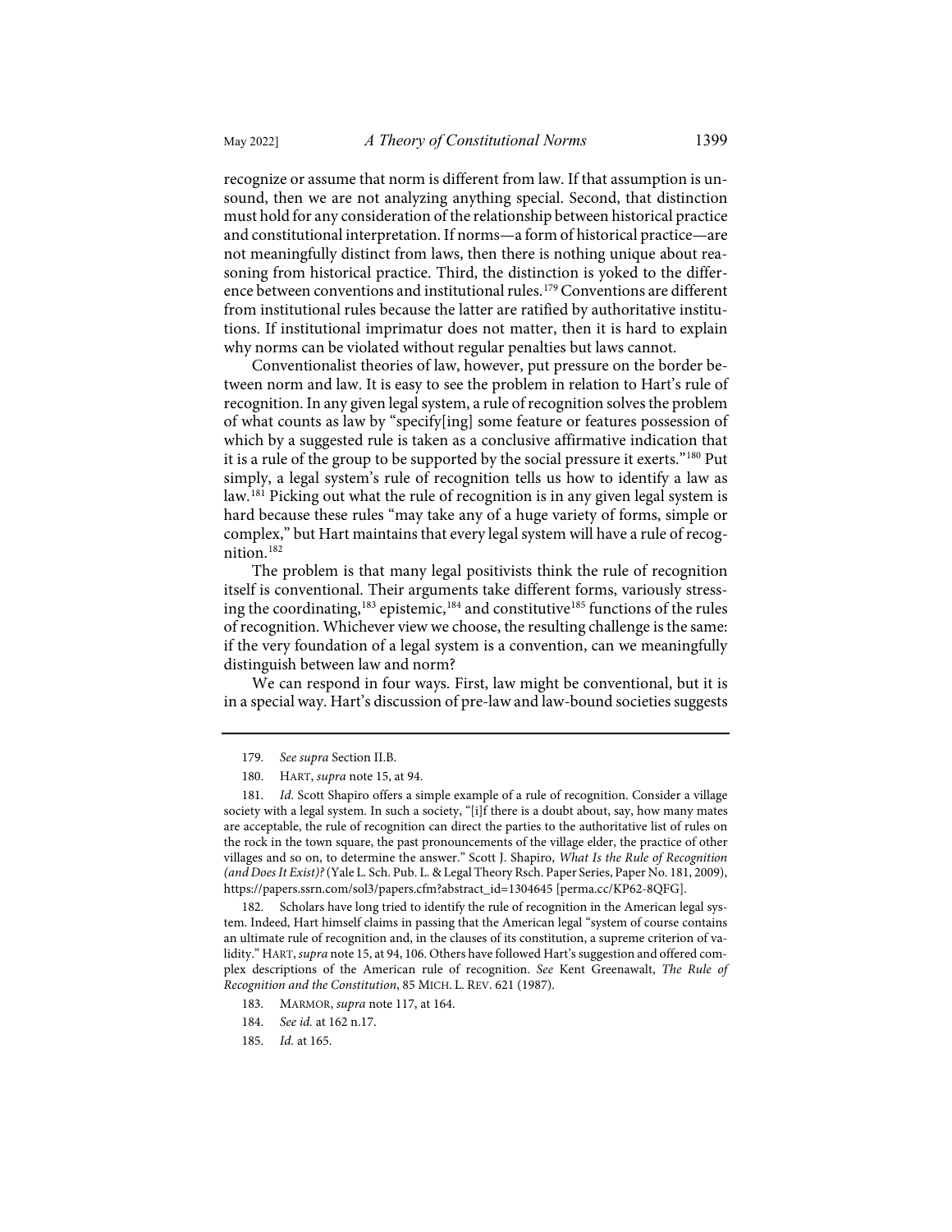recognize or assume that norm is different from law. If that assumption is unsound, then we are not analyzing anything special. Second, that distinction must hold for any consideration of the relationship between historical practice and constitutional interpretation. If norms—a form of historical practice—are not meaningfully distinct from laws, then there is nothing unique about reasoning from historical practice. Third, the distinction is yoked to the difference between conventions and institutional rules.[179] Conventions are different from institutional rules because the latter are ratified by authoritative institutions. If institutional imprimatur does not matter, then it is hard to explain why norms can be violated without regular penalties but laws cannot.

Conventionalist theories of law, however, put pressure on the border between norm and law. It is easy to see the problem in relation to Hart's rule of recognition. In any given legal system, a rule of recognition solves the problem of what counts as law by "specify[ing] some feature or features possession of which by a suggested rule is taken as a conclusive affirmative indication that it is a rule of the group to be supported by the social pressure it exerts."[180] Put simply, a legal system's rule of recognition tells us how to identify a law as law.[181] Picking out what the rule of recognition is in any given legal system is hard because these rules "may take any of a huge variety of forms, simple or complex," but Hart maintains that every legal system will have a rule of recognition.[182]

The problem is that many legal positivists think the rule of recognition itself is conventional. Their arguments take different forms, variously stressing the coordinating,[183] epistemic,[184] and constitutive[185] functions of the rules of recognition. Whichever view we choose, the resulting challenge is the same: if the very foundation of a legal system is a convention, can we meaningfully distinguish between law and norm?

We can respond in four ways. First, law might be conventional, but it is in a special way. Hart's discussion of pre-law and law-bound societies suggests

---

179. *See supra* Section II.B.

180. HART, *supra* note 15, at 94.

181. *Id.* Scott Shapiro offers a simple example of a rule of recognition. Consider a village society with a legal system. In such a society, "[i]f there is a doubt about, say, how many mates are acceptable, the rule of recognition can direct the parties to the authoritative list of rules on the rock in the town square, the past pronouncements of the village elder, the practice of other villages and so on, to determine the answer." Scott J. Shapiro, *What Is the Rule of Recognition (and Does It Exist)?* (Yale L. Sch. Pub. L. & Legal Theory Rsch. Paper Series, Paper No. 181, 2009), https://papers.ssrn.com/sol3/papers.cfm?abstract_id=1304645 [perma.cc/KP62-8QFG].

182. Scholars have long tried to identify the rule of recognition in the American legal system. Indeed, Hart himself claims in passing that the American legal "system of course contains an ultimate rule of recognition and, in the clauses of its constitution, a supreme criterion of validity." HART, *supra* note 15, at 94, 106. Others have followed Hart's suggestion and offered complex descriptions of the American rule of recognition. *See* Kent Greenawalt, *The Rule of Recognition and the Constitution*, 85 MICH. L. REV. 621 (1987).

183. MARMOR, *supra* note 117, at 164.

184. *See id.* at 162 n.17.

185. *Id.* at 165.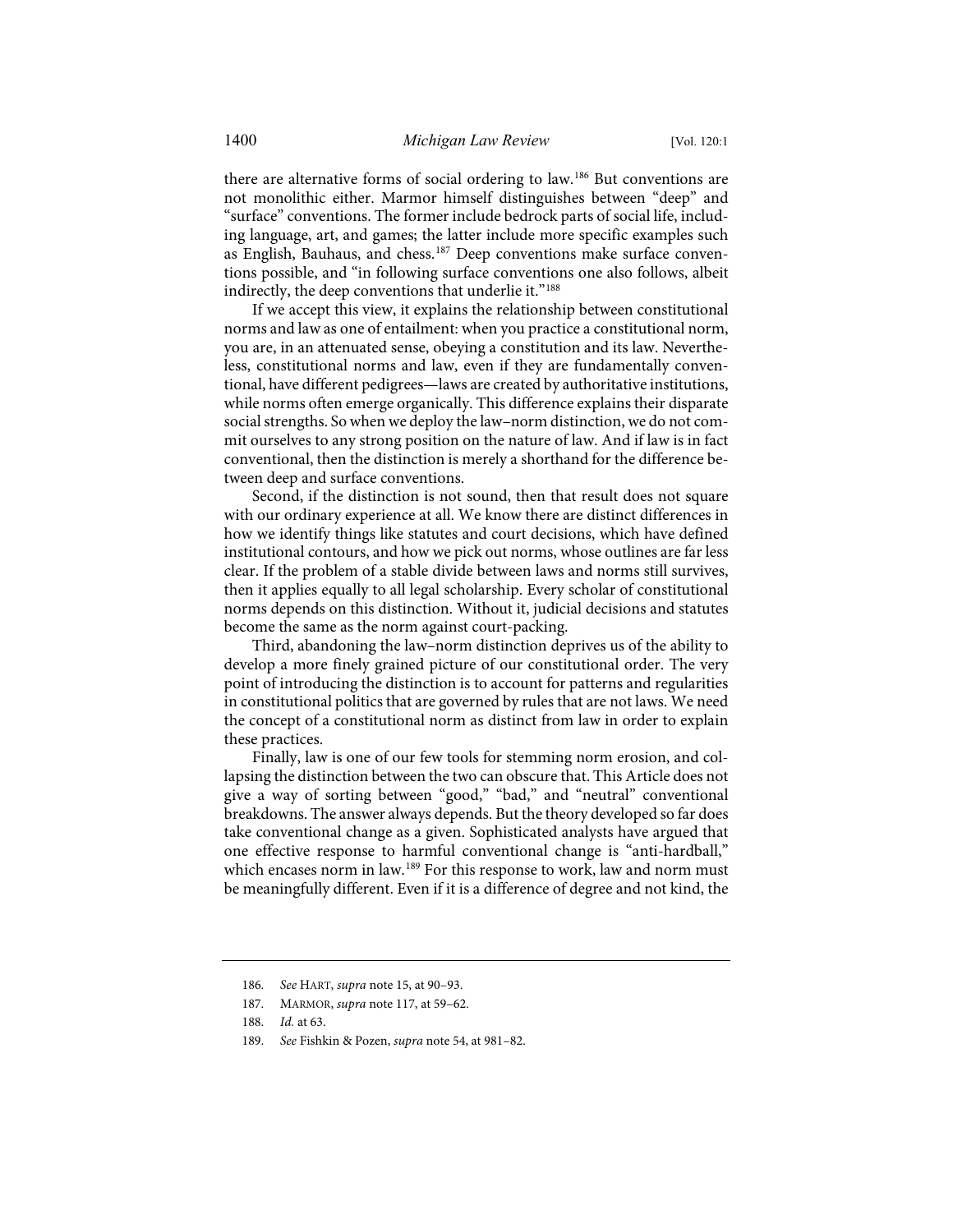there are alternative forms of social ordering to law.[186] But conventions are not monolithic either. Marmor himself distinguishes between "deep" and "surface" conventions. The former include bedrock parts of social life, including language, art, and games; the latter include more specific examples such as English, Bauhaus, and chess.[187] Deep conventions make surface conventions possible, and "in following surface conventions one also follows, albeit indirectly, the deep conventions that underlie it."[188]

If we accept this view, it explains the relationship between constitutional norms and law as one of entailment: when you practice a constitutional norm, you are, in an attenuated sense, obeying a constitution and its law. Nevertheless, constitutional norms and law, even if they are fundamentally conventional, have different pedigrees—laws are created by authoritative institutions, while norms often emerge organically. This difference explains their disparate social strengths. So when we deploy the law–norm distinction, we do not commit ourselves to any strong position on the nature of law. And if law is in fact conventional, then the distinction is merely a shorthand for the difference between deep and surface conventions.

Second, if the distinction is not sound, then that result does not square with our ordinary experience at all. We know there are distinct differences in how we identify things like statutes and court decisions, which have defined institutional contours, and how we pick out norms, whose outlines are far less clear. If the problem of a stable divide between laws and norms still survives, then it applies equally to all legal scholarship. Every scholar of constitutional norms depends on this distinction. Without it, judicial decisions and statutes become the same as the norm against court-packing.

Third, abandoning the law–norm distinction deprives us of the ability to develop a more finely grained picture of our constitutional order. The very point of introducing the distinction is to account for patterns and regularities in constitutional politics that are governed by rules that are not laws. We need the concept of a constitutional norm as distinct from law in order to explain these practices.

Finally, law is one of our few tools for stemming norm erosion, and collapsing the distinction between the two can obscure that. This Article does not give a way of sorting between "good," "bad," and "neutral" conventional breakdowns. The answer always depends. But the theory developed so far does take conventional change as a given. Sophisticated analysts have argued that one effective response to harmful conventional change is "anti-hardball," which encases norm in law.[189] For this response to work, law and norm must be meaningfully different. Even if it is a difference of degree and not kind, the

---

186. *See* HART, *supra* note 15, at 90–93.

187. MARMOR, *supra* note 117, at 59–62.

188. *Id.* at 63.

189. *See* Fishkin & Pozen, *supra* note 54, at 981–82.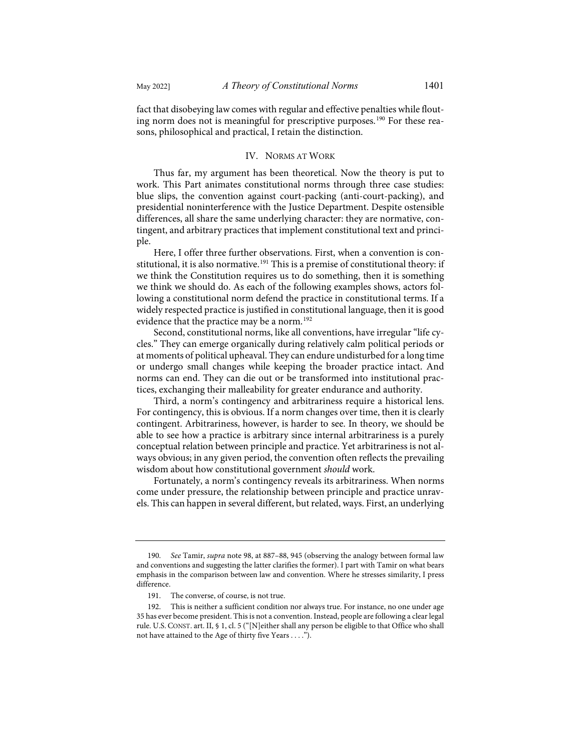fact that disobeying law comes with regular and effective penalties while flouting norm does not is meaningful for prescriptive purposes.[190] For these reasons, philosophical and practical, I retain the distinction.

## IV. Norms at Work

Thus far, my argument has been theoretical. Now the theory is put to work. This Part animates constitutional norms through three case studies: blue slips, the convention against court-packing (anti-court-packing), and presidential noninterference with the Justice Department. Despite ostensible differences, all share the same underlying character: they are normative, contingent, and arbitrary practices that implement constitutional text and principle.

Here, I offer three further observations. First, when a convention is constitutional, it is also normative.[191] This is a premise of constitutional theory: if we think the Constitution requires us to do something, then it is something we think we should do. As each of the following examples shows, actors following a constitutional norm defend the practice in constitutional terms. If a widely respected practice is justified in constitutional language, then it is good evidence that the practice may be a norm.[192]

Second, constitutional norms, like all conventions, have irregular "life cycles." They can emerge organically during relatively calm political periods or at moments of political upheaval. They can endure undisturbed for a long time or undergo small changes while keeping the broader practice intact. And norms can end. They can die out or be transformed into institutional practices, exchanging their malleability for greater endurance and authority.

Third, a norm's contingency and arbitrariness require a historical lens. For contingency, this is obvious. If a norm changes over time, then it is clearly contingent. Arbitrariness, however, is harder to see. In theory, we should be able to see how a practice is arbitrary since internal arbitrariness is a purely conceptual relation between principle and practice. Yet arbitrariness is not always obvious; in any given period, the convention often reflects the prevailing wisdom about how constitutional government *should* work.

Fortunately, a norm's contingency reveals its arbitrariness. When norms come under pressure, the relationship between principle and practice unravels. This can happen in several different, but related, ways. First, an underlying

---

190. *See* Tamir, *supra* note 98, at 887–88, 945 (observing the analogy between formal law and conventions and suggesting the latter clarifies the former). I part with Tamir on what bears emphasis in the comparison between law and convention. Where he stresses similarity, I press difference.

191. The converse, of course, is not true.

192. This is neither a sufficient condition nor always true. For instance, no one under age 35 has ever become president. This is not a convention. Instead, people are following a clear legal rule. U.S. Const. art. II, § 1, cl. 5 ("[N]either shall any person be eligible to that Office who shall not have attained to the Age of thirty five Years . . . .").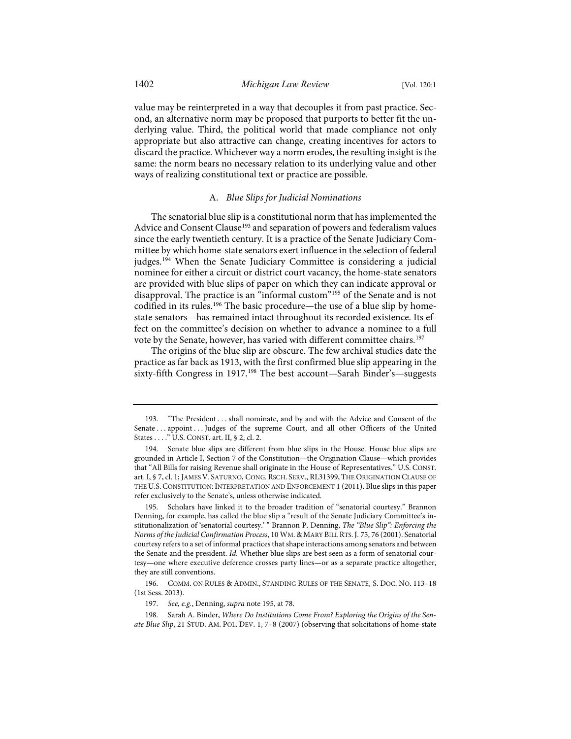value may be reinterpreted in a way that decouples it from past practice. Second, an alternative norm may be proposed that purports to better fit the underlying value. Third, the political world that made compliance not only appropriate but also attractive can change, creating incentives for actors to discard the practice. Whichever way a norm erodes, the resulting insight is the same: the norm bears no necessary relation to its underlying value and other ways of realizing constitutional text or practice are possible.

### A. *Blue Slips for Judicial Nominations*

The senatorial blue slip is a constitutional norm that has implemented the Advice and Consent Clause[193] and separation of powers and federalism values since the early twentieth century. It is a practice of the Senate Judiciary Committee by which home-state senators exert influence in the selection of federal judges.[194] When the Senate Judiciary Committee is considering a judicial nominee for either a circuit or district court vacancy, the home-state senators are provided with blue slips of paper on which they can indicate approval or disapproval. The practice is an "informal custom"[195] of the Senate and is not codified in its rules.[196] The basic procedure—the use of a blue slip by home-state senators—has remained intact throughout its recorded existence. Its effect on the committee's decision on whether to advance a nominee to a full vote by the Senate, however, has varied with different committee chairs.[197]

The origins of the blue slip are obscure. The few archival studies date the practice as far back as 1913, with the first confirmed blue slip appearing in the sixty-fifth Congress in 1917.[198] The best account—Sarah Binder's—suggests

---

193. "The President . . . shall nominate, and by and with the Advice and Consent of the Senate . . . appoint . . . Judges of the supreme Court, and all other Officers of the United States . . . ." U.S. CONST. art. II, § 2, cl. 2.

194. Senate blue slips are different from blue slips in the House. House blue slips are grounded in Article I, Section 7 of the Constitution—the Origination Clause—which provides that "All Bills for raising Revenue shall originate in the House of Representatives." U.S. CONST. art. I, § 7, cl. 1; JAMES V. SATURNO, CONG. RSCH. SERV., RL31399, THE ORIGINATION CLAUSE OF THE U.S. CONSTITUTION: INTERPRETATION AND ENFORCEMENT 1 (2011). Blue slips in this paper refer exclusively to the Senate's, unless otherwise indicated.

195. Scholars have linked it to the broader tradition of "senatorial courtesy." Brannon Denning, for example, has called the blue slip a "result of the Senate Judiciary Committee's institutionalization of 'senatorial courtesy.' " Brannon P. Denning, *The "Blue Slip": Enforcing the Norms of the Judicial Confirmation Process*, 10 WM. & MARY BILL RTS. J. 75, 76 (2001). Senatorial courtesy refers to a set of informal practices that shape interactions among senators and between the Senate and the president. *Id.* Whether blue slips are best seen as a form of senatorial courtesy—one where executive deference crosses party lines—or as a separate practice altogether, they are still conventions.

196. COMM. ON RULES & ADMIN., STANDING RULES OF THE SENATE, S. DOC. NO. 113–18 (1st Sess. 2013).

197. *See, e.g.*, Denning, *supra* note 195, at 78.

198. Sarah A. Binder, *Where Do Institutions Come From? Exploring the Origins of the Senate Blue Slip*, 21 STUD. AM. POL. DEV. 1, 7–8 (2007) (observing that solicitations of home-state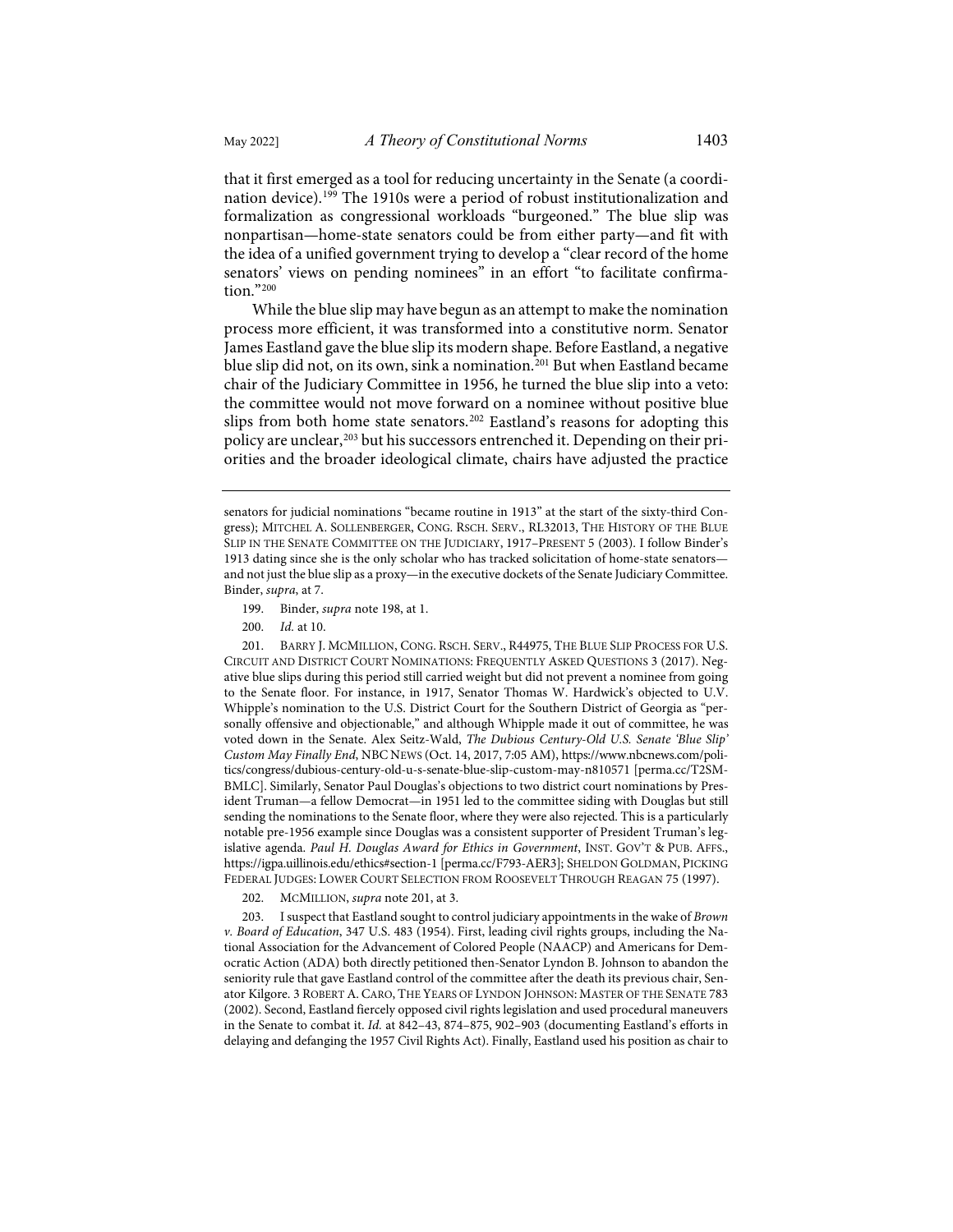that it first emerged as a tool for reducing uncertainty in the Senate (a coordination device).[199] The 1910s were a period of robust institutionalization and formalization as congressional workloads "burgeoned." The blue slip was nonpartisan—home-state senators could be from either party—and fit with the idea of a unified government trying to develop a "clear record of the home senators' views on pending nominees" in an effort "to facilitate confirmation."[200]

While the blue slip may have begun as an attempt to make the nomination process more efficient, it was transformed into a constitutive norm. Senator James Eastland gave the blue slip its modern shape. Before Eastland, a negative blue slip did not, on its own, sink a nomination.[201] But when Eastland became chair of the Judiciary Committee in 1956, he turned the blue slip into a veto: the committee would not move forward on a nominee without positive blue slips from both home state senators.[202] Eastland's reasons for adopting this policy are unclear,[203] but his successors entrenched it. Depending on their priorities and the broader ideological climate, chairs have adjusted the practice

---

senators for judicial nominations "became routine in 1913" at the start of the sixty-third Congress); MITCHEL A. SOLLENBERGER, CONG. RSCH. SERV., RL32013, THE HISTORY OF THE BLUE SLIP IN THE SENATE COMMITTEE ON THE JUDICIARY, 1917–PRESENT 5 (2003). I follow Binder's 1913 dating since she is the only scholar who has tracked solicitation of home-state senators—and not just the blue slip as a proxy—in the executive dockets of the Senate Judiciary Committee. Binder, *supra*, at 7.

199. Binder, *supra* note 198, at 1.

200. *Id.* at 10.

201. BARRY J. MCMILLION, CONG. RSCH. SERV., R44975, THE BLUE SLIP PROCESS FOR U.S. CIRCUIT AND DISTRICT COURT NOMINATIONS: FREQUENTLY ASKED QUESTIONS 3 (2017). Negative blue slips during this period still carried weight but did not prevent a nominee from going to the Senate floor. For instance, in 1917, Senator Thomas W. Hardwick's objected to U.V. Whipple's nomination to the U.S. District Court for the Southern District of Georgia as "personally offensive and objectionable," and although Whipple made it out of committee, he was voted down in the Senate. Alex Seitz-Wald, *The Dubious Century-Old U.S. Senate 'Blue Slip' Custom May Finally End*, NBC NEWS (Oct. 14, 2017, 7:05 AM), https://www.nbcnews.com/politics/congress/dubious-century-old-u-s-senate-blue-slip-custom-may-n810571 [perma.cc/T2SM-BMLC]. Similarly, Senator Paul Douglas's objections to two district court nominations by President Truman—a fellow Democrat—in 1951 led to the committee siding with Douglas but still sending the nominations to the Senate floor, where they were also rejected. This is a particularly notable pre-1956 example since Douglas was a consistent supporter of President Truman's legislative agenda. *Paul H. Douglas Award for Ethics in Government*, INST. GOV'T & PUB. AFFS., https://igpa.uillinois.edu/ethics#section-1 [perma.cc/F793-AER3]; SHELDON GOLDMAN, PICKING FEDERAL JUDGES: LOWER COURT SELECTION FROM ROOSEVELT THROUGH REAGAN 75 (1997).

202. MCMILLION, *supra* note 201, at 3.

203. I suspect that Eastland sought to control judiciary appointments in the wake of *Brown v. Board of Education*, 347 U.S. 483 (1954). First, leading civil rights groups, including the National Association for the Advancement of Colored People (NAACP) and Americans for Democratic Action (ADA) both directly petitioned then-Senator Lyndon B. Johnson to abandon the seniority rule that gave Eastland control of the committee after the death its previous chair, Senator Kilgore. 3 ROBERT A. CARO, THE YEARS OF LYNDON JOHNSON: MASTER OF THE SENATE 783 (2002). Second, Eastland fiercely opposed civil rights legislation and used procedural maneuvers in the Senate to combat it. *Id.* at 842–43, 874–875, 902–903 (documenting Eastland's efforts in delaying and defanging the 1957 Civil Rights Act). Finally, Eastland used his position as chair to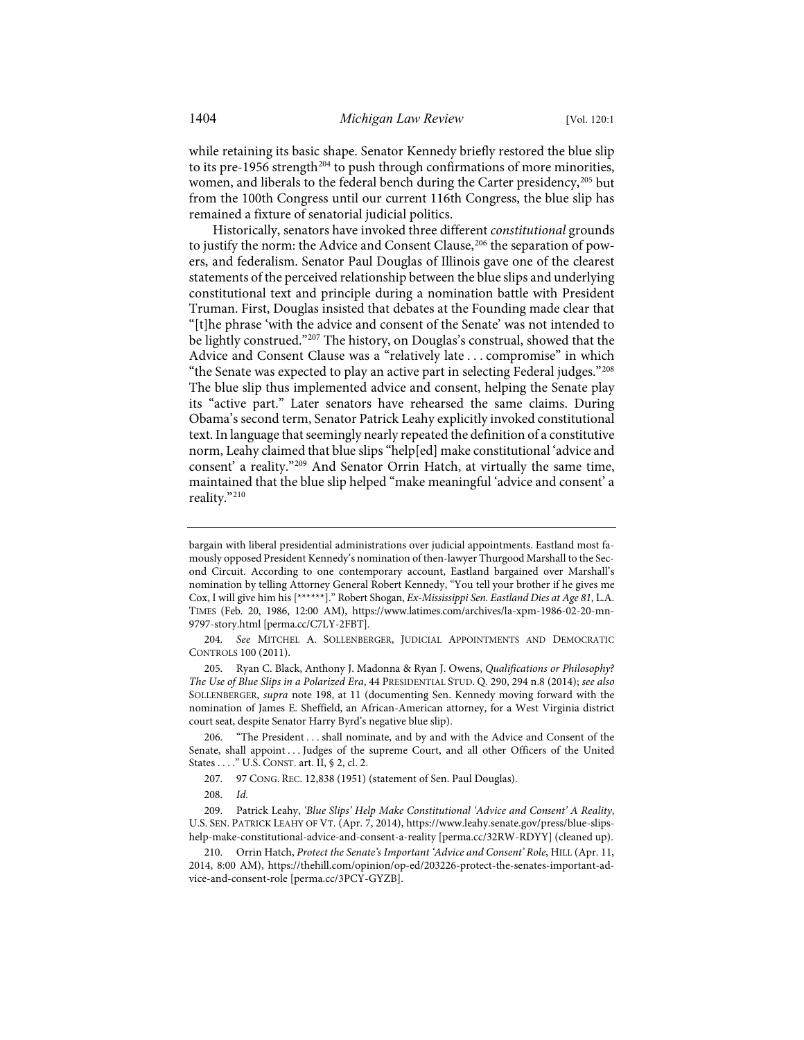while retaining its basic shape. Senator Kennedy briefly restored the blue slip to its pre-1956 strength[204] to push through confirmations of more minorities, women, and liberals to the federal bench during the Carter presidency,[205] but from the 100th Congress until our current 116th Congress, the blue slip has remained a fixture of senatorial judicial politics.

Historically, senators have invoked three different *constitutional* grounds to justify the norm: the Advice and Consent Clause,[206] the separation of powers, and federalism. Senator Paul Douglas of Illinois gave one of the clearest statements of the perceived relationship between the blue slips and underlying constitutional text and principle during a nomination battle with President Truman. First, Douglas insisted that debates at the Founding made clear that "[t]he phrase 'with the advice and consent of the Senate' was not intended to be lightly construed."[207] The history, on Douglas's construal, showed that the Advice and Consent Clause was a "relatively late . . . compromise" in which "the Senate was expected to play an active part in selecting Federal judges."[208] The blue slip thus implemented advice and consent, helping the Senate play its "active part." Later senators have rehearsed the same claims. During Obama's second term, Senator Patrick Leahy explicitly invoked constitutional text. In language that seemingly nearly repeated the definition of a constitutive norm, Leahy claimed that blue slips "help[ed] make constitutional 'advice and consent' a reality."[209] And Senator Orrin Hatch, at virtually the same time, maintained that the blue slip helped "make meaningful 'advice and consent' a reality."[210]

---

bargain with liberal presidential administrations over judicial appointments. Eastland most famously opposed President Kennedy's nomination of then-lawyer Thurgood Marshall to the Second Circuit. According to one contemporary account, Eastland bargained over Marshall's nomination by telling Attorney General Robert Kennedy, "You tell your brother if he gives me Cox, I will give him his [******]." Robert Shogan, *Ex-Mississippi Sen. Eastland Dies at Age 81*, L.A. TIMES (Feb. 20, 1986, 12:00 AM), https://www.latimes.com/archives/la-xpm-1986-02-20-mn-9797-story.html [perma.cc/C7LY-2FBT].

204. *See* MITCHEL A. SOLLENBERGER, JUDICIAL APPOINTMENTS AND DEMOCRATIC CONTROLS 100 (2011).

205. Ryan C. Black, Anthony J. Madonna & Ryan J. Owens, *Qualifications or Philosophy? The Use of Blue Slips in a Polarized Era*, 44 PRESIDENTIAL STUD. Q. 290, 294 n.8 (2014); *see also* SOLLENBERGER, *supra* note 198, at 11 (documenting Sen. Kennedy moving forward with the nomination of James E. Sheffield, an African-American attorney, for a West Virginia district court seat, despite Senator Harry Byrd's negative blue slip).

206. "The President . . . shall nominate, and by and with the Advice and Consent of the Senate, shall appoint . . . Judges of the supreme Court, and all other Officers of the United States . . . ." U.S. CONST. art. II, § 2, cl. 2.

207. 97 CONG. REC. 12,838 (1951) (statement of Sen. Paul Douglas).

208. *Id.*

209. Patrick Leahy, *'Blue Slips' Help Make Constitutional 'Advice and Consent' A Reality*, U.S. SEN. PATRICK LEAHY OF VT. (Apr. 7, 2014), https://www.leahy.senate.gov/press/blue-slips-help-make-constitutional-advice-and-consent-a-reality [perma.cc/32RW-RDYY] (cleaned up).

210. Orrin Hatch, *Protect the Senate's Important 'Advice and Consent' Role*, HILL (Apr. 11, 2014, 8:00 AM), https://thehill.com/opinion/op-ed/203226-protect-the-senates-important-advice-and-consent-role [perma.cc/3PCY-GYZB].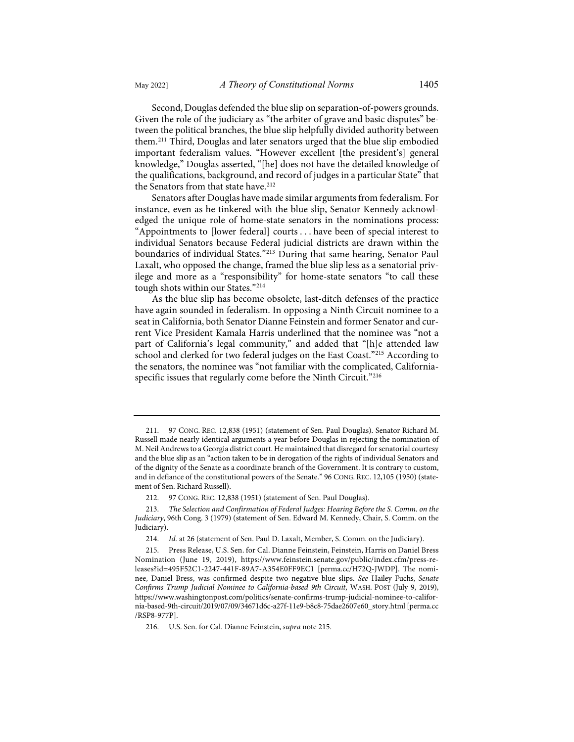Second, Douglas defended the blue slip on separation-of-powers grounds. Given the role of the judiciary as "the arbiter of grave and basic disputes" between the political branches, the blue slip helpfully divided authority between them.[211] Third, Douglas and later senators urged that the blue slip embodied important federalism values. "However excellent [the president's] general knowledge," Douglas asserted, "[he] does not have the detailed knowledge of the qualifications, background, and record of judges in a particular State" that the Senators from that state have.[212]

Senators after Douglas have made similar arguments from federalism. For instance, even as he tinkered with the blue slip, Senator Kennedy acknowledged the unique role of home-state senators in the nominations process: "Appointments to [lower federal] courts . . . have been of special interest to individual Senators because Federal judicial districts are drawn within the boundaries of individual States."[213] During that same hearing, Senator Paul Laxalt, who opposed the change, framed the blue slip less as a senatorial privilege and more as a "responsibility" for home-state senators "to call these tough shots within our States."[214]

As the blue slip has become obsolete, last-ditch defenses of the practice have again sounded in federalism. In opposing a Ninth Circuit nominee to a seat in California, both Senator Dianne Feinstein and former Senator and current Vice President Kamala Harris underlined that the nominee was "not a part of California's legal community," and added that "[h]e attended law school and clerked for two federal judges on the East Coast."[215] According to the senators, the nominee was "not familiar with the complicated, California-specific issues that regularly come before the Ninth Circuit."[216]

---

211. 97 CONG. REC. 12,838 (1951) (statement of Sen. Paul Douglas). Senator Richard M. Russell made nearly identical arguments a year before Douglas in rejecting the nomination of M. Neil Andrews to a Georgia district court. He maintained that disregard for senatorial courtesy and the blue slip as an "action taken to be in derogation of the rights of individual Senators and of the dignity of the Senate as a coordinate branch of the Government. It is contrary to custom, and in defiance of the constitutional powers of the Senate." 96 CONG. REC. 12,105 (1950) (statement of Sen. Richard Russell).

212. 97 CONG. REC. 12,838 (1951) (statement of Sen. Paul Douglas).

213. *The Selection and Confirmation of Federal Judges: Hearing Before the S. Comm. on the Judiciary*, 96th Cong. 3 (1979) (statement of Sen. Edward M. Kennedy, Chair, S. Comm. on the Judiciary).

214. *Id.* at 26 (statement of Sen. Paul D. Laxalt, Member, S. Comm. on the Judiciary).

215. Press Release, U.S. Sen. for Cal. Dianne Feinstein, Feinstein, Harris on Daniel Bress Nomination (June 19, 2019), https://www.feinstein.senate.gov/public/index.cfm/press-releases?id=495F52C1-2247-441F-89A7-A354E0FF9EC1 [perma.cc/H72Q-JWDP]. The nominee, Daniel Bress, was confirmed despite two negative blue slips. *See* Hailey Fuchs, *Senate Confirms Trump Judicial Nominee to California-based 9th Circuit*, WASH. POST (July 9, 2019), https://www.washingtonpost.com/politics/senate-confirms-trump-judicial-nominee-to-california-based-9th-circuit/2019/07/09/34671d6c-a27f-11e9-b8c8-75dae2607e60_story.html [perma.cc/RSP8-977P].

216. U.S. Sen. for Cal. Dianne Feinstein, *supra* note 215.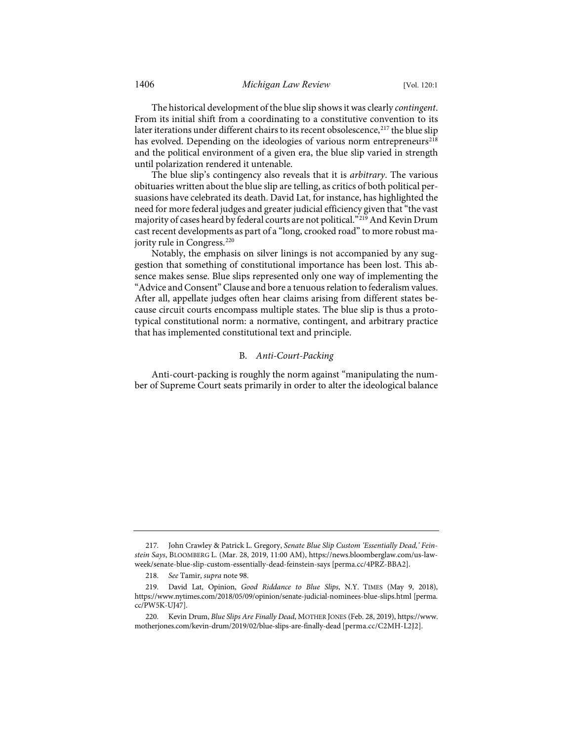The historical development of the blue slip shows it was clearly *contingent*. From its initial shift from a coordinating to a constitutive convention to its later iterations under different chairs to its recent obsolescence,[217] the blue slip has evolved. Depending on the ideologies of various norm entrepreneurs[218] and the political environment of a given era, the blue slip varied in strength until polarization rendered it untenable.

The blue slip's contingency also reveals that it is *arbitrary*. The various obituaries written about the blue slip are telling, as critics of both political persuasions have celebrated its death. David Lat, for instance, has highlighted the need for more federal judges and greater judicial efficiency given that "the vast majority of cases heard by federal courts are not political."[219] And Kevin Drum cast recent developments as part of a "long, crooked road" to more robust majority rule in Congress.[220]

Notably, the emphasis on silver linings is not accompanied by any suggestion that something of constitutional importance has been lost. This absence makes sense. Blue slips represented only one way of implementing the "Advice and Consent" Clause and bore a tenuous relation to federalism values. After all, appellate judges often hear claims arising from different states because circuit courts encompass multiple states. The blue slip is thus a prototypical constitutional norm: a normative, contingent, and arbitrary practice that has implemented constitutional text and principle.

### B. *Anti-Court-Packing*

Anti-court-packing is roughly the norm against "manipulating the number of Supreme Court seats primarily in order to alter the ideological balance

---

217. John Crawley & Patrick L. Gregory, *Senate Blue Slip Custom 'Essentially Dead,' Feinstein Says*, BLOOMBERG L. (Mar. 28, 2019, 11:00 AM), https://news.bloomberglaw.com/us-law-week/senate-blue-slip-custom-essentially-dead-feinstein-says [perma.cc/4PRZ-BBA2].

218. *See* Tamir, *supra* note 98.

219. David Lat, Opinion, *Good Riddance to Blue Slips*, N.Y. TIMES (May 9, 2018), https://www.nytimes.com/2018/05/09/opinion/senate-judicial-nominees-blue-slips.html [perma.cc/PW5K-UJ47].

220. Kevin Drum, *Blue Slips Are Finally Dead*, MOTHER JONES (Feb. 28, 2019), https://www.motherjones.com/kevin-drum/2019/02/blue-slips-are-finally-dead [perma.cc/C2MH-L2J2].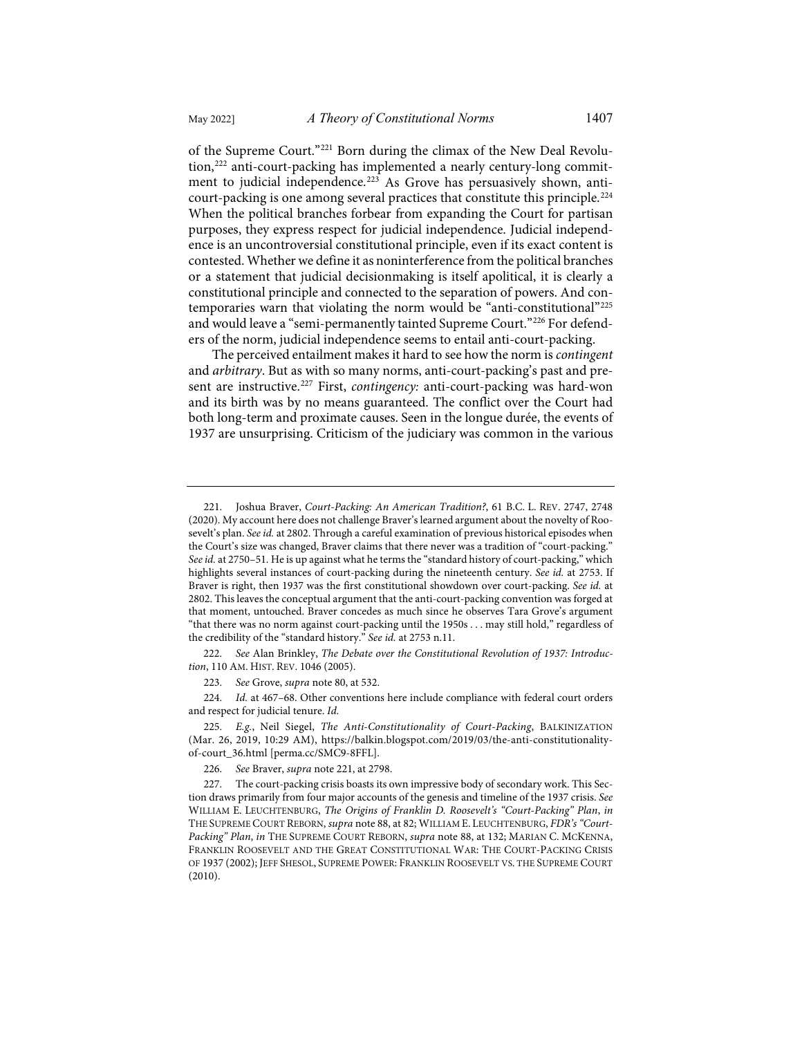of the Supreme Court."[221] Born during the climax of the New Deal Revolution,[222] anti-court-packing has implemented a nearly century-long commitment to judicial independence.[223] As Grove has persuasively shown, anti-court-packing is one among several practices that constitute this principle.[224] When the political branches forbear from expanding the Court for partisan purposes, they express respect for judicial independence. Judicial independence is an uncontroversial constitutional principle, even if its exact content is contested. Whether we define it as noninterference from the political branches or a statement that judicial decisionmaking is itself apolitical, it is clearly a constitutional principle and connected to the separation of powers. And contemporaries warn that violating the norm would be "anti-constitutional"[225] and would leave a "semi-permanently tainted Supreme Court."[226] For defenders of the norm, judicial independence seems to entail anti-court-packing.

The perceived entailment makes it hard to see how the norm is *contingent* and *arbitrary*. But as with so many norms, anti-court-packing's past and present are instructive.[227] First, *contingency:* anti-court-packing was hard-won and its birth was by no means guaranteed. The conflict over the Court had both long-term and proximate causes. Seen in the longue durée, the events of 1937 are unsurprising. Criticism of the judiciary was common in the various

---

221. Joshua Braver, *Court-Packing: An American Tradition?*, 61 B.C. L. REV. 2747, 2748 (2020). My account here does not challenge Braver's learned argument about the novelty of Roosevelt's plan. *See id.* at 2802. Through a careful examination of previous historical episodes when the Court's size was changed, Braver claims that there never was a tradition of "court-packing." *See id.* at 2750–51. He is up against what he terms the "standard history of court-packing," which highlights several instances of court-packing during the nineteenth century. *See id.* at 2753. If Braver is right, then 1937 was the first constitutional showdown over court-packing. *See id.* at 2802. This leaves the conceptual argument that the anti-court-packing convention was forged at that moment, untouched. Braver concedes as much since he observes Tara Grove's argument "that there was no norm against court-packing until the 1950s . . . may still hold," regardless of the credibility of the "standard history." *See id.* at 2753 n.11.

222. *See* Alan Brinkley, *The Debate over the Constitutional Revolution of 1937: Introduction*, 110 AM. HIST. REV. 1046 (2005).

223. *See* Grove, *supra* note 80, at 532.

224. *Id.* at 467–68. Other conventions here include compliance with federal court orders and respect for judicial tenure. *Id.*

225. *E.g.*, Neil Siegel, *The Anti-Constitutionality of Court-Packing*, BALKINIZATION (Mar. 26, 2019, 10:29 AM), https://balkin.blogspot.com/2019/03/the-anti-constitutionality-of-court_36.html [perma.cc/SMC9-8FFL].

226. *See* Braver, *supra* note 221, at 2798.

227. The court-packing crisis boasts its own impressive body of secondary work. This Section draws primarily from four major accounts of the genesis and timeline of the 1937 crisis. *See* WILLIAM E. LEUCHTENBURG, *The Origins of Franklin D. Roosevelt's "Court-Packing" Plan*, *in* THE SUPREME COURT REBORN, *supra* note 88, at 82; WILLIAM E. LEUCHTENBURG, *FDR's "Court-Packing" Plan*, *in* THE SUPREME COURT REBORN, *supra* note 88, at 132; MARIAN C. MCKENNA, FRANKLIN ROOSEVELT AND THE GREAT CONSTITUTIONAL WAR: THE COURT-PACKING CRISIS OF 1937 (2002); JEFF SHESOL, SUPREME POWER: FRANKLIN ROOSEVELT VS. THE SUPREME COURT (2010).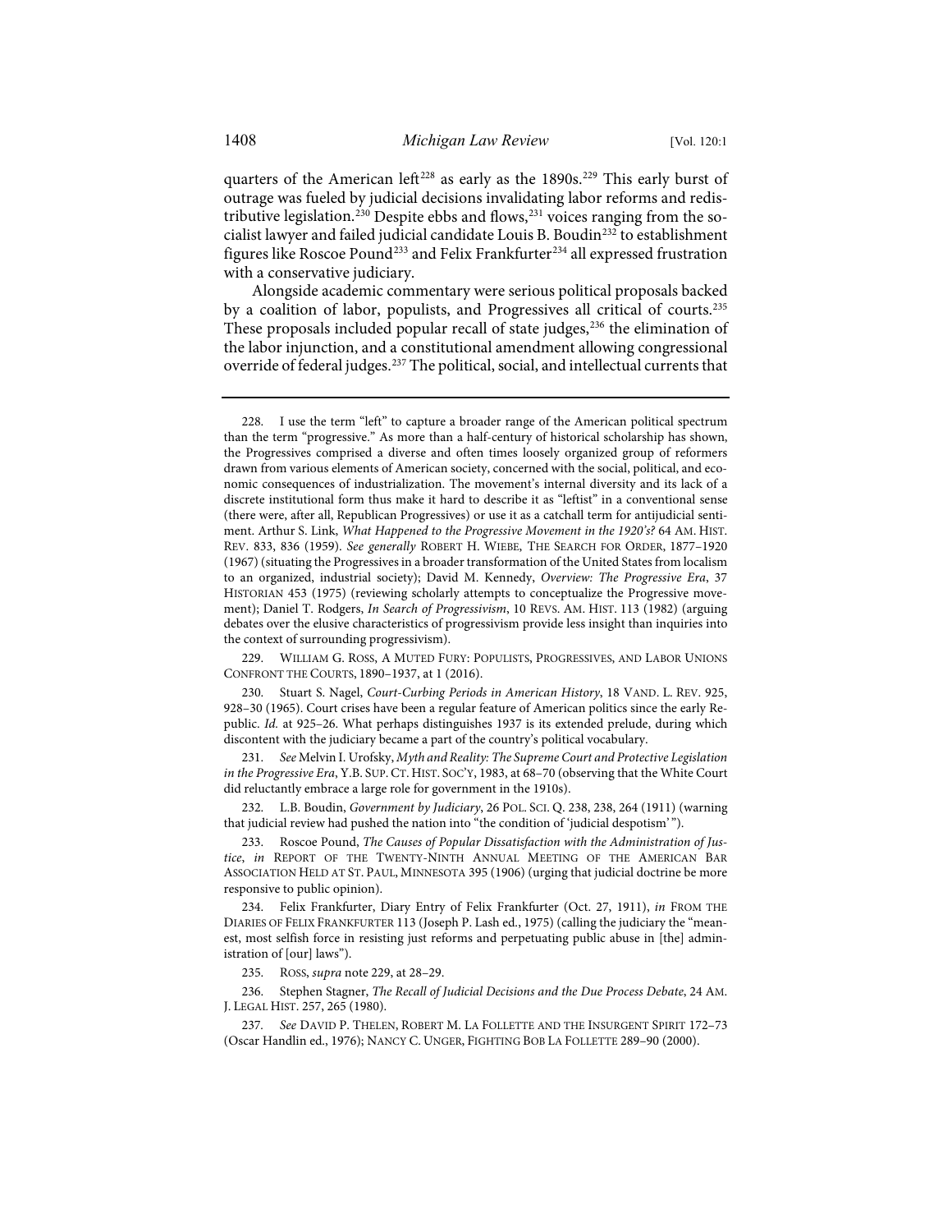quarters of the American left[228] as early as the 1890s.[229] This early burst of outrage was fueled by judicial decisions invalidating labor reforms and redistributive legislation.[230] Despite ebbs and flows,[231] voices ranging from the socialist lawyer and failed judicial candidate Louis B. Boudin[232] to establishment figures like Roscoe Pound[233] and Felix Frankfurter[234] all expressed frustration with a conservative judiciary.

Alongside academic commentary were serious political proposals backed by a coalition of labor, populists, and Progressives all critical of courts.[235] These proposals included popular recall of state judges,[236] the elimination of the labor injunction, and a constitutional amendment allowing congressional override of federal judges.[237] The political, social, and intellectual currents that

---

228. I use the term "left" to capture a broader range of the American political spectrum than the term "progressive." As more than a half-century of historical scholarship has shown, the Progressives comprised a diverse and often times loosely organized group of reformers drawn from various elements of American society, concerned with the social, political, and economic consequences of industrialization. The movement's internal diversity and its lack of a discrete institutional form thus make it hard to describe it as "leftist" in a conventional sense (there were, after all, Republican Progressives) or use it as a catchall term for antijudicial sentiment. Arthur S. Link, *What Happened to the Progressive Movement in the 1920's?* 64 AM. HIST. REV. 833, 836 (1959). *See generally* ROBERT H. WIEBE, THE SEARCH FOR ORDER, 1877–1920 (1967) (situating the Progressives in a broader transformation of the United States from localism to an organized, industrial society); David M. Kennedy, *Overview: The Progressive Era*, 37 HISTORIAN 453 (1975) (reviewing scholarly attempts to conceptualize the Progressive movement); Daniel T. Rodgers, *In Search of Progressivism*, 10 REVS. AM. HIST. 113 (1982) (arguing debates over the elusive characteristics of progressivism provide less insight than inquiries into the context of surrounding progressivism).

229. WILLIAM G. ROSS, A MUTED FURY: POPULISTS, PROGRESSIVES, AND LABOR UNIONS CONFRONT THE COURTS, 1890–1937, at 1 (2016).

230. Stuart S. Nagel, *Court-Curbing Periods in American History*, 18 VAND. L. REV. 925, 928–30 (1965). Court crises have been a regular feature of American politics since the early Republic. *Id.* at 925–26. What perhaps distinguishes 1937 is its extended prelude, during which discontent with the judiciary became a part of the country's political vocabulary.

231. *See* Melvin I. Urofsky, *Myth and Reality: The Supreme Court and Protective Legislation in the Progressive Era*, Y.B. SUP. CT. HIST. SOC'Y, 1983, at 68–70 (observing that the White Court did reluctantly embrace a large role for government in the 1910s).

232. L.B. Boudin, *Government by Judiciary*, 26 POL. SCI. Q. 238, 238, 264 (1911) (warning that judicial review had pushed the nation into "the condition of 'judicial despotism'").

233. Roscoe Pound, *The Causes of Popular Dissatisfaction with the Administration of Justice*, *in* REPORT OF THE TWENTY-NINTH ANNUAL MEETING OF THE AMERICAN BAR ASSOCIATION HELD AT ST. PAUL, MINNESOTA 395 (1906) (urging that judicial doctrine be more responsive to public opinion).

234. Felix Frankfurter, Diary Entry of Felix Frankfurter (Oct. 27, 1911), *in* FROM THE DIARIES OF FELIX FRANKFURTER 113 (Joseph P. Lash ed., 1975) (calling the judiciary the "meanest, most selfish force in resisting just reforms and perpetuating public abuse in [the] administration of [our] laws").

235. ROSS, *supra* note 229, at 28–29.

236. Stephen Stagner, *The Recall of Judicial Decisions and the Due Process Debate*, 24 AM. J. LEGAL HIST. 257, 265 (1980).

237. *See* DAVID P. THELEN, ROBERT M. LA FOLLETTE AND THE INSURGENT SPIRIT 172–73 (Oscar Handlin ed., 1976); NANCY C. UNGER, FIGHTING BOB LA FOLLETTE 289–90 (2000).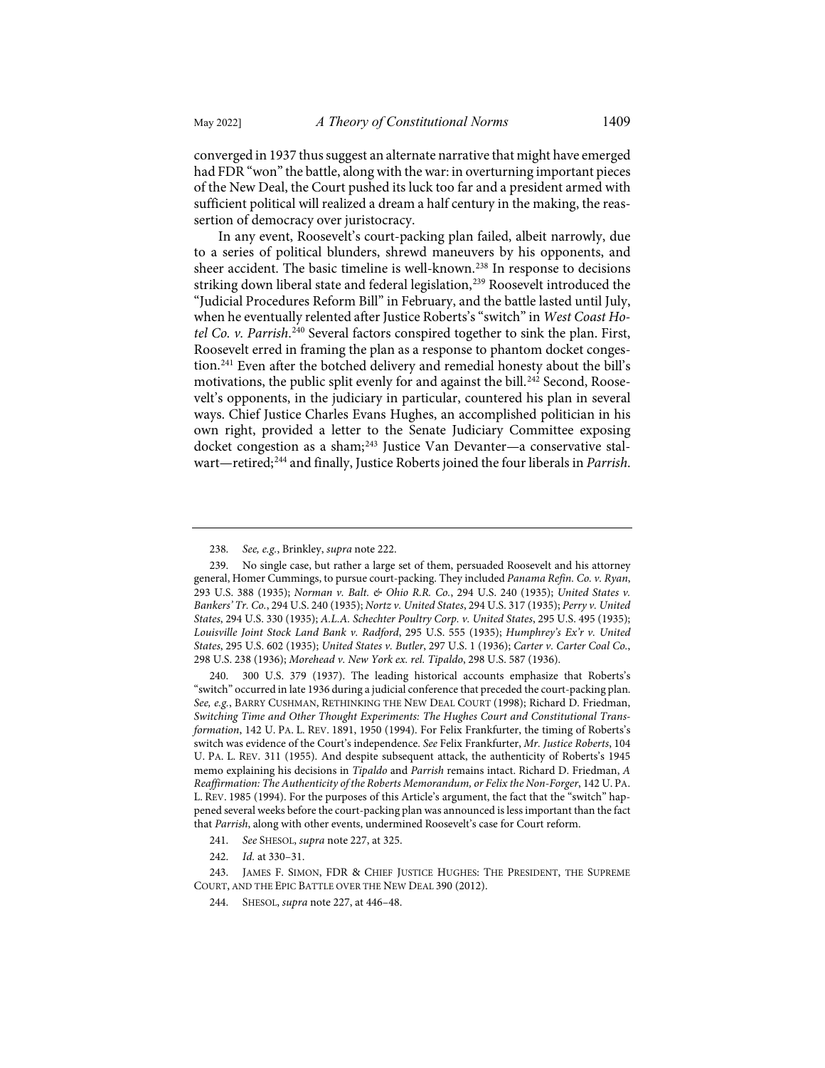converged in 1937 thus suggest an alternate narrative that might have emerged had FDR "won" the battle, along with the war: in overturning important pieces of the New Deal, the Court pushed its luck too far and a president armed with sufficient political will realized a dream a half century in the making, the reassertion of democracy over juristocracy.

In any event, Roosevelt's court-packing plan failed, albeit narrowly, due to a series of political blunders, shrewd maneuvers by his opponents, and sheer accident. The basic timeline is well-known.[238] In response to decisions striking down liberal state and federal legislation,[239] Roosevelt introduced the "Judicial Procedures Reform Bill" in February, and the battle lasted until July, when he eventually relented after Justice Roberts's "switch" in *West Coast Hotel Co. v. Parrish*.[240] Several factors conspired together to sink the plan. First, Roosevelt erred in framing the plan as a response to phantom docket congestion.[241] Even after the botched delivery and remedial honesty about the bill's motivations, the public split evenly for and against the bill.[242] Second, Roosevelt's opponents, in the judiciary in particular, countered his plan in several ways. Chief Justice Charles Evans Hughes, an accomplished politician in his own right, provided a letter to the Senate Judiciary Committee exposing docket congestion as a sham;[243] Justice Van Devanter—a conservative stalwart—retired;[244] and finally, Justice Roberts joined the four liberals in *Parrish*.

---

238. *See, e.g.*, Brinkley, *supra* note 222.

239. No single case, but rather a large set of them, persuaded Roosevelt and his attorney general, Homer Cummings, to pursue court-packing. They included *Panama Refin. Co. v. Ryan*, 293 U.S. 388 (1935); *Norman v. Balt. & Ohio R.R. Co.*, 294 U.S. 240 (1935); *United States v. Bankers' Tr. Co.*, 294 U.S. 240 (1935); *Nortz v. United States*, 294 U.S. 317 (1935); *Perry v. United States*, 294 U.S. 330 (1935); *A.L.A. Schechter Poultry Corp. v. United States*, 295 U.S. 495 (1935); *Louisville Joint Stock Land Bank v. Radford*, 295 U.S. 555 (1935); *Humphrey's Ex'r v. United States*, 295 U.S. 602 (1935); *United States v. Butler*, 297 U.S. 1 (1936); *Carter v. Carter Coal Co.*, 298 U.S. 238 (1936); *Morehead v. New York ex. rel. Tipaldo*, 298 U.S. 587 (1936).

240. 300 U.S. 379 (1937). The leading historical accounts emphasize that Roberts's "switch" occurred in late 1936 during a judicial conference that preceded the court-packing plan. *See, e.g.*, BARRY CUSHMAN, RETHINKING THE NEW DEAL COURT (1998); Richard D. Friedman, *Switching Time and Other Thought Experiments: The Hughes Court and Constitutional Transformation*, 142 U. PA. L. REV. 1891, 1950 (1994). For Felix Frankfurter, the timing of Roberts's switch was evidence of the Court's independence. *See* Felix Frankfurter, *Mr. Justice Roberts*, 104 U. PA. L. REV. 311 (1955). And despite subsequent attack, the authenticity of Roberts's 1945 memo explaining his decisions in *Tipaldo* and *Parrish* remains intact. Richard D. Friedman, *A Reaffirmation: The Authenticity of the Roberts Memorandum, or Felix the Non-Forger*, 142 U. PA. L. REV. 1985 (1994). For the purposes of this Article's argument, the fact that the "switch" happened several weeks before the court-packing plan was announced is less important than the fact that *Parrish*, along with other events, undermined Roosevelt's case for Court reform.

241. *See* SHESOL, *supra* note 227, at 325.

242. *Id.* at 330–31.

243. JAMES F. SIMON, FDR & CHIEF JUSTICE HUGHES: THE PRESIDENT, THE SUPREME COURT, AND THE EPIC BATTLE OVER THE NEW DEAL 390 (2012).

244. SHESOL, *supra* note 227, at 446–48.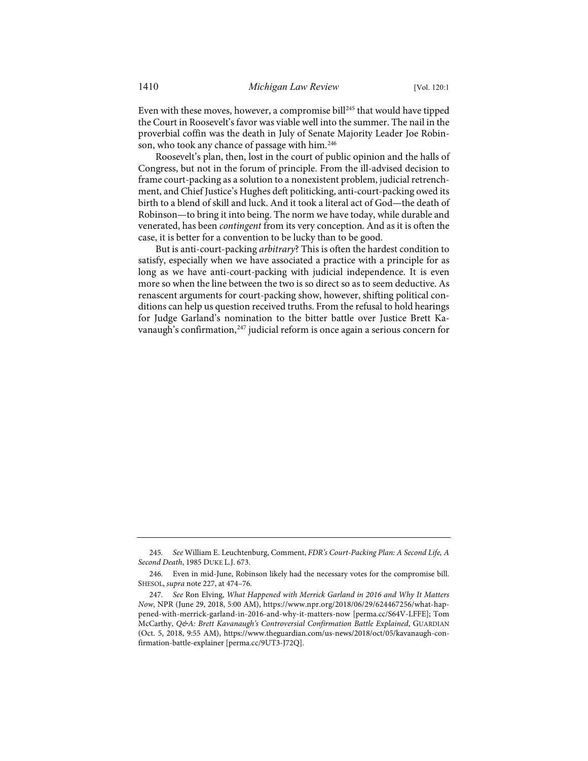Even with these moves, however, a compromise bill[245] that would have tipped the Court in Roosevelt's favor was viable well into the summer. The nail in the proverbial coffin was the death in July of Senate Majority Leader Joe Robinson, who took any chance of passage with him.[246]

Roosevelt's plan, then, lost in the court of public opinion and the halls of Congress, but not in the forum of principle. From the ill-advised decision to frame court-packing as a solution to a nonexistent problem, judicial retrenchment, and Chief Justice's Hughes deft politicking, anti-court-packing owed its birth to a blend of skill and luck. And it took a literal act of God—the death of Robinson—to bring it into being. The norm we have today, while durable and venerated, has been *contingent* from its very conception. And as it is often the case, it is better for a convention to be lucky than to be good.

But is anti-court-packing *arbitrary*? This is often the hardest condition to satisfy, especially when we have associated a practice with a principle for as long as we have anti-court-packing with judicial independence. It is even more so when the line between the two is so direct so as to seem deductive. As renascent arguments for court-packing show, however, shifting political conditions can help us question received truths. From the refusal to hold hearings for Judge Garland's nomination to the bitter battle over Justice Brett Kavanaugh's confirmation,[247] judicial reform is once again a serious concern for

---

245. *See* William E. Leuchtenburg, Comment, *FDR's Court-Packing Plan: A Second Life, A Second Death*, 1985 DUKE L.J. 673.

246. Even in mid-June, Robinson likely had the necessary votes for the compromise bill. SHESOL, *supra* note 227, at 474–76.

247. *See* Ron Elving, *What Happened with Merrick Garland in 2016 and Why It Matters Now*, NPR (June 29, 2018, 5:00 AM), https://www.npr.org/2018/06/29/624467256/what-happened-with-merrick-garland-in-2016-and-why-it-matters-now [perma.cc/S64V-LFFE]; Tom McCarthy, *Q&A: Brett Kavanaugh's Controversial Confirmation Battle Explained*, GUARDIAN (Oct. 5, 2018, 9:55 AM), https://www.theguardian.com/us-news/2018/oct/05/kavanaugh-confirmation-battle-explainer [perma.cc/9UT3-J72Q].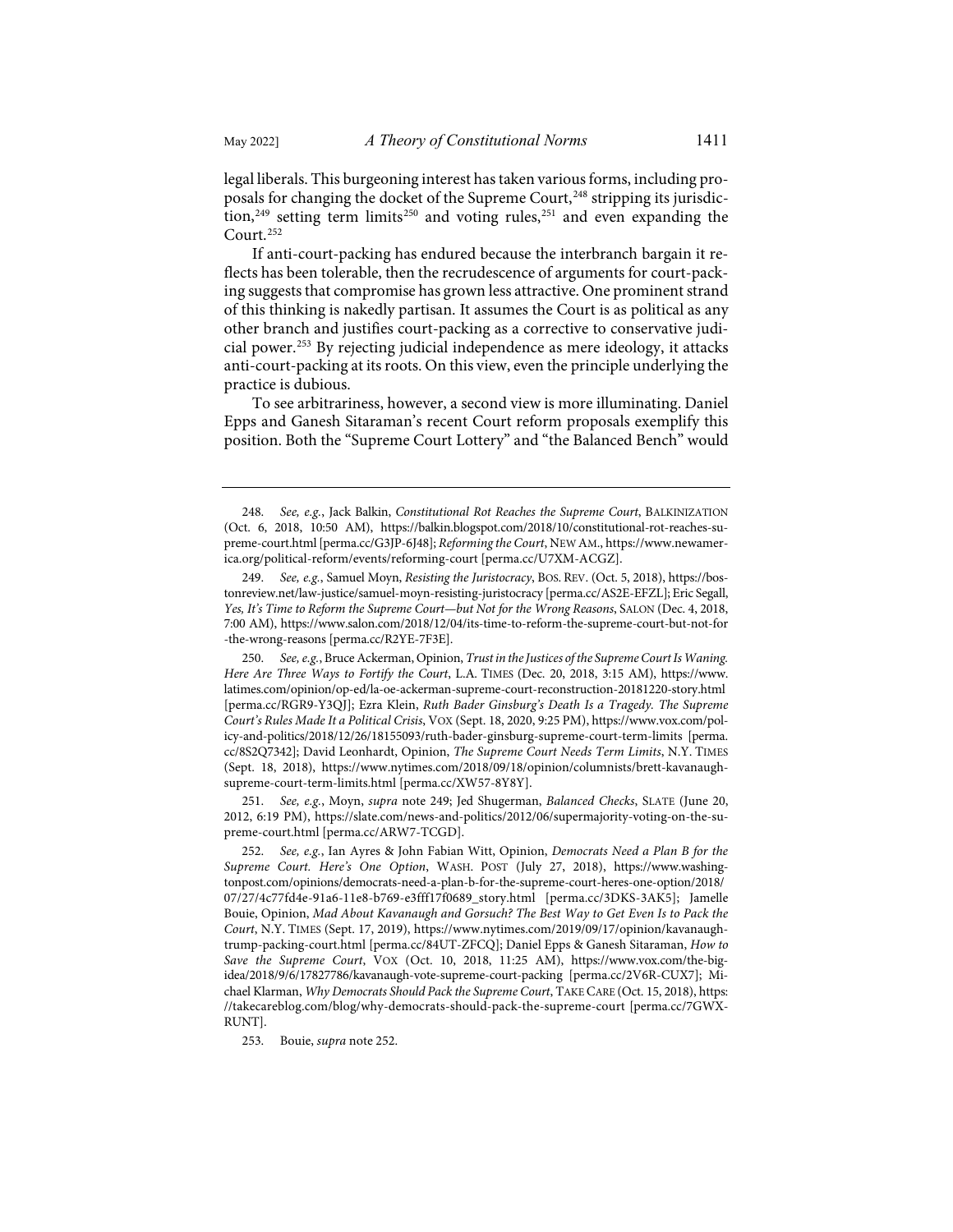legal liberals. This burgeoning interest has taken various forms, including proposals for changing the docket of the Supreme Court,[248] stripping its jurisdiction,[249] setting term limits[250] and voting rules,[251] and even expanding the Court.[252]

If anti-court-packing has endured because the interbranch bargain it reflects has been tolerable, then the recrudescence of arguments for court-packing suggests that compromise has grown less attractive. One prominent strand of this thinking is nakedly partisan. It assumes the Court is as political as any other branch and justifies court-packing as a corrective to conservative judicial power.[253] By rejecting judicial independence as mere ideology, it attacks anti-court-packing at its roots. On this view, even the principle underlying the practice is dubious.

To see arbitrariness, however, a second view is more illuminating. Daniel Epps and Ganesh Sitaraman's recent Court reform proposals exemplify this position. Both the "Supreme Court Lottery" and "the Balanced Bench" would

---

248. *See, e.g.*, Jack Balkin, *Constitutional Rot Reaches the Supreme Court*, BALKINIZATION (Oct. 6, 2018, 10:50 AM), https://balkin.blogspot.com/2018/10/constitutional-rot-reaches-supreme-court.html [perma.cc/G3JP-6J48]; *Reforming the Court*, NEW AM., https://www.newamerica.org/political-reform/events/reforming-court [perma.cc/U7XM-ACGZ].

249. *See, e.g.*, Samuel Moyn, *Resisting the Juristocracy*, BOS. REV. (Oct. 5, 2018), https://bostonreview.net/law-justice/samuel-moyn-resisting-juristocracy [perma.cc/AS2E-EFZL]; Eric Segall, *Yes, It's Time to Reform the Supreme Court—but Not for the Wrong Reasons*, SALON (Dec. 4, 2018, 7:00 AM), https://www.salon.com/2018/12/04/its-time-to-reform-the-supreme-court-but-not-for-the-wrong-reasons [perma.cc/R2YE-7F3E].

250. *See, e.g.*, Bruce Ackerman, Opinion, *Trust in the Justices of the Supreme Court Is Waning. Here Are Three Ways to Fortify the Court*, L.A. TIMES (Dec. 20, 2018, 3:15 AM), https://www.latimes.com/opinion/op-ed/la-oe-ackerman-supreme-court-reconstruction-20181220-story.html [perma.cc/RGR9-Y3QJ]; Ezra Klein, *Ruth Bader Ginsburg's Death Is a Tragedy. The Supreme Court's Rules Made It a Political Crisis*, VOX (Sept. 18, 2020, 9:25 PM), https://www.vox.com/policy-and-politics/2018/12/26/18155093/ruth-bader-ginsburg-supreme-court-term-limits [perma.cc/8S2Q7342]; David Leonhardt, Opinion, *The Supreme Court Needs Term Limits*, N.Y. TIMES (Sept. 18, 2018), https://www.nytimes.com/2018/09/18/opinion/columnists/brett-kavanaugh-supreme-court-term-limits.html [perma.cc/XW57-8Y8Y].

251. *See, e.g.*, Moyn, *supra* note 249; Jed Shugerman, *Balanced Checks*, SLATE (June 20, 2012, 6:19 PM), https://slate.com/news-and-politics/2012/06/supermajority-voting-on-the-supreme-court.html [perma.cc/ARW7-TCGD].

252. *See, e.g.*, Ian Ayres & John Fabian Witt, Opinion, *Democrats Need a Plan B for the Supreme Court. Here's One Option*, WASH. POST (July 27, 2018), https://www.washingtonpost.com/opinions/democrats-need-a-plan-b-for-the-supreme-court-heres-one-option/2018/07/27/4c77fd4e-91a6-11e8-b769-e3fff17f0689_story.html [perma.cc/3DKS-3AK5]; Jamelle Bouie, Opinion, *Mad About Kavanaugh and Gorsuch? The Best Way to Get Even Is to Pack the Court*, N.Y. TIMES (Sept. 17, 2019), https://www.nytimes.com/2019/09/17/opinion/kavanaugh-trump-packing-court.html [perma.cc/84UT-ZFCQ]; Daniel Epps & Ganesh Sitaraman, *How to Save the Supreme Court*, VOX (Oct. 10, 2018, 11:25 AM), https://www.vox.com/the-big-idea/2018/9/6/17827786/kavanaugh-vote-supreme-court-packing [perma.cc/2V6R-CUX7]; Michael Klarman, *Why Democrats Should Pack the Supreme Court*, TAKE CARE (Oct. 15, 2018), https://takecareblog.com/blog/why-democrats-should-pack-the-supreme-court [perma.cc/7GWX-RUNT].

253. Bouie, *supra* note 252.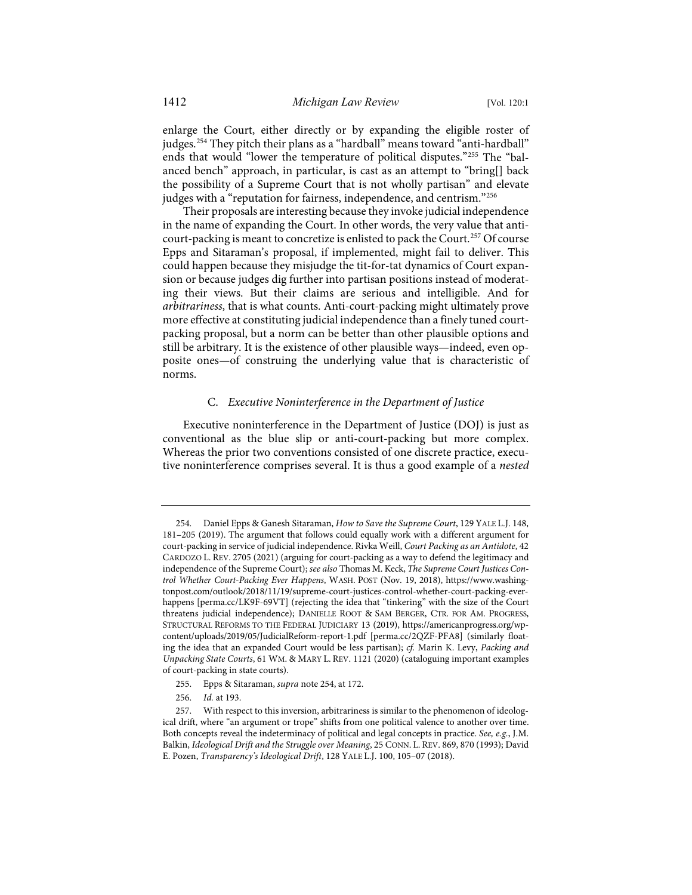enlarge the Court, either directly or by expanding the eligible roster of judges.[254] They pitch their plans as a "hardball" means toward "anti-hardball" ends that would "lower the temperature of political disputes."[255] The "balanced bench" approach, in particular, is cast as an attempt to "bring[] back the possibility of a Supreme Court that is not wholly partisan" and elevate judges with a "reputation for fairness, independence, and centrism."[256]

Their proposals are interesting because they invoke judicial independence in the name of expanding the Court. In other words, the very value that anti-court-packing is meant to concretize is enlisted to pack the Court.[257] Of course Epps and Sitaraman's proposal, if implemented, might fail to deliver. This could happen because they misjudge the tit-for-tat dynamics of Court expansion or because judges dig further into partisan positions instead of moderating their views. But their claims are serious and intelligible. And for *arbitrariness*, that is what counts. Anti-court-packing might ultimately prove more effective at constituting judicial independence than a finely tuned court-packing proposal, but a norm can be better than other plausible options and still be arbitrary. It is the existence of other plausible ways—indeed, even opposite ones—of construing the underlying value that is characteristic of norms.

### C. *Executive Noninterference in the Department of Justice*

Executive noninterference in the Department of Justice (DOJ) is just as conventional as the blue slip or anti-court-packing but more complex. Whereas the prior two conventions consisted of one discrete practice, executive noninterference comprises several. It is thus a good example of a *nested*

---

254. Daniel Epps & Ganesh Sitaraman, *How to Save the Supreme Court*, 129 YALE L.J. 148, 181–205 (2019). The argument that follows could equally work with a different argument for court-packing in service of judicial independence. Rivka Weill, *Court Packing as an Antidote*, 42 CARDOZO L. REV. 2705 (2021) (arguing for court-packing as a way to defend the legitimacy and independence of the Supreme Court); *see also* Thomas M. Keck, *The Supreme Court Justices Control Whether Court-Packing Ever Happens*, WASH. POST (Nov. 19, 2018), https://www.washingtonpost.com/outlook/2018/11/19/supreme-court-justices-control-whether-court-packing-ever-happens [perma.cc/LK9F-69VT] (rejecting the idea that "tinkering" with the size of the Court threatens judicial independence); DANIELLE ROOT & SAM BERGER, CTR. FOR AM. PROGRESS, STRUCTURAL REFORMS TO THE FEDERAL JUDICIARY 13 (2019), https://americanprogress.org/wp-content/uploads/2019/05/JudicialReform-report-1.pdf [perma.cc/2QZF-PFA8] (similarly floating the idea that an expanded Court would be less partisan); *cf.* Marin K. Levy, *Packing and Unpacking State Courts*, 61 WM. & MARY L. REV. 1121 (2020) (cataloguing important examples of court-packing in state courts).

255. Epps & Sitaraman, *supra* note 254, at 172.

256. *Id.* at 193.

257. With respect to this inversion, arbitrariness is similar to the phenomenon of ideological drift, where "an argument or trope" shifts from one political valence to another over time. Both concepts reveal the indeterminacy of political and legal concepts in practice. *See, e.g.*, J.M. Balkin, *Ideological Drift and the Struggle over Meaning*, 25 CONN. L. REV. 869, 870 (1993); David E. Pozen, *Transparency's Ideological Drift*, 128 YALE L.J. 100, 105–07 (2018).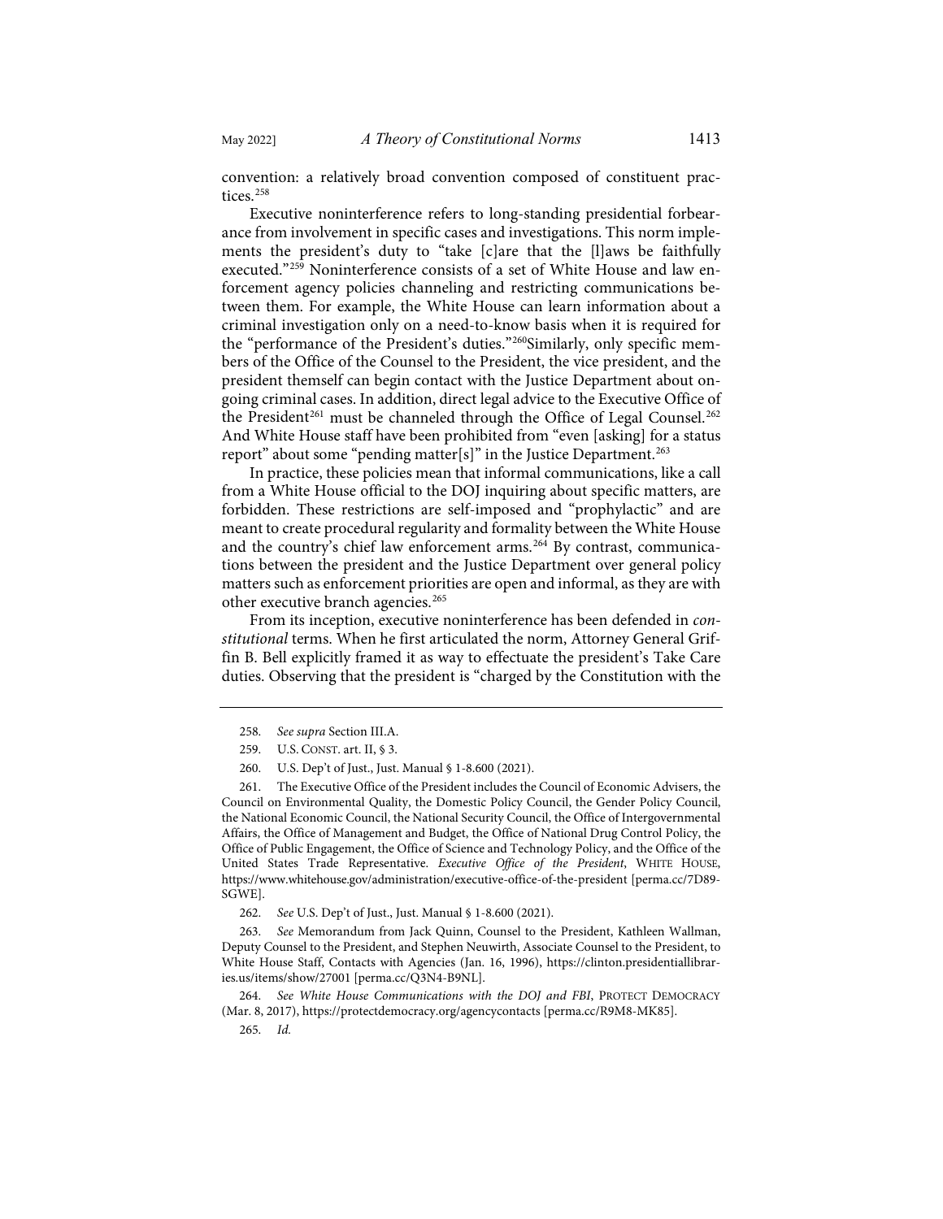convention: a relatively broad convention composed of constituent practices.[258]

Executive noninterference refers to long-standing presidential forbearance from involvement in specific cases and investigations. This norm implements the president's duty to "take [c]are that the [l]aws be faithfully executed."[259] Noninterference consists of a set of White House and law enforcement agency policies channeling and restricting communications between them. For example, the White House can learn information about a criminal investigation only on a need-to-know basis when it is required for the "performance of the President's duties."[260]Similarly, only specific members of the Office of the Counsel to the President, the vice president, and the president themself can begin contact with the Justice Department about ongoing criminal cases. In addition, direct legal advice to the Executive Office of the President[261] must be channeled through the Office of Legal Counsel.[262] And White House staff have been prohibited from "even [asking] for a status report" about some "pending matter[s]" in the Justice Department.[263]

In practice, these policies mean that informal communications, like a call from a White House official to the DOJ inquiring about specific matters, are forbidden. These restrictions are self-imposed and "prophylactic" and are meant to create procedural regularity and formality between the White House and the country's chief law enforcement arms.[264] By contrast, communications between the president and the Justice Department over general policy matters such as enforcement priorities are open and informal, as they are with other executive branch agencies.[265]

From its inception, executive noninterference has been defended in *constitutional* terms. When he first articulated the norm, Attorney General Griffin B. Bell explicitly framed it as way to effectuate the president's Take Care duties. Observing that the president is "charged by the Constitution with the

---

258. *See supra* Section III.A.

259. U.S. CONST. art. II, § 3.

260. U.S. Dep't of Just., Just. Manual § 1-8.600 (2021).

261. The Executive Office of the President includes the Council of Economic Advisers, the Council on Environmental Quality, the Domestic Policy Council, the Gender Policy Council, the National Economic Council, the National Security Council, the Office of Intergovernmental Affairs, the Office of Management and Budget, the Office of National Drug Control Policy, the Office of Public Engagement, the Office of Science and Technology Policy, and the Office of the United States Trade Representative. *Executive Office of the President*, WHITE HOUSE, https://www.whitehouse.gov/administration/executive-office-of-the-president [perma.cc/7D89-SGWE].

262. *See* U.S. Dep't of Just., Just. Manual § 1-8.600 (2021).

263. *See* Memorandum from Jack Quinn, Counsel to the President, Kathleen Wallman, Deputy Counsel to the President, and Stephen Neuwirth, Associate Counsel to the President, to White House Staff, Contacts with Agencies (Jan. 16, 1996), https://clinton.presidentiallibraries.us/items/show/27001 [perma.cc/Q3N4-B9NL].

264. *See White House Communications with the DOJ and FBI*, PROTECT DEMOCRACY (Mar. 8, 2017), https://protectdemocracy.org/agencycontacts [perma.cc/R9M8-MK85].

265. *Id.*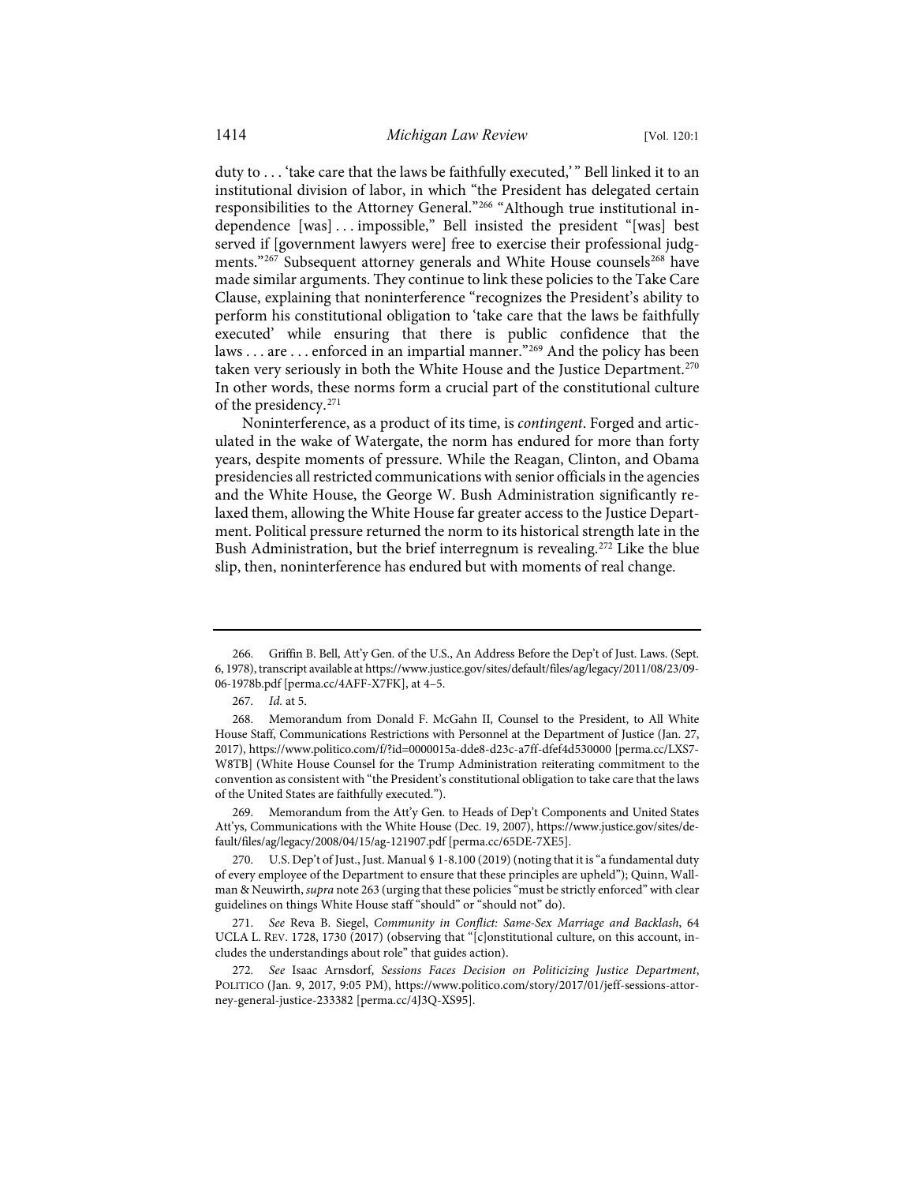duty to . . . 'take care that the laws be faithfully executed,'" Bell linked it to an institutional division of labor, in which "the President has delegated certain responsibilities to the Attorney General."[266] "Although true institutional independence [was] . . . impossible," Bell insisted the president "[was] best served if [government lawyers were] free to exercise their professional judgments."[267] Subsequent attorney generals and White House counsels[268] have made similar arguments. They continue to link these policies to the Take Care Clause, explaining that noninterference "recognizes the President's ability to perform his constitutional obligation to 'take care that the laws be faithfully executed' while ensuring that there is public confidence that the laws . . . are . . . enforced in an impartial manner."[269] And the policy has been taken very seriously in both the White House and the Justice Department.[270] In other words, these norms form a crucial part of the constitutional culture of the presidency.[271]

Noninterference, as a product of its time, is *contingent*. Forged and articulated in the wake of Watergate, the norm has endured for more than forty years, despite moments of pressure. While the Reagan, Clinton, and Obama presidencies all restricted communications with senior officials in the agencies and the White House, the George W. Bush Administration significantly relaxed them, allowing the White House far greater access to the Justice Department. Political pressure returned the norm to its historical strength late in the Bush Administration, but the brief interregnum is revealing.[272] Like the blue slip, then, noninterference has endured but with moments of real change.

---

266. Griffin B. Bell, Att'y Gen. of the U.S., An Address Before the Dep't of Just. Laws. (Sept. 6, 1978), transcript available at https://www.justice.gov/sites/default/files/ag/legacy/2011/08/23/09-06-1978b.pdf [perma.cc/4AFF-X7FK], at 4–5.

267. *Id.* at 5.

268. Memorandum from Donald F. McGahn II, Counsel to the President, to All White House Staff, Communications Restrictions with Personnel at the Department of Justice (Jan. 27, 2017), https://www.politico.com/f/?id=0000015a-dde8-d23c-a7ff-dfef4d530000 [perma.cc/LXS7-W8TB] (White House Counsel for the Trump Administration reiterating commitment to the convention as consistent with "the President's constitutional obligation to take care that the laws of the United States are faithfully executed.").

269. Memorandum from the Att'y Gen. to Heads of Dep't Components and United States Att'ys, Communications with the White House (Dec. 19, 2007), https://www.justice.gov/sites/default/files/ag/legacy/2008/04/15/ag-121907.pdf [perma.cc/65DE-7XE5].

270. U.S. Dep't of Just., Just. Manual § 1-8.100 (2019) (noting that it is "a fundamental duty of every employee of the Department to ensure that these principles are upheld"); Quinn, Wallman & Neuwirth, *supra* note 263 (urging that these policies "must be strictly enforced" with clear guidelines on things White House staff "should" or "should not" do).

271. *See* Reva B. Siegel, *Community in Conflict: Same-Sex Marriage and Backlash*, 64 UCLA L. REV. 1728, 1730 (2017) (observing that "[c]onstitutional culture, on this account, includes the understandings about role" that guides action).

272. *See* Isaac Arnsdorf, *Sessions Faces Decision on Politicizing Justice Department*, POLITICO (Jan. 9, 2017, 9:05 PM), https://www.politico.com/story/2017/01/jeff-sessions-attorney-general-justice-233382 [perma.cc/4J3Q-XS95].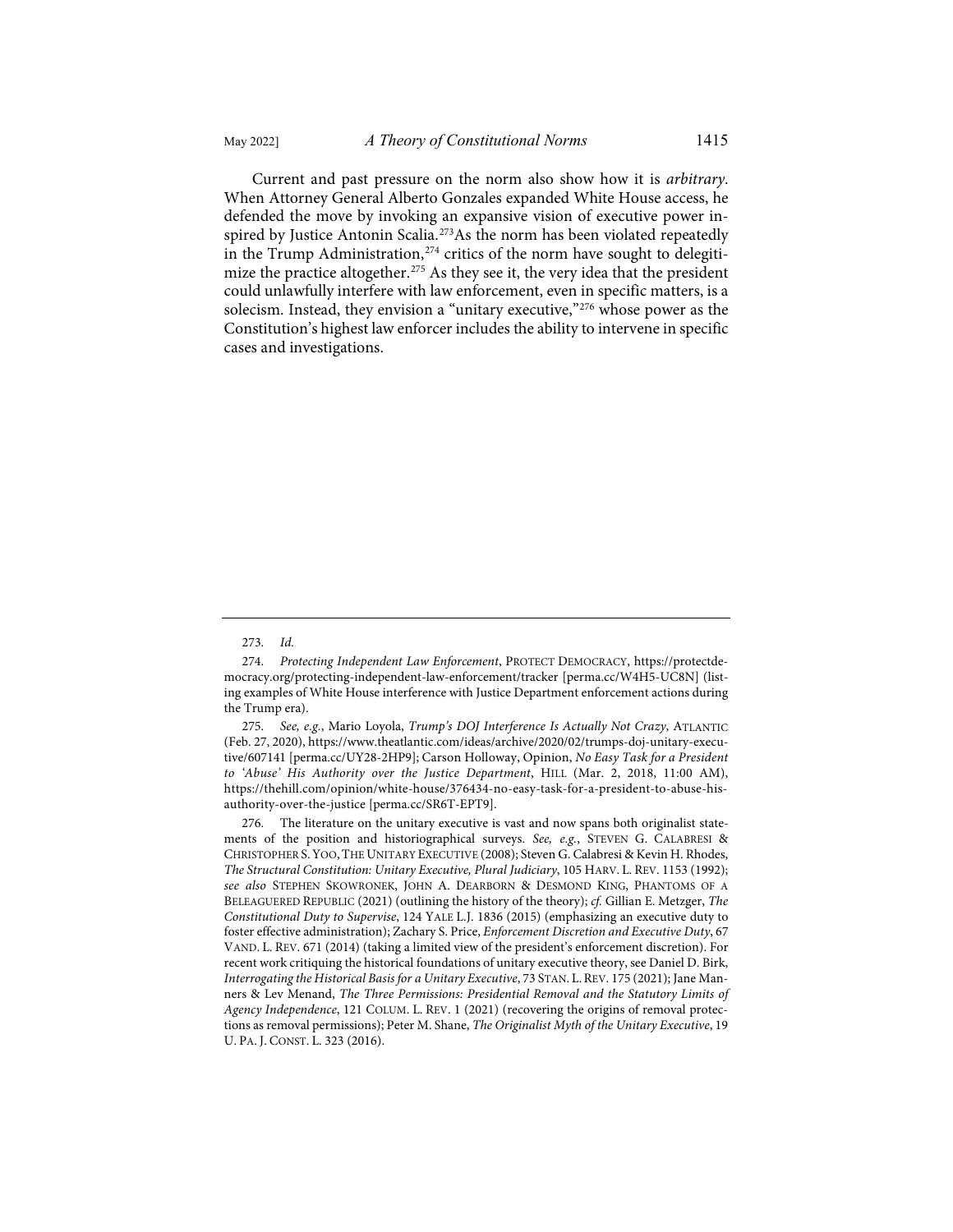Current and past pressure on the norm also show how it is *arbitrary*. When Attorney General Alberto Gonzales expanded White House access, he defended the move by invoking an expansive vision of executive power inspired by Justice Antonin Scalia.[273] As the norm has been violated repeatedly in the Trump Administration,[274] critics of the norm have sought to delegitimize the practice altogether.[275] As they see it, the very idea that the president could unlawfully interfere with law enforcement, even in specific matters, is a solecism. Instead, they envision a "unitary executive,"[276] whose power as the Constitution's highest law enforcer includes the ability to intervene in specific cases and investigations.

---

273. *Id.*

274. *Protecting Independent Law Enforcement*, PROTECT DEMOCRACY, https://protectdemocracy.org/protecting-independent-law-enforcement/tracker [perma.cc/W4H5-UC8N] (listing examples of White House interference with Justice Department enforcement actions during the Trump era).

275. *See, e.g.*, Mario Loyola, *Trump's DOJ Interference Is Actually Not Crazy*, ATLANTIC (Feb. 27, 2020), https://www.theatlantic.com/ideas/archive/2020/02/trumps-doj-unitary-executive/607141 [perma.cc/UY28-2HP9]; Carson Holloway, Opinion, *No Easy Task for a President to 'Abuse' His Authority over the Justice Department*, HILL (Mar. 2, 2018, 11:00 AM), https://thehill.com/opinion/white-house/376434-no-easy-task-for-a-president-to-abuse-his-authority-over-the-justice [perma.cc/SR6T-EPT9].

276. The literature on the unitary executive is vast and now spans both originalist statements of the position and historiographical surveys. *See, e.g.*, STEVEN G. CALABRESI & CHRISTOPHER S. YOO, THE UNITARY EXECUTIVE (2008); Steven G. Calabresi & Kevin H. Rhodes, *The Structural Constitution: Unitary Executive, Plural Judiciary*, 105 HARV. L. REV. 1153 (1992); *see also* STEPHEN SKOWRONEK, JOHN A. DEARBORN & DESMOND KING, PHANTOMS OF A BELEAGUERED REPUBLIC (2021) (outlining the history of the theory); *cf.* Gillian E. Metzger, *The Constitutional Duty to Supervise*, 124 YALE L.J. 1836 (2015) (emphasizing an executive duty to foster effective administration); Zachary S. Price, *Enforcement Discretion and Executive Duty*, 67 VAND. L. REV. 671 (2014) (taking a limited view of the president's enforcement discretion). For recent work critiquing the historical foundations of unitary executive theory, see Daniel D. Birk, *Interrogating the Historical Basis for a Unitary Executive*, 73 STAN. L. REV. 175 (2021); Jane Manners & Lev Menand, *The Three Permissions: Presidential Removal and the Statutory Limits of Agency Independence*, 121 COLUM. L. REV. 1 (2021) (recovering the origins of removal protections as removal permissions); Peter M. Shane, *The Originalist Myth of the Unitary Executive*, 19 U. PA. J. CONST. L. 323 (2016).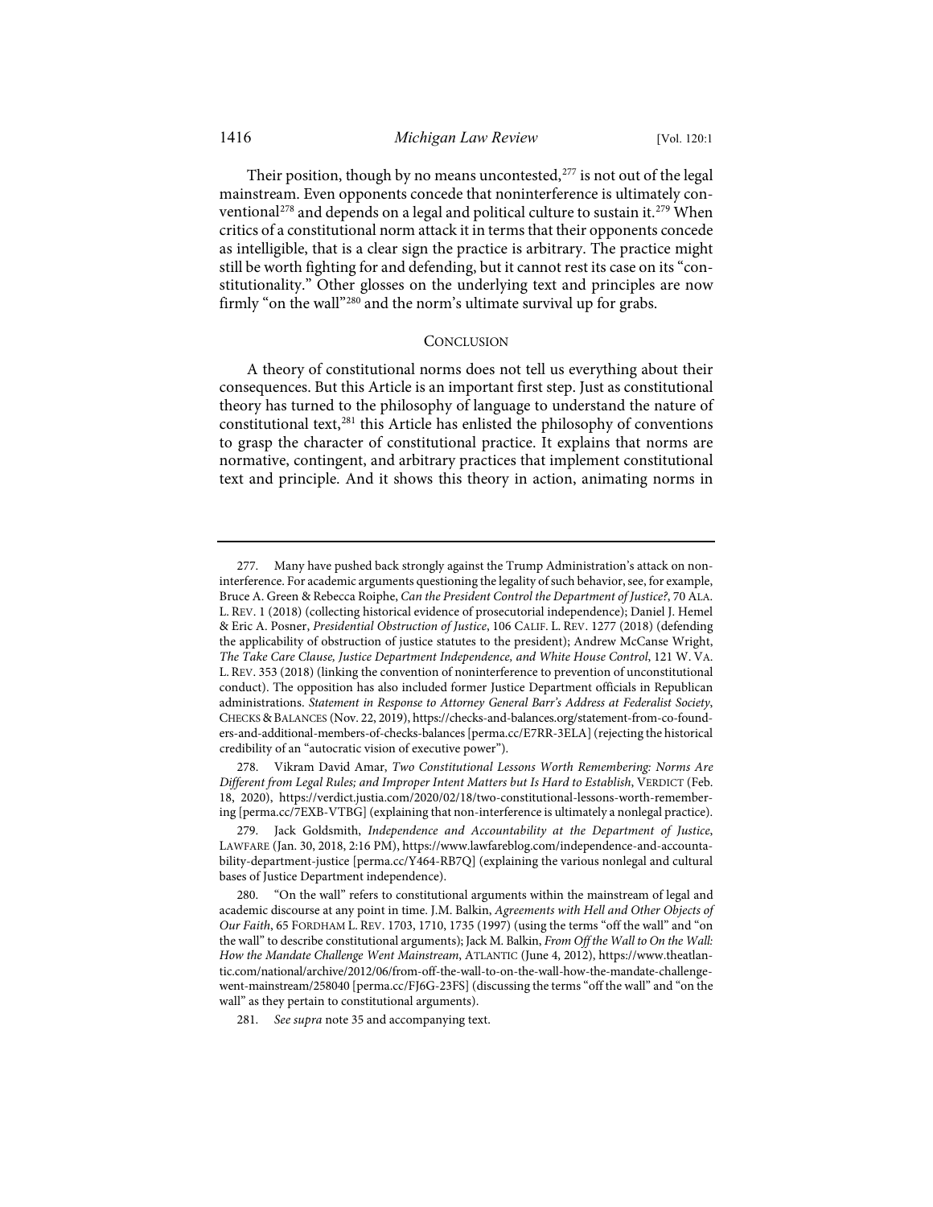Their position, though by no means uncontested,[277] is not out of the legal mainstream. Even opponents concede that noninterference is ultimately conventional[278] and depends on a legal and political culture to sustain it.[279] When critics of a constitutional norm attack it in terms that their opponents concede as intelligible, that is a clear sign the practice is arbitrary. The practice might still be worth fighting for and defending, but it cannot rest its case on its "constitutionality." Other glosses on the underlying text and principles are now firmly "on the wall"[280] and the norm's ultimate survival up for grabs.

## CONCLUSION

A theory of constitutional norms does not tell us everything about their consequences. But this Article is an important first step. Just as constitutional theory has turned to the philosophy of language to understand the nature of constitutional text,[281] this Article has enlisted the philosophy of conventions to grasp the character of constitutional practice. It explains that norms are normative, contingent, and arbitrary practices that implement constitutional text and principle. And it shows this theory in action, animating norms in

---

277. Many have pushed back strongly against the Trump Administration's attack on noninterference. For academic arguments questioning the legality of such behavior, see, for example, Bruce A. Green & Rebecca Roiphe, *Can the President Control the Department of Justice?*, 70 ALA. L. REV. 1 (2018) (collecting historical evidence of prosecutorial independence); Daniel J. Hemel & Eric A. Posner, *Presidential Obstruction of Justice*, 106 CALIF. L. REV. 1277 (2018) (defending the applicability of obstruction of justice statutes to the president); Andrew McCanse Wright, *The Take Care Clause, Justice Department Independence, and White House Control*, 121 W. VA. L. REV. 353 (2018) (linking the convention of noninterference to prevention of unconstitutional conduct). The opposition has also included former Justice Department officials in Republican administrations. *Statement in Response to Attorney General Barr's Address at Federalist Society*, CHECKS & BALANCES (Nov. 22, 2019), https://checks-and-balances.org/statement-from-co-founders-and-additional-members-of-checks-balances [perma.cc/E7RR-3ELA] (rejecting the historical credibility of an "autocratic vision of executive power").

278. Vikram David Amar, *Two Constitutional Lessons Worth Remembering: Norms Are Different from Legal Rules; and Improper Intent Matters but Is Hard to Establish*, VERDICT (Feb. 18, 2020), https://verdict.justia.com/2020/02/18/two-constitutional-lessons-worth-remembering [perma.cc/7EXB-VTBG] (explaining that non-interference is ultimately a nonlegal practice).

279. Jack Goldsmith, *Independence and Accountability at the Department of Justice*, LAWFARE (Jan. 30, 2018, 2:16 PM), https://www.lawfareblog.com/independence-and-accountability-department-justice [perma.cc/Y464-RB7Q] (explaining the various nonlegal and cultural bases of Justice Department independence).

280. "On the wall" refers to constitutional arguments within the mainstream of legal and academic discourse at any point in time. J.M. Balkin, *Agreements with Hell and Other Objects of Our Faith*, 65 FORDHAM L. REV. 1703, 1710, 1735 (1997) (using the terms "off the wall" and "on the wall" to describe constitutional arguments); Jack M. Balkin, *From Off the Wall to On the Wall: How the Mandate Challenge Went Mainstream*, ATLANTIC (June 4, 2012), https://www.theatlantic.com/national/archive/2012/06/from-off-the-wall-to-on-the-wall-how-the-mandate-challenge-went-mainstream/258040 [perma.cc/FJ6G-23FS] (discussing the terms "off the wall" and "on the wall" as they pertain to constitutional arguments).

281. *See supra* note 35 and accompanying text.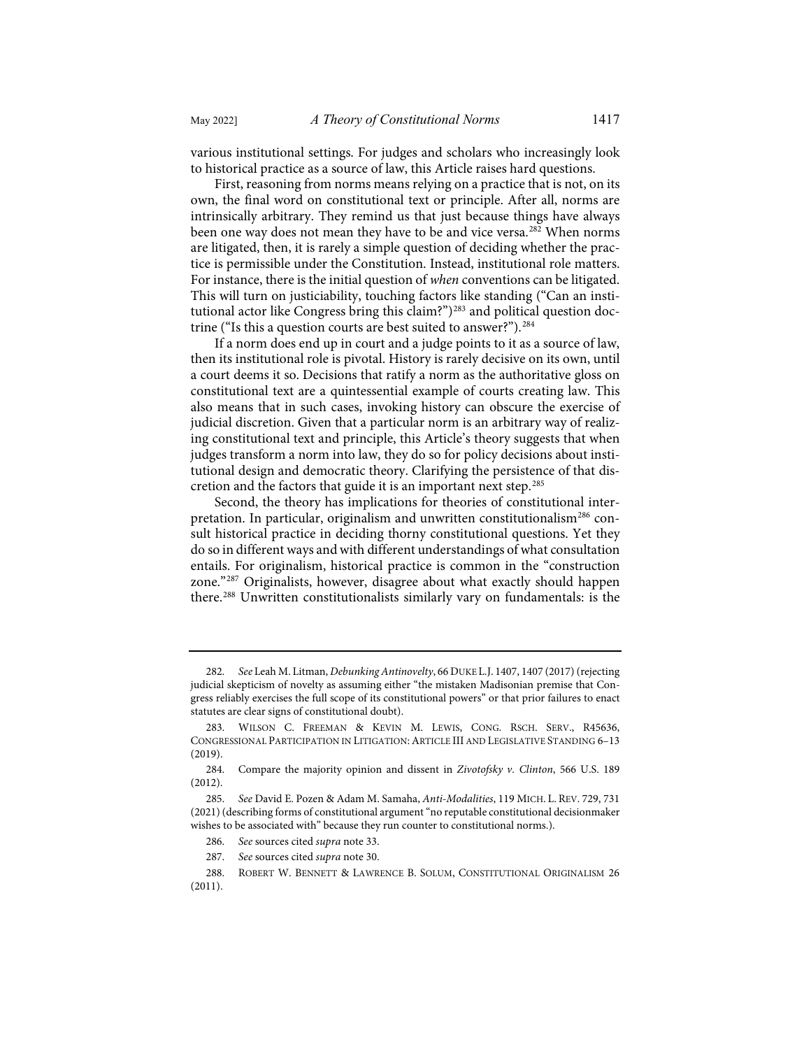various institutional settings. For judges and scholars who increasingly look to historical practice as a source of law, this Article raises hard questions.

First, reasoning from norms means relying on a practice that is not, on its own, the final word on constitutional text or principle. After all, norms are intrinsically arbitrary. They remind us that just because things have always been one way does not mean they have to be and vice versa.[282] When norms are litigated, then, it is rarely a simple question of deciding whether the practice is permissible under the Constitution. Instead, institutional role matters. For instance, there is the initial question of *when* conventions can be litigated. This will turn on justiciability, touching factors like standing ("Can an institutional actor like Congress bring this claim?")[283] and political question doctrine ("Is this a question courts are best suited to answer?").[284]

If a norm does end up in court and a judge points to it as a source of law, then its institutional role is pivotal. History is rarely decisive on its own, until a court deems it so. Decisions that ratify a norm as the authoritative gloss on constitutional text are a quintessential example of courts creating law. This also means that in such cases, invoking history can obscure the exercise of judicial discretion. Given that a particular norm is an arbitrary way of realizing constitutional text and principle, this Article's theory suggests that when judges transform a norm into law, they do so for policy decisions about institutional design and democratic theory. Clarifying the persistence of that discretion and the factors that guide it is an important next step.[285]

Second, the theory has implications for theories of constitutional interpretation. In particular, originalism and unwritten constitutionalism[286] consult historical practice in deciding thorny constitutional questions. Yet they do so in different ways and with different understandings of what consultation entails. For originalism, historical practice is common in the "construction zone."[287] Originalists, however, disagree about what exactly should happen there.[288] Unwritten constitutionalists similarly vary on fundamentals: is the

---

282. *See* Leah M. Litman, *Debunking Antinovelty*, 66 DUKE L.J. 1407, 1407 (2017) (rejecting judicial skepticism of novelty as assuming either "the mistaken Madisonian premise that Congress reliably exercises the full scope of its constitutional powers" or that prior failures to enact statutes are clear signs of constitutional doubt).

283. WILSON C. FREEMAN & KEVIN M. LEWIS, CONG. RSCH. SERV., R45636, CONGRESSIONAL PARTICIPATION IN LITIGATION: ARTICLE III AND LEGISLATIVE STANDING 6–13 (2019).

284. Compare the majority opinion and dissent in *Zivotofsky v. Clinton*, 566 U.S. 189 (2012).

285. *See* David E. Pozen & Adam M. Samaha, *Anti-Modalities*, 119 MICH. L. REV. 729, 731 (2021) (describing forms of constitutional argument "no reputable constitutional decisionmaker wishes to be associated with" because they run counter to constitutional norms.).

286. *See* sources cited *supra* note 33.

287. *See* sources cited *supra* note 30.

288. ROBERT W. BENNETT & LAWRENCE B. SOLUM, CONSTITUTIONAL ORIGINALISM 26 (2011).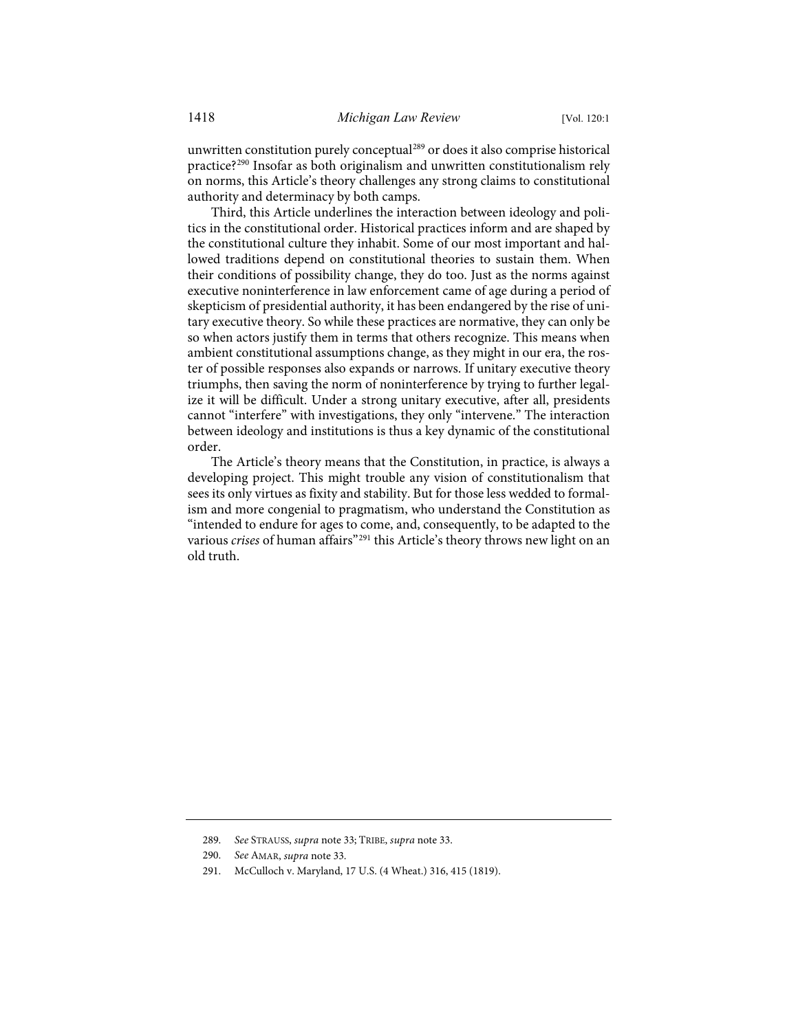unwritten constitution purely conceptual[289] or does it also comprise historical practice?[290] Insofar as both originalism and unwritten constitutionalism rely on norms, this Article's theory challenges any strong claims to constitutional authority and determinacy by both camps.

Third, this Article underlines the interaction between ideology and politics in the constitutional order. Historical practices inform and are shaped by the constitutional culture they inhabit. Some of our most important and hallowed traditions depend on constitutional theories to sustain them. When their conditions of possibility change, they do too. Just as the norms against executive noninterference in law enforcement came of age during a period of skepticism of presidential authority, it has been endangered by the rise of unitary executive theory. So while these practices are normative, they can only be so when actors justify them in terms that others recognize. This means when ambient constitutional assumptions change, as they might in our era, the roster of possible responses also expands or narrows. If unitary executive theory triumphs, then saving the norm of noninterference by trying to further legalize it will be difficult. Under a strong unitary executive, after all, presidents cannot "interfere" with investigations, they only "intervene." The interaction between ideology and institutions is thus a key dynamic of the constitutional order.

The Article's theory means that the Constitution, in practice, is always a developing project. This might trouble any vision of constitutionalism that sees its only virtues as fixity and stability. But for those less wedded to formalism and more congenial to pragmatism, who understand the Constitution as "intended to endure for ages to come, and, consequently, to be adapted to the various *crises* of human affairs"[291] this Article's theory throws new light on an old truth.

---

289. *See* STRAUSS, *supra* note 33; TRIBE, *supra* note 33.

290. *See* AMAR, *supra* note 33.

291. McCulloch v. Maryland, 17 U.S. (4 Wheat.) 316, 415 (1819).